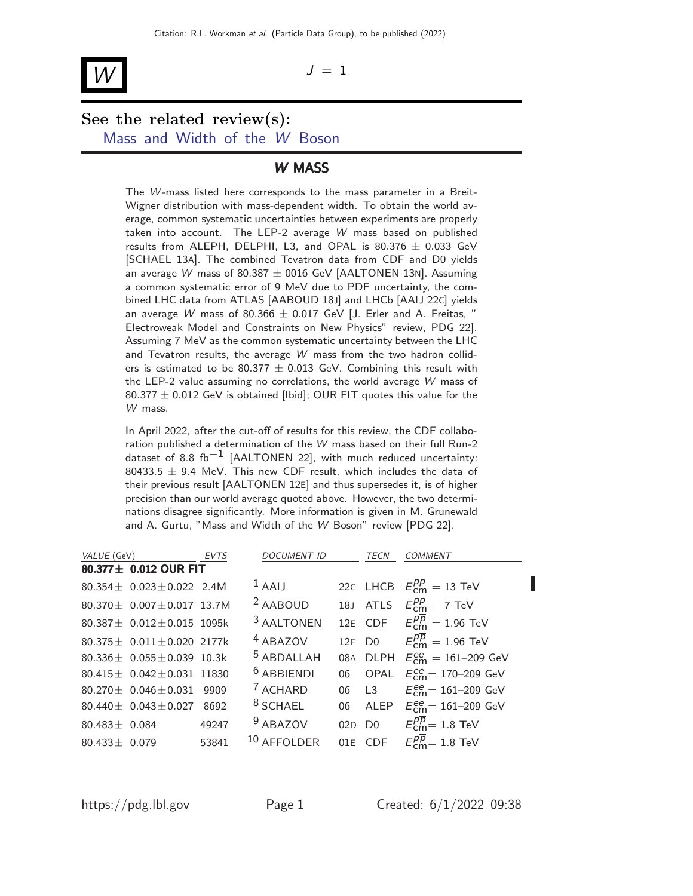# $W$

$J = 1$

## See the related review(s):

Mass and Width of the $W$ Boson

## $W$ MASS

The $W$-mass listed here corresponds to the mass parameter in a Breit-Wigner distribution with mass-dependent width. To obtain the world average, common systematic uncertainties between experiments are properly taken into account. The LEP-2 average $W$ mass based on published results from ALEPH, DELPHI, L3, and OPAL is $80.376 \pm 0.033$ GeV [SCHAEL 13A]. The combined Tevatron data from CDF and D0 yields an average $W$ mass of $80.387 \pm 0016$ GeV [AALTONEN 13N]. Assuming a common systematic error of 9 MeV due to PDF uncertainty, the combined LHC data from ATLAS [AABOUD 18J] and LHCb [AAIJ 22C] yields an average $W$ mass of $80.366 \pm 0.017$ GeV [J. Erler and A. Freitas, " Electroweak Model and Constraints on New Physics" review, PDG 22]. Assuming 7 MeV as the common systematic uncertainty between the LHC and Tevatron results, the average $W$ mass from the two hadron colliders is estimated to be $80.377 \pm 0.013$ GeV. Combining this result with the LEP-2 value assuming no correlations, the world average $W$ mass of $80.377 \pm 0.012$ GeV is obtained [Ibid]; OUR FIT quotes this value for the $W$ mass.

In April 2022, after the cut-off of results for this review, the CDF collaboration published a determination of the $W$ mass based on their full Run-2 dataset of 8.8 $\text{fb}^{-1}$ [AALTONEN 22], with much reduced uncertainty: $80433.5 \pm 9.4$ MeV. This new CDF result, which includes the data of their previous result [AALTONEN 12E] and thus supersedes it, is of higher precision than our world average quoted above. However, the two determinations disagree significantly. More information is given in M. Grunewald and A. Gurtu, "Mass and Width of the $W$ Boson" review [PDG 22].

| *VALUE* (GeV) | *EVTS* | *DOCUMENT ID* | | *TECN* | *COMMENT* |
|---|---|---|---|---|---|
| **80.377± 0.012 OUR FIT** | | | | | |
| $80.354 \pm 0.023 \pm 0.022$ | 2.4M | [1] AAIJ | 22C | LHCB | $E^{pp}_{\text{cm}} = 13$ TeV |
| $80.370 \pm 0.007 \pm 0.017$ | 13.7M | [2] AABOUD | 18J | ATLS | $E^{pp}_{\text{cm}} = 7$ TeV |
| $80.387 \pm 0.012 \pm 0.015$ | 1095k | [3] AALTONEN | 12E | CDF | $E^{p\overline{p}}_{\text{cm}} = 1.96$ TeV |
| $80.375 \pm 0.011 \pm 0.020$ | 2177k | [4] ABAZOV | 12F | D0 | $E^{p\overline{p}}_{\text{cm}} = 1.96$ TeV |
| $80.336 \pm 0.055 \pm 0.039$ | 10.3k | [5] ABDALLAH | 08A | DLPH | $E^{ee}_{\text{cm}} = 161$–$209$ GeV |
| $80.415 \pm 0.042 \pm 0.031$ | 11830 | [6] ABBIENDI | 06 | OPAL | $E^{ee}_{\text{cm}} = 170$–$209$ GeV |
| $80.270 \pm 0.046 \pm 0.031$ | 9909 | [7] ACHARD | 06 | L3 | $E^{ee}_{\text{cm}} = 161$–$209$ GeV |
| $80.440 \pm 0.043 \pm 0.027$ | 8692 | [8] SCHAEL | 06 | ALEP | $E^{ee}_{\text{cm}} = 161$–$209$ GeV |
| $80.483 \pm 0.084$ | 49247 | [9] ABAZOV | 02D | D0 | $E^{p\overline{p}}_{\text{cm}} = 1.8$ TeV |
| $80.433 \pm 0.079$ | 53841 | [10] AFFOLDER | 01E | CDF | $E^{p\overline{p}}_{\text{cm}} = 1.8$ TeV |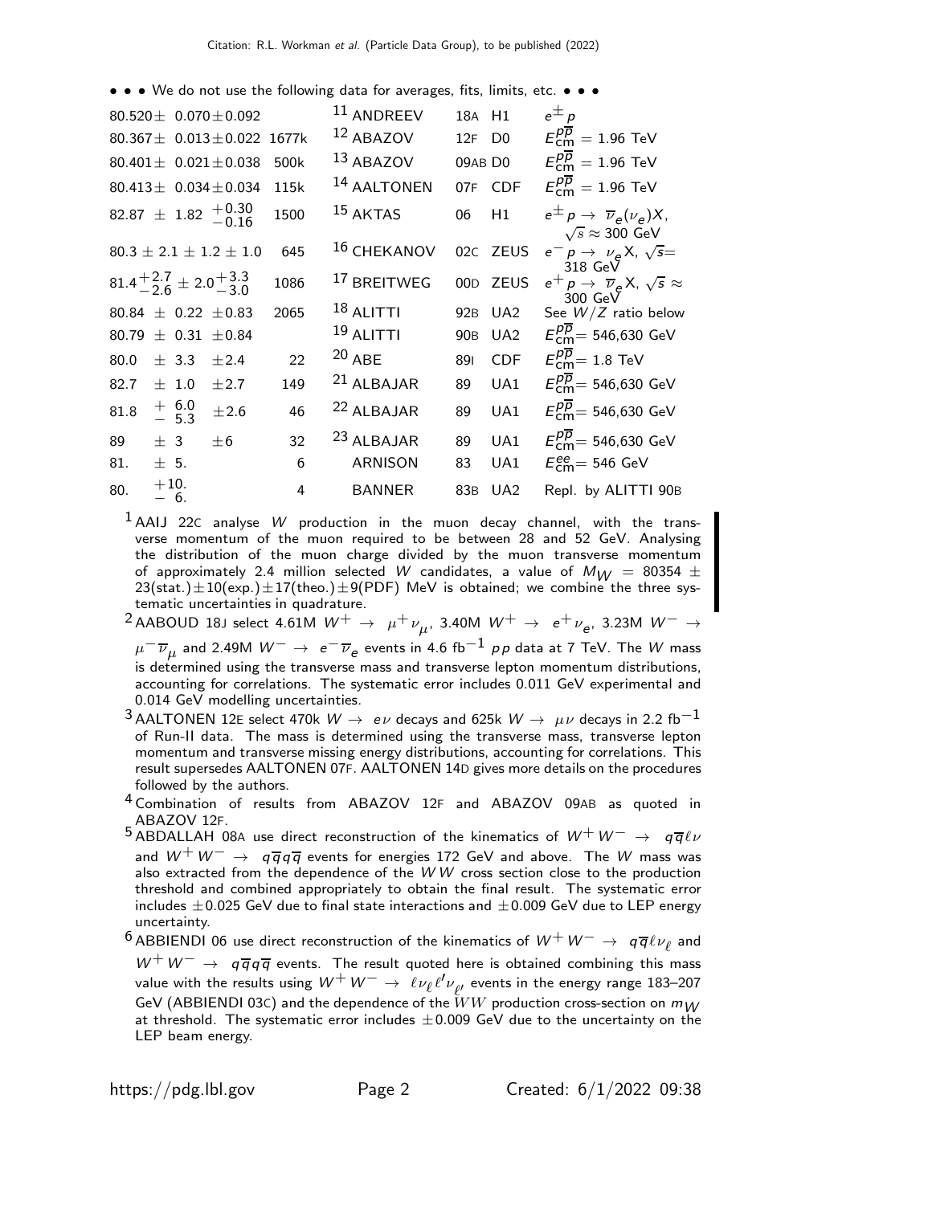• • • We do not use the following data for averages, fits, limits, etc. • • •

| VALUE | EVTS | DOCUMENT ID | | TECN | COMMENT |
|---|---|---|---|---|---|
| $80.520 \pm 0.070 \pm 0.092$ | | [11] ANDREEV | 18A | H1 | $e^{\pm} p$ |
| $80.367 \pm 0.013 \pm 0.022$ | 1677k | [12] ABAZOV | 12F | D0 | $E_{\rm cm}^{p\overline{p}} = 1.96$ TeV |
| $80.401 \pm 0.021 \pm 0.038$ | 500k | [13] ABAZOV | 09AB | D0 | $E_{\rm cm}^{p\overline{p}} = 1.96$ TeV |
| $80.413 \pm 0.034 \pm 0.034$ | 115k | [14] AALTONEN | 07F | CDF | $E_{\rm cm}^{p\overline{p}} = 1.96$ TeV |
| $82.87 \pm 1.82 {}^{+0.30}_{-0.16}$ | 1500 | [15] AKTAS | 06 | H1 | $e^{\pm} p \rightarrow \overline{\nu}_e(\nu_e) X$, $\sqrt{s} \approx 300$ GeV |
| $80.3 \pm 2.1 \pm 1.2 \pm 1.0$ | 645 | [16] CHEKANOV | 02C | ZEUS | $e^- p \rightarrow \nu_e X$, $\sqrt{s}$= 318 GeV |
| $81.4^{+2.7}_{-2.6} \pm 2.0^{+3.3}_{-3.0}$ | 1086 | [17] BREITWEG | 00D | ZEUS | $e^+ p \rightarrow \overline{\nu}_e X$, $\sqrt{s} \approx$ 300 GeV |
| $80.84 \pm 0.22 \pm 0.83$ | 2065 | [18] ALITTI | 92B | UA2 | See $W/Z$ ratio below |
| $80.79 \pm 0.31 \pm 0.84$ | | [19] ALITTI | 90B | UA2 | $E_{\rm cm}^{p\overline{p}}$= 546,630 GeV |
| $80.0 \pm 3.3 \pm 2.4$ | 22 | [20] ABE | 89I | CDF | $E_{\rm cm}^{p\overline{p}}$= 1.8 TeV |
| $82.7 \pm 1.0 \pm 2.7$ | 149 | [21] ALBAJAR | 89 | UA1 | $E_{\rm cm}^{p\overline{p}}$= 546,630 GeV |
| $81.8 {}^{+6.0}_{-5.3} \pm 2.6$ | 46 | [22] ALBAJAR | 89 | UA1 | $E_{\rm cm}^{p\overline{p}}$= 546,630 GeV |
| $89 \pm 3 \pm 6$ | 32 | [23] ALBAJAR | 89 | UA1 | $E_{\rm cm}^{p\overline{p}}$= 546,630 GeV |
| $81. \pm 5.$ | 6 | ARNISON | 83 | UA1 | $E_{\rm cm}^{ee}$= 546 GeV |
| $80. {}^{+10.}_{-6.}$ | 4 | BANNER | 83B | UA2 | Repl. by ALITTI 90B |

[1] AAIJ 22C analyse $W$ production in the muon decay channel, with the transverse momentum of the muon required to be between 28 and 52 GeV. Analysing the distribution of the muon charge divided by the muon transverse momentum of approximately 2.4 million selected $W$ candidates, a value of $M_W = 80354 \pm 23(\text{stat.}) \pm 10(\text{exp.}) \pm 17(\text{theo.}) \pm 9(\text{PDF})$ MeV is obtained; we combine the three systematic uncertainties in quadrature.

[2] AABOUD 18J select 4.61M $W^+ \rightarrow \mu^+ \nu_\mu$, 3.40M $W^+ \rightarrow e^+ \nu_e$, 3.23M $W^- \rightarrow \mu^- \overline{\nu}_\mu$ and 2.49M $W^- \rightarrow e^- \overline{\nu}_e$ events in 4.6 fb$^{-1}$ $pp$ data at 7 TeV. The $W$ mass is determined using the transverse mass and transverse lepton momentum distributions, accounting for correlations. The systematic error includes 0.011 GeV experimental and 0.014 GeV modelling uncertainties.

[3] AALTONEN 12E select 470k $W \rightarrow e\nu$ decays and 625k $W \rightarrow \mu\nu$ decays in 2.2 fb$^{-1}$ of Run-II data. The mass is determined using the transverse mass, transverse lepton momentum and transverse missing energy distributions, accounting for correlations. This result supersedes AALTONEN 07F. AALTONEN 14D gives more details on the procedures followed by the authors.

[4] Combination of results from ABAZOV 12F and ABAZOV 09AB as quoted in ABAZOV 12F.

[5] ABDALLAH 08A use direct reconstruction of the kinematics of $W^+ W^- \rightarrow q\overline{q}\ell\nu$ and $W^+ W^- \rightarrow q\overline{q}q\overline{q}$ events for energies 172 GeV and above. The $W$ mass was also extracted from the dependence of the $WW$ cross section close to the production threshold and combined appropriately to obtain the final result. The systematic error includes $\pm 0.025$ GeV due to final state interactions and $\pm 0.009$ GeV due to LEP energy uncertainty.

[6] ABBIENDI 06 use direct reconstruction of the kinematics of $W^+ W^- \rightarrow q\overline{q}\ell\nu_\ell$ and $W^+ W^- \rightarrow q\overline{q}q\overline{q}$ events. The result quoted here is obtained combining this mass value with the results using $W^+ W^- \rightarrow \ell\nu_\ell \ell'\nu_{\ell'}$ events in the energy range 183–207 GeV (ABBIENDI 03C) and the dependence of the $WW$ production cross-section on $m_W$ at threshold. The systematic error includes $\pm 0.009$ GeV due to the uncertainty on the LEP beam energy.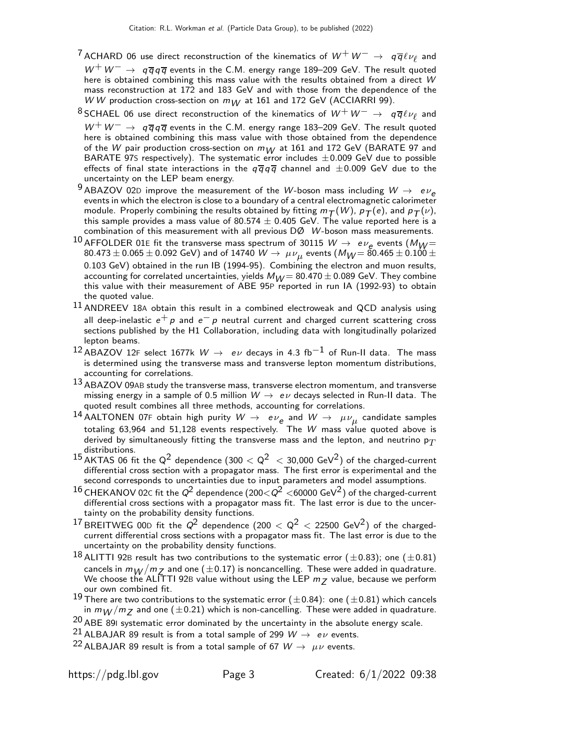[7] ACHARD 06 use direct reconstruction of the kinematics of $W^+W^- \rightarrow q\overline{q}\ell\nu_\ell$ and $W^+W^- \rightarrow q\overline{q}q\overline{q}$ events in the C.M. energy range 189–209 GeV. The result quoted here is obtained combining this mass value with the results obtained from a direct $W$ mass reconstruction at 172 and 183 GeV and with those from the dependence of the $WW$ production cross-section on $m_W$ at 161 and 172 GeV (ACCIARRI 99).

[8] SCHAEL 06 use direct reconstruction of the kinematics of $W^+W^- \rightarrow q\overline{q}\ell\nu_\ell$ and $W^+W^- \rightarrow q\overline{q}q\overline{q}$ events in the C.M. energy range 183–209 GeV. The result quoted here is obtained combining this mass value with those obtained from the dependence of the $W$ pair production cross-section on $m_W$ at 161 and 172 GeV (BARATE 97 and BARATE 97S respectively). The systematic error includes $\pm 0.009$ GeV due to possible effects of final state interactions in the $q\overline{q}q\overline{q}$ channel and $\pm 0.009$ GeV due to the uncertainty on the LEP beam energy.

[9] ABAZOV 02D improve the measurement of the $W$-boson mass including $W \rightarrow e\nu_e$ events in which the electron is close to a boundary of a central electromagnetic calorimeter module. Properly combining the results obtained by fitting $m_T(W)$, $p_T(e)$, and $p_T(\nu)$, this sample provides a mass value of $80.574 \pm 0.405$ GeV. The value reported here is a combination of this measurement with all previous DØ $W$-boson mass measurements.

[10] AFFOLDER 01E fit the transverse mass spectrum of 30115 $W \rightarrow e\nu_e$ events ($M_W = 80.473 \pm 0.065 \pm 0.092$ GeV) and of 14740 $W \rightarrow \mu\nu_\mu$ events ($M_W = 80.465 \pm 0.100 \pm 0.103$ GeV) obtained in the run IB (1994-95). Combining the electron and muon results, accounting for correlated uncertainties, yields $M_W = 80.470 \pm 0.089$ GeV. They combine this value with their measurement of ABE 95P reported in run IA (1992-93) to obtain the quoted value.

[11] ANDREEV 18A obtain this result in a combined electroweak and QCD analysis using all deep-inelastic $e^+p$ and $e^-p$ neutral current and charged current scattering cross sections published by the H1 Collaboration, including data with longitudinally polarized lepton beams.

[12] ABAZOV 12F select 1677k $W \rightarrow e\nu$ decays in 4.3 $\text{fb}^{-1}$ of Run-II data. The mass is determined using the transverse mass and transverse lepton momentum distributions, accounting for correlations.

[13] ABAZOV 09AB study the transverse mass, transverse electron momentum, and transverse missing energy in a sample of 0.5 million $W \rightarrow e\nu$ decays selected in Run-II data. The quoted result combines all three methods, accounting for correlations.

[14] AALTONEN 07F obtain high purity $W \rightarrow e\nu_e$ and $W \rightarrow \mu\nu_\mu$ candidate samples totaling 63,964 and 51,128 events respectively. The $W$ mass value quoted above is derived by simultaneously fitting the transverse mass and the lepton, and neutrino $p_T$ distributions.

[15] AKTAS 06 fit the $Q^2$ dependence ($300 < Q^2 < 30{,}000$ GeV$^2$) of the charged-current differential cross section with a propagator mass. The first error is experimental and the second corresponds to uncertainties due to input parameters and model assumptions.

[16] CHEKANOV 02C fit the $Q^2$ dependence ($200 < Q^2 < 60000$ GeV$^2$) of the charged-current differential cross sections with a propagator mass fit. The last error is due to the uncertainty on the probability density functions.

[17] BREITWEG 00D fit the $Q^2$ dependence ($200 < Q^2 < 22500$ GeV$^2$) of the charged-current differential cross sections with a propagator mass fit. The last error is due to the uncertainty on the probability density functions.

[18] ALITTI 92B result has two contributions to the systematic error ($\pm 0.83$); one ($\pm 0.81$) cancels in $m_W/m_Z$ and one ($\pm 0.17$) is noncancelling. These were added in quadrature. We choose the ALITTI 92B value without using the LEP $m_Z$ value, because we perform our own combined fit.

[19] There are two contributions to the systematic error ($\pm 0.84$): one ($\pm 0.81$) which cancels in $m_W/m_Z$ and one ($\pm 0.21$) which is non-cancelling. These were added in quadrature.

[20] ABE 89I systematic error dominated by the uncertainty in the absolute energy scale.

[21] ALBAJAR 89 result is from a total sample of 299 $W \rightarrow e\nu$ events.

[22] ALBAJAR 89 result is from a total sample of 67 $W \rightarrow \mu\nu$ events.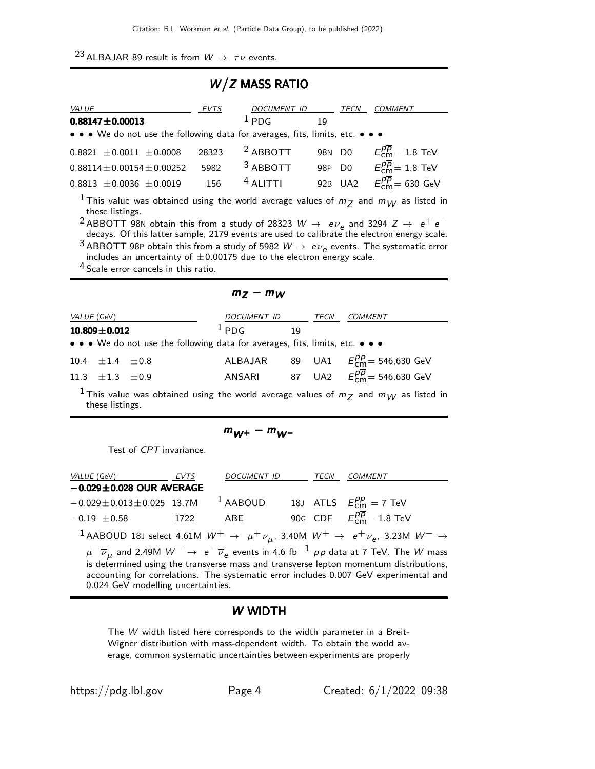[23] ALBAJAR 89 result is from $W \to \tau\nu$ events.

## $W/Z$ MASS RATIO

| *VALUE* | *EVTS* | *DOCUMENT ID* | | *TECN* | *COMMENT* |
|---|---|---|---|---|---|
| **0.88147±0.00013** | | [1] PDG | 19 | | |
| • • • We do not use the following data for averages, fits, limits, etc. • • • | | | | | |
| 0.8821 ±0.0011 ±0.0008 | 28323 | [2] ABBOTT | 98N | D0 | $E^{p\overline{p}}_{cm}$= 1.8 TeV |
| 0.88114±0.00154±0.00252 | 5982 | [3] ABBOTT | 98P | D0 | $E^{p\overline{p}}_{cm}$= 1.8 TeV |
| 0.8813 ±0.0036 ±0.0019 | 156 | [4] ALITTI | 92B | UA2 | $E^{p\overline{p}}_{cm}$= 630 GeV |

[1] This value was obtained using the world average values of $m_Z$ and $m_W$ as listed in these listings.

[2] ABBOTT 98N obtain this from a study of 28323 $W \to e\nu_e$ and 3294 $Z \to e^+e^-$ decays. Of this latter sample, 2179 events are used to calibrate the electron energy scale.

[3] ABBOTT 98P obtain this from a study of 5982 $W \to e\nu_e$ events. The systematic error includes an uncertainty of ±0.00175 due to the electron energy scale.

[4] Scale error cancels in this ratio.

## $m_Z - m_W$

| *VALUE* (GeV) | *DOCUMENT ID* | | *TECN* | *COMMENT* |
|---|---|---|---|---|
| **10.809±0.012** | [1] PDG | 19 | | |
| • • • We do not use the following data for averages, fits, limits, etc. • • • | | | | |
| 10.4 ±1.4 ±0.8 | ALBAJAR | 89 | UA1 | $E^{p\overline{p}}_{cm}$= 546,630 GeV |
| 11.3 ±1.3 ±0.9 | ANSARI | 87 | UA2 | $E^{p\overline{p}}_{cm}$= 546,630 GeV |

[1] This value was obtained using the world average values of $m_Z$ and $m_W$ as listed in these listings.

## $m_{W^+} - m_{W^-}$

Test of *CPT* invariance.

| *VALUE* (GeV) | *EVTS* | *DOCUMENT ID* | | *TECN* | *COMMENT* |
|---|---|---|---|---|---|
| **−0.029±0.028 OUR AVERAGE** | | | | | |
| −0.029±0.013±0.025 | 13.7M | [1] AABOUD | 18J | ATLS | $E^{pp}_{cm}$ = 7 TeV |
| −0.19 ±0.58 | 1722 | ABE | 90G | CDF | $E^{p\overline{p}}_{cm}$= 1.8 TeV |

[1] AABOUD 18J select 4.61M $W^+ \to \mu^+\nu_\mu$, 3.40M $W^+ \to e^+\nu_e$, 3.23M $W^- \to \mu^-\overline{\nu}_\mu$ and 2.49M $W^- \to e^-\overline{\nu}_e$ events in 4.6 fb$^{-1}$ $pp$ data at 7 TeV. The $W$ mass is determined using the transverse mass and transverse lepton momentum distributions, accounting for correlations. The systematic error includes 0.007 GeV experimental and 0.024 GeV modelling uncertainties.

## $W$ WIDTH

The $W$ width listed here corresponds to the width parameter in a Breit-Wigner distribution with mass-dependent width. To obtain the world average, common systematic uncertainties between experiments are properly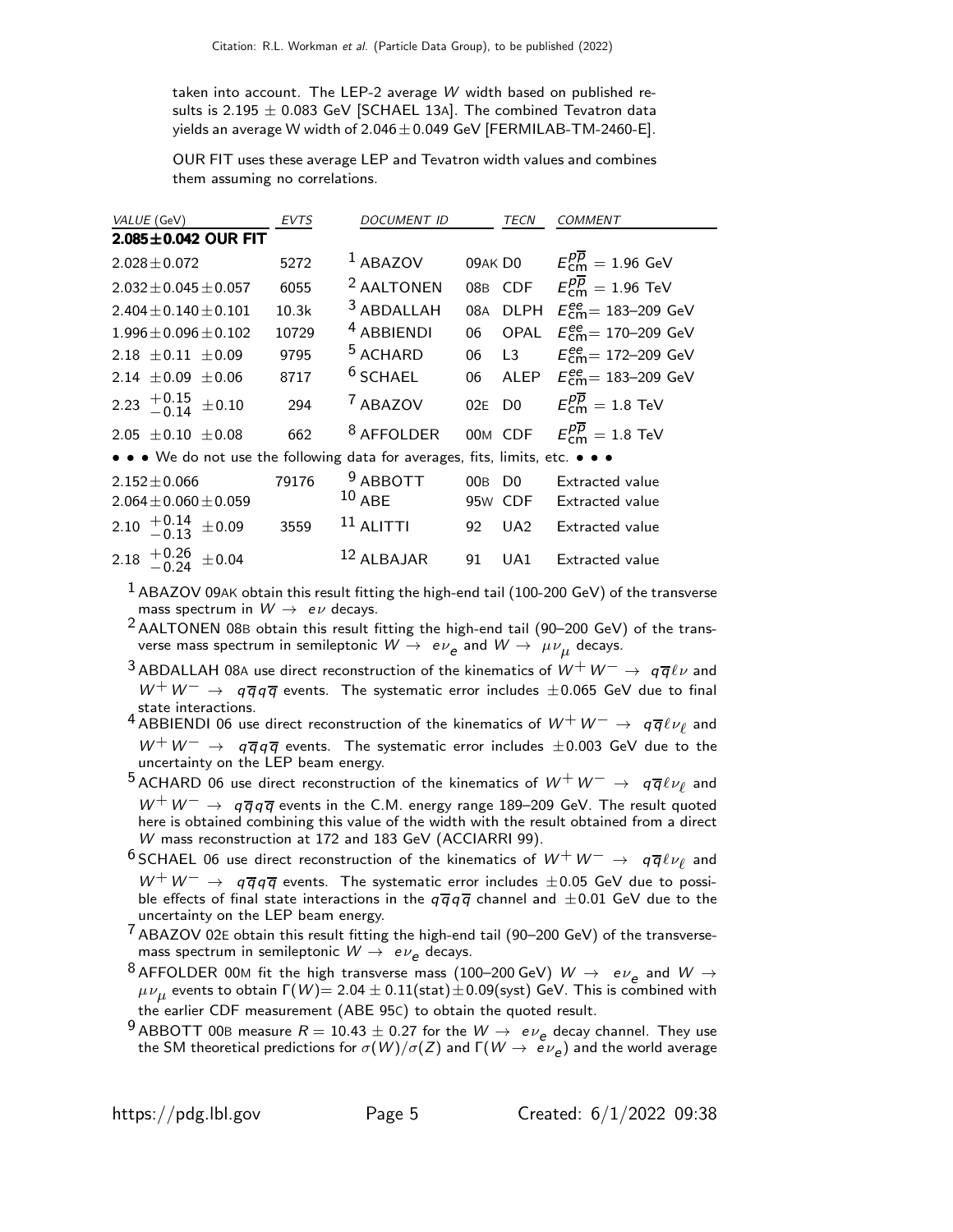taken into account. The LEP-2 average $W$ width based on published results is 2.195 ± 0.083 GeV [SCHAEL 13A]. The combined Tevatron data yields an average W width of 2.046 ± 0.049 GeV [FERMILAB-TM-2460-E].

OUR FIT uses these average LEP and Tevatron width values and combines them assuming no correlations.

| *VALUE* (GeV) | *EVTS* | *DOCUMENT ID* | | *TECN* | *COMMENT* |
|---|---|---|---|---|---|
| **2.085±0.042 OUR FIT** | | | | | |
| 2.028±0.072 | 5272 | [1] ABAZOV | 09AK | D0 | $E_{\rm cm}^{p\overline{p}}$ = 1.96 GeV |
| 2.032±0.045±0.057 | 6055 | [2] AALTONEN | 08B | CDF | $E_{\rm cm}^{p\overline{p}}$ = 1.96 TeV |
| 2.404±0.140±0.101 | 10.3k | [3] ABDALLAH | 08A | DLPH | $E_{\rm cm}^{ee}$= 183–209 GeV |
| 1.996±0.096±0.102 | 10729 | [4] ABBIENDI | 06 | OPAL | $E_{\rm cm}^{ee}$= 170–209 GeV |
| 2.18 ±0.11 ±0.09 | 9795 | [5] ACHARD | 06 | L3 | $E_{\rm cm}^{ee}$= 172–209 GeV |
| 2.14 ±0.09 ±0.06 | 8717 | [6] SCHAEL | 06 | ALEP | $E_{\rm cm}^{ee}$= 183–209 GeV |
| 2.23 $^{+0.15}_{-0.14}$ ±0.10 | 294 | [7] ABAZOV | 02E | D0 | $E_{\rm cm}^{p\overline{p}}$ = 1.8 TeV |
| 2.05 ±0.10 ±0.08 | 662 | [8] AFFOLDER | 00M | CDF | $E_{\rm cm}^{p\overline{p}}$ = 1.8 TeV |
| • • • We do not use the following data for averages, fits, limits, etc. • • • | | | | | |
| 2.152±0.066 | 79176 | [9] ABBOTT | 00B | D0 | Extracted value |
| 2.064±0.060±0.059 | | [10] ABE | 95W | CDF | Extracted value |
| 2.10 $^{+0.14}_{-0.13}$ ±0.09 | 3559 | [11] ALITTI | 92 | UA2 | Extracted value |
| 2.18 $^{+0.26}_{-0.24}$ ±0.04 | | [12] ALBAJAR | 91 | UA1 | Extracted value |

[1] ABAZOV 09AK obtain this result fitting the high-end tail (100-200 GeV) of the transverse mass spectrum in $W \rightarrow e\nu$ decays.

[2] AALTONEN 08B obtain this result fitting the high-end tail (90–200 GeV) of the transverse mass spectrum in semileptonic $W \rightarrow e\nu_e$ and $W \rightarrow \mu\nu_\mu$ decays.

[3] ABDALLAH 08A use direct reconstruction of the kinematics of $W^+W^- \rightarrow q\overline{q}\ell\nu$ and $W^+W^- \rightarrow q\overline{q}q\overline{q}$ events. The systematic error includes ±0.065 GeV due to final state interactions.

[4] ABBIENDI 06 use direct reconstruction of the kinematics of $W^+W^- \rightarrow q\overline{q}\ell\nu_\ell$ and $W^+W^- \rightarrow q\overline{q}q\overline{q}$ events. The systematic error includes ±0.003 GeV due to the uncertainty on the LEP beam energy.

[5] ACHARD 06 use direct reconstruction of the kinematics of $W^+W^- \rightarrow q\overline{q}\ell\nu_\ell$ and $W^+W^- \rightarrow q\overline{q}q\overline{q}$ events in the C.M. energy range 189–209 GeV. The result quoted here is obtained combining this value of the width with the result obtained from a direct $W$ mass reconstruction at 172 and 183 GeV (ACCIARRI 99).

[6] SCHAEL 06 use direct reconstruction of the kinematics of $W^+W^- \rightarrow q\overline{q}\ell\nu_\ell$ and $W^+W^- \rightarrow q\overline{q}q\overline{q}$ events. The systematic error includes ±0.05 GeV due to possible effects of final state interactions in the $q\overline{q}q\overline{q}$ channel and ±0.01 GeV due to the uncertainty on the LEP beam energy.

[7] ABAZOV 02E obtain this result fitting the high-end tail (90–200 GeV) of the transverse-mass spectrum in semileptonic $W \rightarrow e\nu_e$ decays.

[8] AFFOLDER 00M fit the high transverse mass (100–200 GeV) $W \rightarrow e\nu_e$ and $W \rightarrow \mu\nu_\mu$ events to obtain $\Gamma(W)$= 2.04 ± 0.11(stat)±0.09(syst) GeV. This is combined with the earlier CDF measurement (ABE 95C) to obtain the quoted result.

[9] ABBOTT 00B measure $R$ = 10.43 ± 0.27 for the $W \rightarrow e\nu_e$ decay channel. They use the SM theoretical predictions for $\sigma(W)/\sigma(Z)$ and $\Gamma(W \rightarrow e\nu_e)$ and the world average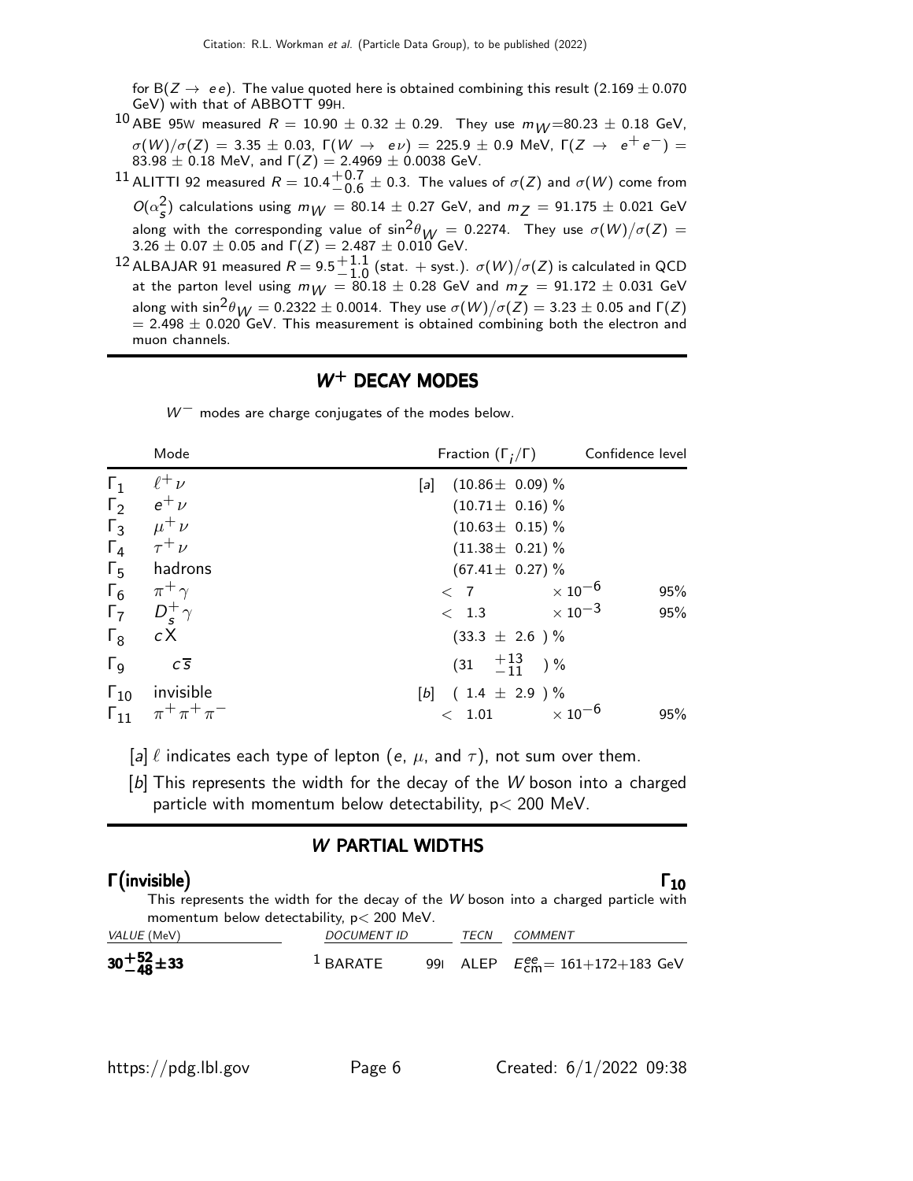for B($Z \to ee$). The value quoted here is obtained combining this result ($2.169 \pm 0.070$ GeV) with that of ABBOTT 99H.

[10] ABE 95W measured $R = 10.90 \pm 0.32 \pm 0.29$. They use $m_W$=80.23 ± 0.18 GeV, $\sigma(W)/\sigma(Z) = 3.35 \pm 0.03$, $\Gamma(W \to e\nu) = 225.9 \pm 0.9$ MeV, $\Gamma(Z \to e^+e^-) = 83.98 \pm 0.18$ MeV, and $\Gamma(Z) = 2.4969 \pm 0.0038$ GeV.

[11] ALITTI 92 measured $R = 10.4^{+0.7}_{-0.6} \pm 0.3$. The values of $\sigma(Z)$ and $\sigma(W)$ come from $O(\alpha_s^2)$ calculations using $m_W = 80.14 \pm 0.27$ GeV, and $m_Z = 91.175 \pm 0.021$ GeV along with the corresponding value of $\sin^2\theta_W = 0.2274$. They use $\sigma(W)/\sigma(Z) = 3.26 \pm 0.07 \pm 0.05$ and $\Gamma(Z) = 2.487 \pm 0.010$ GeV.

[12] ALBAJAR 91 measured $R = 9.5^{+1.1}_{-1.0}$ (stat. + syst.). $\sigma(W)/\sigma(Z)$ is calculated in QCD at the parton level using $m_W = 80.18 \pm 0.28$ GeV and $m_Z = 91.172 \pm 0.031$ GeV along with $\sin^2\theta_W = 0.2322 \pm 0.0014$. They use $\sigma(W)/\sigma(Z) = 3.23 \pm 0.05$ and $\Gamma(Z) = 2.498 \pm 0.020$ GeV. This measurement is obtained combining both the electron and muon channels.

## $W^+$ DECAY MODES

$W^-$ modes are charge conjugates of the modes below.

| | Mode | Fraction ($\Gamma_i/\Gamma$) | Confidence level |
|---|---|---|---|
| $\Gamma_1$ | $\ell^+\nu$ | [a] $(10.86 \pm 0.09)$ % | |
| $\Gamma_2$ | $e^+\nu$ | $(10.71 \pm 0.16)$ % | |
| $\Gamma_3$ | $\mu^+\nu$ | $(10.63 \pm 0.15)$ % | |
| $\Gamma_4$ | $\tau^+\nu$ | $(11.38 \pm 0.21)$ % | |
| $\Gamma_5$ | hadrons | $(67.41 \pm 0.27)$ % | |
| $\Gamma_6$ | $\pi^+\gamma$ | $< 7 \times 10^{-6}$ | 95% |
| $\Gamma_7$ | $D_s^+\gamma$ | $< 1.3 \times 10^{-3}$ | 95% |
| $\Gamma_8$ | $cX$ | $(33.3 \pm 2.6)$ % | |
| $\Gamma_9$ | $c\overline{s}$ | $(31 \ ^{+13}_{-11})$ % | |
| $\Gamma_{10}$ | invisible | [b] $(1.4 \pm 2.9)$ % | |
| $\Gamma_{11}$ | $\pi^+\pi^+\pi^-$ | $< 1.01 \times 10^{-6}$ | 95% |

[a] $\ell$ indicates each type of lepton ($e$, $\mu$, and $\tau$), not sum over them.

[b] This represents the width for the decay of the $W$ boson into a charged particle with momentum below detectability, p< 200 MeV.

## $W$ PARTIAL WIDTHS

### $\Gamma$(invisible) $\Gamma_{10}$

This represents the width for the decay of the $W$ boson into a charged particle with momentum below detectability, p< 200 MeV.

| VALUE (MeV) | DOCUMENT ID | | TECN | COMMENT |
|---|---|---|---|---|
| **$30^{+52}_{-48} \pm 33$** | [1] BARATE | 99I | ALEP | $E^{ee}_{\rm cm}$= 161+172+183 GeV |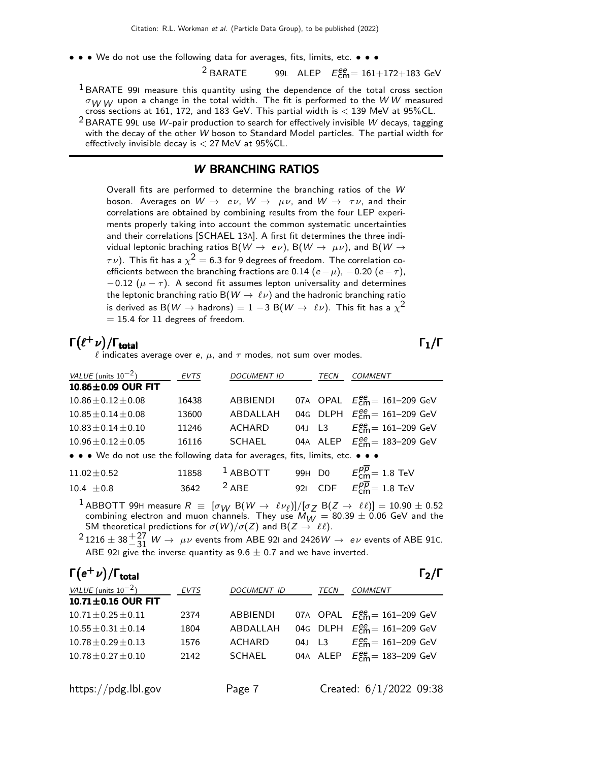• • • We do not use the following data for averages, fits, limits, etc. • • •

| | | | |
|---|---|---|---|
| [2] BARATE | 99L | ALEP | $E^{ee}_{cm}$= 161+172+183 GeV |

[1] BARATE 99I measure this quantity using the dependence of the total cross section $\sigma_{WW}$ upon a change in the total width. The fit is performed to the $WW$ measured cross sections at 161, 172, and 183 GeV. This partial width is < 139 MeV at 95%CL.

[2] BARATE 99L use $W$-pair production to search for effectively invisible $W$ decays, tagging with the decay of the other $W$ boson to Standard Model particles. The partial width for effectively invisible decay is < 27 MeV at 95%CL.

## W BRANCHING RATIOS

Overall fits are performed to determine the branching ratios of the $W$ boson. Averages on $W \to e\nu$, $W \to \mu\nu$, and $W \to \tau\nu$, and their correlations are obtained by combining results from the four LEP experiments properly taking into account the common systematic uncertainties and their correlations [SCHAEL 13A]. A first fit determines the three individual leptonic braching ratios B($W \to e\nu$), B($W \to \mu\nu$), and B($W \to \tau\nu$). This fit has a $\chi^2$ = 6.3 for 9 degrees of freedom. The correlation coefficients between the branching fractions are 0.14 ($e-\mu$), −0.20 ($e-\tau$), −0.12 ($\mu-\tau$). A second fit assumes lepton universality and determines the leptonic branching ratio B($W \to \ell\nu$) and the hadronic branching ratio is derived as B($W \to$ hadrons) = 1 −3 B($W \to \ell\nu$). This fit has a $\chi^2$ = 15.4 for 11 degrees of freedom.

### $\Gamma(\ell^+\nu)/\Gamma_{total}$ $\qquad\qquad$ $\Gamma_1/\Gamma$

$\ell$ indicates average over $e$, $\mu$, and $\tau$ modes, not sum over modes.

| VALUE (units $10^{-2}$) | EVTS | DOCUMENT ID | | TECN | COMMENT |
|---|---|---|---|---|---|
| **10.86±0.09 OUR FIT** | | | | | |
| 10.86±0.12±0.08 | 16438 | ABBIENDI | 07A | OPAL | $E^{ee}_{cm}$= 161–209 GeV |
| 10.85±0.14±0.08 | 13600 | ABDALLAH | 04G | DLPH | $E^{ee}_{cm}$= 161–209 GeV |
| 10.83±0.14±0.10 | 11246 | ACHARD | 04J | L3 | $E^{ee}_{cm}$= 161–209 GeV |
| 10.96±0.12±0.05 | 16116 | SCHAEL | 04A | ALEP | $E^{ee}_{cm}$= 183–209 GeV |
| • • • We do not use the following data for averages, fits, limits, etc. • • • | | | | | |
| 11.02±0.52 | 11858 | [1] ABBOTT | 99H | D0 | $E^{p\overline{p}}_{cm}$= 1.8 TeV |
| 10.4 ±0.8 | 3642 | [2] ABE | 92I | CDF | $E^{p\overline{p}}_{cm}$= 1.8 TeV |

[1] ABBOTT 99H measure $R \equiv [\sigma_W \text{B}(W \to \ell\nu_\ell)]/[\sigma_Z \text{B}(Z \to \ell\ell)] = 10.90 \pm 0.52$ combining electron and muon channels. They use $M_W$ = 80.39 ± 0.06 GeV and the SM theoretical predictions for $\sigma(W)/\sigma(Z)$ and B($Z \to \ell\ell$).

[2] $1216 \pm 38^{+27}_{-31}$ $W \to \mu\nu$ events from ABE 92I and 2426$W \to e\nu$ events of ABE 91C. ABE 92I give the inverse quantity as 9.6 ± 0.7 and we have inverted.

### $\Gamma(e^+\nu)/\Gamma_{total}$ $\qquad\qquad$ $\Gamma_2/\Gamma$

| VALUE (units $10^{-2}$) | EVTS | DOCUMENT ID | | TECN | COMMENT |
|---|---|---|---|---|---|
| **10.71±0.16 OUR FIT** | | | | | |
| 10.71±0.25±0.11 | 2374 | ABBIENDI | 07A | OPAL | $E^{ee}_{cm}$= 161–209 GeV |
| 10.55±0.31±0.14 | 1804 | ABDALLAH | 04G | DLPH | $E^{ee}_{cm}$= 161–209 GeV |
| 10.78±0.29±0.13 | 1576 | ACHARD | 04J | L3 | $E^{ee}_{cm}$= 161–209 GeV |
| 10.78±0.27±0.10 | 2142 | SCHAEL | 04A | ALEP | $E^{ee}_{cm}$= 183–209 GeV |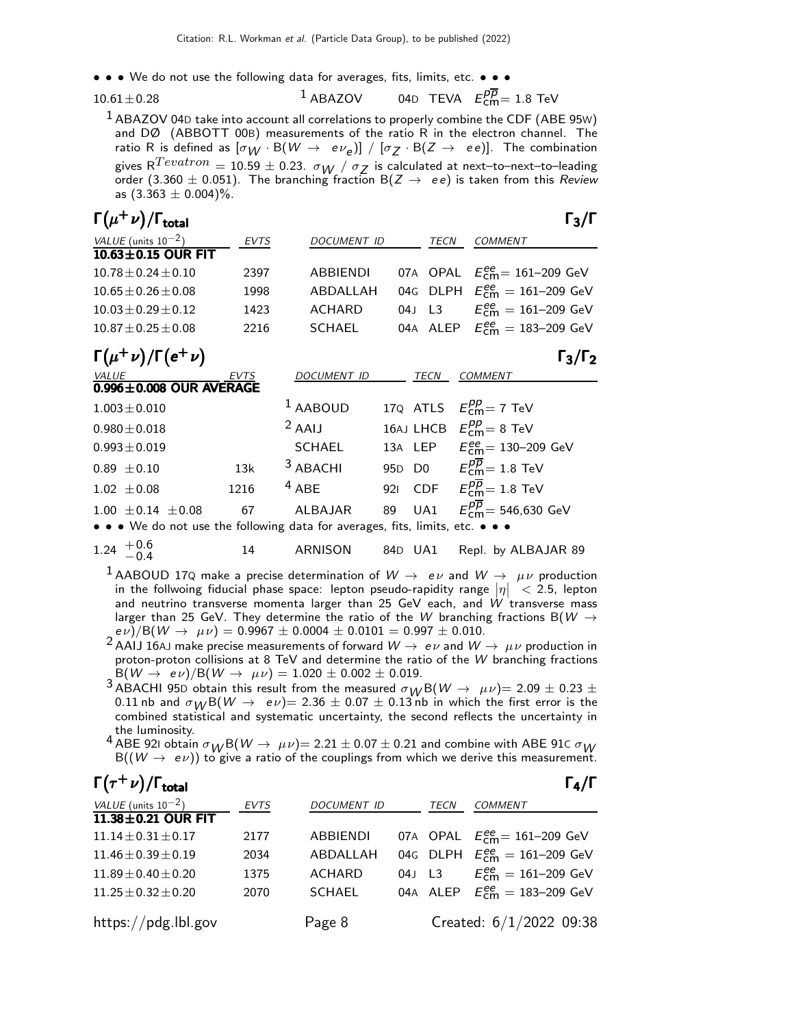• • • We do not use the following data for averages, fits, limits, etc. • • •

| | | | | |
|---|---|---|---|---|
| $10.61 \pm 0.28$ | [1] ABAZOV | 04D | TEVA | $E^{p\overline{p}}_{\rm cm}$= 1.8 TeV |

[1] ABAZOV 04D take into account all correlations to properly combine the CDF (ABE 95W) and DØ (ABBOTT 00B) measurements of the ratio R in the electron channel. The ratio R is defined as $[\sigma_W \cdot {\rm B}(W \rightarrow e\nu_e)]$ / $[\sigma_Z \cdot {\rm B}(Z \rightarrow ee)]$. The combination gives $R^{Tevatron} = 10.59 \pm 0.23$. $\sigma_W$ / $\sigma_Z$ is calculated at next–to–next–to–leading order ($3.360 \pm 0.051$). The branching fraction B($Z \rightarrow ee$) is taken from this *Review* as ($3.363 \pm 0.004$)%.

## $\Gamma(\mu^+\nu)/\Gamma_{\rm total}$ — $\Gamma_3/\Gamma$

| VALUE (units $10^{-2}$) | EVTS | DOCUMENT ID | | TECN | COMMENT |
|---|---|---|---|---|---|
| **$10.63 \pm 0.15$ OUR FIT** | | | | | |
| $10.78 \pm 0.24 \pm 0.10$ | 2397 | ABBIENDI | 07A | OPAL | $E^{ee}_{\rm cm}$= 161–209 GeV |
| $10.65 \pm 0.26 \pm 0.08$ | 1998 | ABDALLAH | 04G | DLPH | $E^{ee}_{\rm cm}$ = 161–209 GeV |
| $10.03 \pm 0.29 \pm 0.12$ | 1423 | ACHARD | 04J | L3 | $E^{ee}_{\rm cm}$ = 161–209 GeV |
| $10.87 \pm 0.25 \pm 0.08$ | 2216 | SCHAEL | 04A | ALEP | $E^{ee}_{\rm cm}$ = 183–209 GeV |

## $\Gamma(\mu^+\nu)/\Gamma(e^+\nu)$ — $\Gamma_3/\Gamma_2$

| VALUE | EVTS | DOCUMENT ID | | TECN | COMMENT |
|---|---|---|---|---|---|
| **$0.996 \pm 0.008$ OUR AVERAGE** | | | | | |
| $1.003 \pm 0.010$ | | [1] AABOUD | 17Q | ATLS | $E^{pp}_{\rm cm}$= 7 TeV |
| $0.980 \pm 0.018$ | | [2] AAIJ | 16AJ | LHCB | $E^{pp}_{\rm cm}$= 8 TeV |
| $0.993 \pm 0.019$ | | SCHAEL | 13A | LEP | $E^{ee}_{\rm cm}$= 130–209 GeV |
| $0.89 \pm 0.10$ | 13k | [3] ABACHI | 95D | D0 | $E^{p\overline{p}}_{\rm cm}$= 1.8 TeV |
| $1.02 \pm 0.08$ | 1216 | [4] ABE | 92I | CDF | $E^{p\overline{p}}_{\rm cm}$= 1.8 TeV |
| $1.00 \pm 0.14 \pm 0.08$ | 67 | ALBAJAR | 89 | UA1 | $E^{p\overline{p}}_{\rm cm}$= 546,630 GeV |
| • • • We do not use the following data for averages, fits, limits, etc. • • • | | | | | |
| $1.24\ ^{+0.6}_{-0.4}$ | 14 | ARNISON | 84D | UA1 | Repl. by ALBAJAR 89 |

[1] AABOUD 17Q make a precise determination of $W \rightarrow e\nu$ and $W \rightarrow \mu\nu$ production in the follwoing fiducial phase space: lepton pseudo-rapidity range $|\eta| < 2.5$, lepton and neutrino transverse momenta larger than 25 GeV each, and $W$ transverse mass larger than 25 GeV. They determine the ratio of the $W$ branching fractions B($W \rightarrow e\nu$)/B($W \rightarrow \mu\nu$) = $0.9967 \pm 0.0004 \pm 0.0101 = 0.997 \pm 0.010$.

[2] AAIJ 16AJ make precise measurements of forward $W \rightarrow e\nu$ and $W \rightarrow \mu\nu$ production in proton-proton collisions at 8 TeV and determine the ratio of the $W$ branching fractions B($W \rightarrow e\nu$)/B($W \rightarrow \mu\nu$) = $1.020 \pm 0.002 \pm 0.019$.

[3] ABACHI 95D obtain this result from the measured $\sigma_W$B($W \rightarrow \mu\nu$)= $2.09 \pm 0.23 \pm 0.11$ nb and $\sigma_W$B($W \rightarrow e\nu$)= $2.36 \pm 0.07 \pm 0.13$ nb in which the first error is the combined statistical and systematic uncertainty, the second reflects the uncertainty in the luminosity.

[4] ABE 92I obtain $\sigma_W$B($W \rightarrow \mu\nu$)= $2.21 \pm 0.07 \pm 0.21$ and combine with ABE 91C $\sigma_W$ B(($W \rightarrow e\nu$)) to give a ratio of the couplings from which we derive this measurement.

## $\Gamma(\tau^+\nu)/\Gamma_{\rm total}$ — $\Gamma_4/\Gamma$

| VALUE (units $10^{-2}$) | EVTS | DOCUMENT ID | | TECN | COMMENT |
|---|---|---|---|---|---|
| **$11.38 \pm 0.21$ OUR FIT** | | | | | |
| $11.14 \pm 0.31 \pm 0.17$ | 2177 | ABBIENDI | 07A | OPAL | $E^{ee}_{\rm cm}$= 161–209 GeV |
| $11.46 \pm 0.39 \pm 0.19$ | 2034 | ABDALLAH | 04G | DLPH | $E^{ee}_{\rm cm}$ = 161–209 GeV |
| $11.89 \pm 0.40 \pm 0.20$ | 1375 | ACHARD | 04J | L3 | $E^{ee}_{\rm cm}$ = 161–209 GeV |
| $11.25 \pm 0.32 \pm 0.20$ | 2070 | SCHAEL | 04A | ALEP | $E^{ee}_{\rm cm}$ = 183–209 GeV |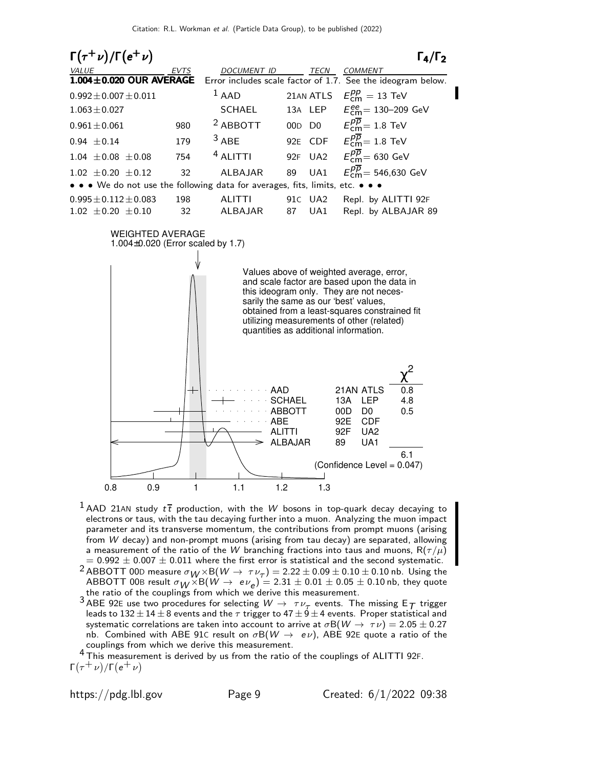## $\Gamma(\tau^+\nu)/\Gamma(e^+\nu)$ $\Gamma_4/\Gamma_2$

| VALUE | EVTS | DOCUMENT ID | | TECN | COMMENT |
|---|---|---|---|---|---|
| **1.004±0.020 OUR AVERAGE** | | Error includes scale factor of 1.7. See the ideogram below. | | | |
| $0.992\pm0.007\pm0.011$ | | [1] AAD | 21AN | ATLS | $E^{pp}_{cm} = 13$ TeV |
| $1.063\pm0.027$ | | SCHAEL | 13A | LEP | $E^{ee}_{cm}$= 130–209 GeV |
| $0.961\pm0.061$ | 980 | [2] ABBOTT | 00D | D0 | $E^{p\overline{p}}_{cm}$= 1.8 TeV |
| $0.94\ \pm0.14$ | 179 | [3] ABE | 92E | CDF | $E^{p\overline{p}}_{cm}$= 1.8 TeV |
| $1.04\ \pm0.08\ \pm0.08$ | 754 | [4] ALITTI | 92F | UA2 | $E^{p\overline{p}}_{cm}$= 630 GeV |
| $1.02\ \pm0.20\ \pm0.12$ | 32 | ALBAJAR | 89 | UA1 | $E^{p\overline{p}}_{cm}$= 546,630 GeV |
| • • • We do not use the following data for averages, fits, limits, etc. • • • | | | | | |
| $0.995\pm0.112\pm0.083$ | 198 | ALITTI | 91C | UA2 | Repl. by ALITTI 92F |
| $1.02\ \pm0.20\ \pm0.10$ | 32 | ALBAJAR | 87 | UA1 | Repl. by ALBAJAR 89 |

WEIGHTED AVERAGE
1.004±0.020 (Error scaled by 1.7)

Values above of weighted average, error, and scale factor are based upon the data in this ideogram only. They are not necessarily the same as our 'best' values, obtained from a least-squares constrained fit utilizing measurements of other (related) quantities as additional information.

| | | | $\chi^2$ |
|---|---|---|---|
| AAD | 21AN | ATLS | 0.8 |
| SCHAEL | 13A | LEP | 4.8 |
| ABBOTT | 00D | D0 | 0.5 |
| ABE | 92E | CDF | |
| ALITTI | 92F | UA2 | |
| ALBAJAR | 89 | UA1 | |
| | | | 6.1 |

(Confidence Level = 0.047)

[1] AAD 21AN study $t\overline{t}$ production, with the $W$ bosons in top-quark decay decaying to electrons or taus, with the tau decaying further into a muon. Analyzing the muon impact parameter and its transverse momentum, the contributions from prompt muons (arising from $W$ decay) and non-prompt muons (arising from tau decay) are separated, allowing a measurement of the ratio of the $W$ branching fractions into taus and muons, $R(\tau/\mu) = 0.992 \pm 0.007 \pm 0.011$ where the first error is statistical and the second systematic.

[2] ABBOTT 00D measure $\sigma_W \times B(W \rightarrow \tau\nu_\tau) = 2.22 \pm 0.09 \pm 0.10 \pm 0.10$ nb. Using the ABBOTT 00B result $\sigma_W \times B(W \rightarrow e\nu_e) = 2.31 \pm 0.01 \pm 0.05 \pm 0.10$ nb, they quote the ratio of the couplings from which we derive this measurement.

[3] ABE 92E use two procedures for selecting $W \rightarrow \tau\nu_\tau$ events. The missing $E_T$ trigger leads to $132 \pm 14 \pm 8$ events and the $\tau$ trigger to $47 \pm 9 \pm 4$ events. Proper statistical and systematic correlations are taken into account to arrive at $\sigma B(W \rightarrow \tau\nu) = 2.05 \pm 0.27$ nb. Combined with ABE 91C result on $\sigma B(W \rightarrow e\nu)$, ABE 92E quote a ratio of the couplings from which we derive this measurement.

[4] This measurement is derived by us from the ratio of the couplings of ALITTI 92F.

$\Gamma(\tau^+\nu)/\Gamma(e^+\nu)$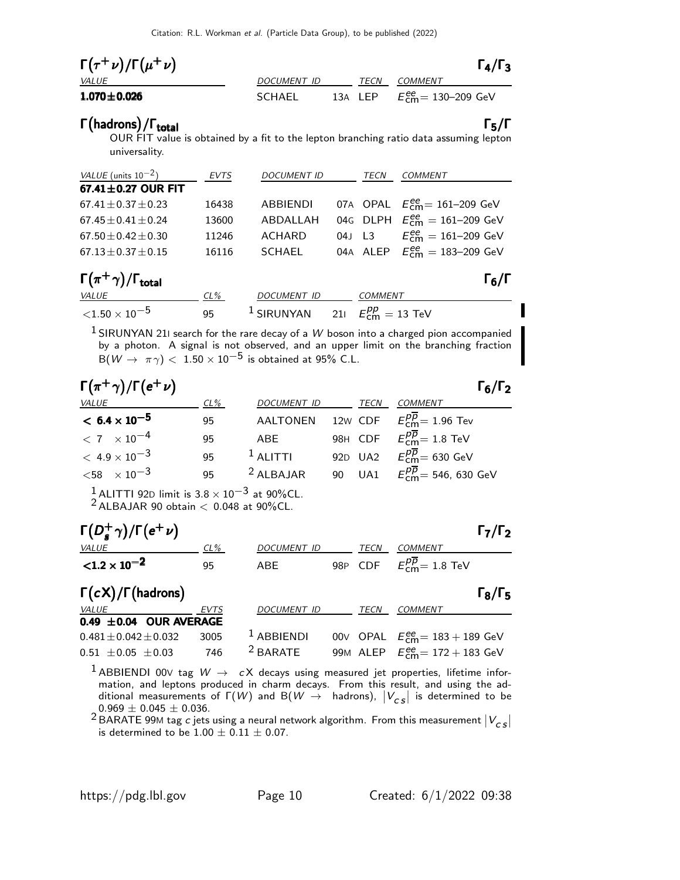### $\Gamma(\tau^+\nu)/\Gamma(\mu^+\nu)$ $\quad\Gamma_4/\Gamma_3$

| VALUE | DOCUMENT ID | | TECN | COMMENT |
|---|---|---|---|---|
| **1.070±0.026** | SCHAEL | 13A | LEP | $E^{ee}_{cm}$= 130–209 GeV |

### $\Gamma(\text{hadrons})/\Gamma_{\text{total}}$ $\quad\Gamma_5/\Gamma$

OUR FIT value is obtained by a fit to the lepton branching ratio data assuming lepton universality.

| VALUE (units $10^{-2}$) | EVTS | DOCUMENT ID | | TECN | COMMENT |
|---|---|---|---|---|---|
| **67.41±0.27 OUR FIT** | | | | | |
| 67.41±0.37±0.23 | 16438 | ABBIENDI | 07A | OPAL | $E^{ee}_{cm}$= 161–209 GeV |
| 67.45±0.41±0.24 | 13600 | ABDALLAH | 04G | DLPH | $E^{ee}_{cm}$ = 161–209 GeV |
| 67.50±0.42±0.30 | 11246 | ACHARD | 04J | L3 | $E^{ee}_{cm}$ = 161–209 GeV |
| 67.13±0.37±0.15 | 16116 | SCHAEL | 04A | ALEP | $E^{ee}_{cm}$ = 183–209 GeV |

### $\Gamma(\pi^+\gamma)/\Gamma_{\text{total}}$ $\quad\Gamma_6/\Gamma$

| VALUE | CL% | DOCUMENT ID | | COMMENT |
|---|---|---|---|---|
| $<1.50\times10^{-5}$ | 95 | [1] SIRUNYAN | 21I | $E^{pp}_{cm}$ = 13 TeV |

[1] SIRUNYAN 21I search for the rare decay of a $W$ boson into a charged pion accompanied by a photon. A signal is not observed, and an upper limit on the branching fraction $B(W\to\pi\gamma) < 1.50\times10^{-5}$ is obtained at 95% C.L.

### $\Gamma(\pi^+\gamma)/\Gamma(e^+\nu)$ $\quad\Gamma_6/\Gamma_2$

| VALUE | CL% | DOCUMENT ID | | TECN | COMMENT |
|---|---|---|---|---|---|
| **$<6.4\times10^{-5}$** | 95 | AALTONEN | 12W | CDF | $E^{p\overline{p}}_{cm}$= 1.96 Tev |
| $<7\times10^{-4}$ | 95 | ABE | 98H | CDF | $E^{p\overline{p}}_{cm}$= 1.8 TeV |
| $<4.9\times10^{-3}$ | 95 | [1] ALITTI | 92D | UA2 | $E^{p\overline{p}}_{cm}$= 630 GeV |
| $<58\times10^{-3}$ | 95 | [2] ALBAJAR | 90 | UA1 | $E^{p\overline{p}}_{cm}$= 546, 630 GeV |

[1] ALITTI 92D limit is $3.8\times10^{-3}$ at 90%CL.
[2] ALBAJAR 90 obtain $<$ 0.048 at 90%CL.

### $\Gamma(D_s^+\gamma)/\Gamma(e^+\nu)$ $\quad\Gamma_7/\Gamma_2$

| VALUE | CL% | DOCUMENT ID | | TECN | COMMENT |
|---|---|---|---|---|---|
| **$<1.2\times10^{-2}$** | 95 | ABE | 98P | CDF | $E^{p\overline{p}}_{cm}$= 1.8 TeV |

### $\Gamma(cX)/\Gamma(\text{hadrons})$ $\quad\Gamma_8/\Gamma_5$

| VALUE | EVTS | DOCUMENT ID | | TECN | COMMENT |
|---|---|---|---|---|---|
| **0.49 ±0.04 OUR AVERAGE** | | | | | |
| 0.481±0.042±0.032 | 3005 | [1] ABBIENDI | 00V | OPAL | $E^{ee}_{cm}$= 183 + 189 GeV |
| 0.51 ±0.05 ±0.03 | 746 | [2] BARATE | 99M | ALEP | $E^{ee}_{cm}$= 172 + 183 GeV |

[1] ABBIENDI 00V tag $W\to cX$ decays using measured jet properties, lifetime information, and leptons produced in charm decays. From this result, and using the additional measurements of $\Gamma(W)$ and $B(W\to$ hadrons), $|V_{cs}|$ is determined to be $0.969\pm0.045\pm0.036$.
[2] BARATE 99M tag $c$ jets using a neural network algorithm. From this measurement $|V_{cs}|$ is determined to be $1.00\pm0.11\pm0.07$.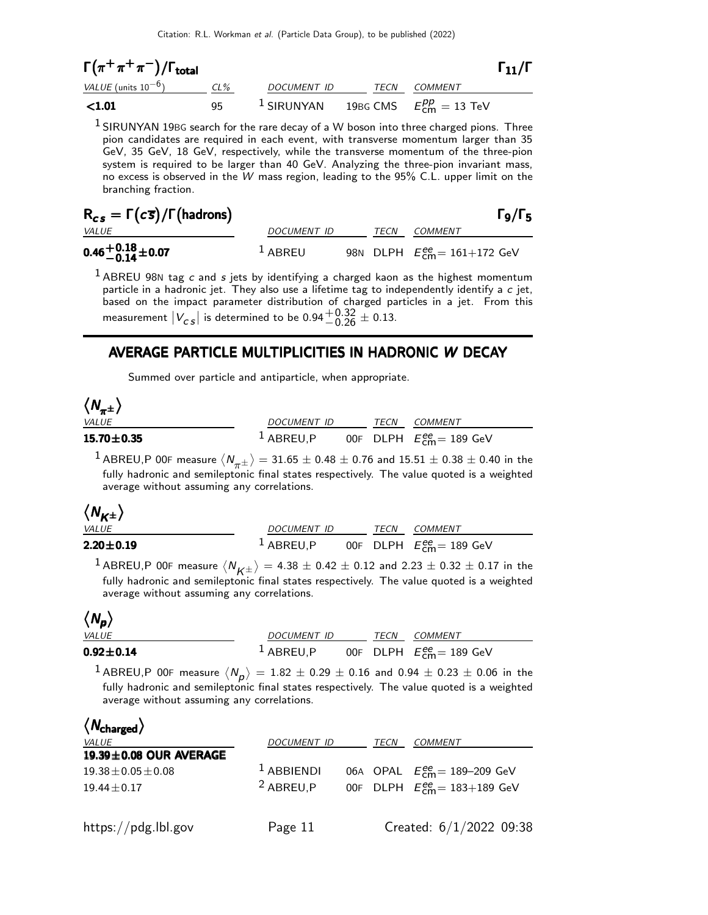### $\Gamma(\pi^+\pi^+\pi^-)/\Gamma_{\text{total}}$ $\Gamma_{11}/\Gamma$

| VALUE (units $10^{-6}$) | CL% | DOCUMENT ID | TECN | COMMENT |
|---|---|---|---|---|
| **<1.01** | 95 | [1] SIRUNYAN 19BG | CMS | $E^{pp}_{\text{cm}} = 13$ TeV |

[1] SIRUNYAN 19BG search for the rare decay of a W boson into three charged pions. Three pion candidates are required in each event, with transverse momentum larger than 35 GeV, 35 GeV, 18 GeV, respectively, while the transverse momentum of the three-pion system is required to be larger than 40 GeV. Analyzing the three-pion invariant mass, no excess is observed in the $W$ mass region, leading to the 95% C.L. upper limit on the branching fraction.

### $R_{cs} = \Gamma(c\overline{s})/\Gamma(\text{hadrons})$ $\Gamma_9/\Gamma_5$

| VALUE | DOCUMENT ID | TECN | COMMENT |
|---|---|---|---|
| $\mathbf{0.46^{+0.18}_{-0.14} \pm 0.07}$ | [1] ABREU 98N | DLPH | $E^{ee}_{\text{cm}} = 161+172$ GeV |

[1] ABREU 98N tag $c$ and $s$ jets by identifying a charged kaon as the highest momentum particle in a hadronic jet. They also use a lifetime tag to independently identify a $c$ jet, based on the impact parameter distribution of charged particles in a jet. From this measurement $|V_{cs}|$ is determined to be $0.94^{+0.32}_{-0.26} \pm 0.13$.

## AVERAGE PARTICLE MULTIPLICITIES IN HADRONIC $W$ DECAY

Summed over particle and antiparticle, when appropriate.

### $\langle N_{\pi^\pm} \rangle$

| VALUE | DOCUMENT ID | TECN | COMMENT |
|---|---|---|---|
| **15.70±0.35** | [1] ABREU,P 00F | DLPH | $E^{ee}_{\text{cm}} = 189$ GeV |

[1] ABREU,P 00F measure $\langle N_{\pi^\pm} \rangle = 31.65 \pm 0.48 \pm 0.76$ and $15.51 \pm 0.38 \pm 0.40$ in the fully hadronic and semileptonic final states respectively. The value quoted is a weighted average without assuming any correlations.

### $\langle N_{K^\pm} \rangle$

| VALUE | DOCUMENT ID | TECN | COMMENT |
|---|---|---|---|
| **2.20±0.19** | [1] ABREU,P 00F | DLPH | $E^{ee}_{\text{cm}} = 189$ GeV |

[1] ABREU,P 00F measure $\langle N_{K^\pm} \rangle = 4.38 \pm 0.42 \pm 0.12$ and $2.23 \pm 0.32 \pm 0.17$ in the fully hadronic and semileptonic final states respectively. The value quoted is a weighted average without assuming any correlations.

### $\langle N_p \rangle$

| VALUE | DOCUMENT ID | TECN | COMMENT |
|---|---|---|---|
| **0.92±0.14** | [1] ABREU,P 00F | DLPH | $E^{ee}_{\text{cm}} = 189$ GeV |

[1] ABREU,P 00F measure $\langle N_p \rangle = 1.82 \pm 0.29 \pm 0.16$ and $0.94 \pm 0.23 \pm 0.06$ in the fully hadronic and semileptonic final states respectively. The value quoted is a weighted average without assuming any correlations.

### $\langle N_{\text{charged}} \rangle$

| VALUE | DOCUMENT ID | TECN | COMMENT |
|---|---|---|---|
| **19.39±0.08 OUR AVERAGE** | | | |
| 19.38±0.05±0.08 | [1] ABBIENDI 06A | OPAL | $E^{ee}_{\text{cm}} = 189$–209 GeV |
| 19.44±0.17 | [2] ABREU,P 00F | DLPH | $E^{ee}_{\text{cm}} = 183+189$ GeV |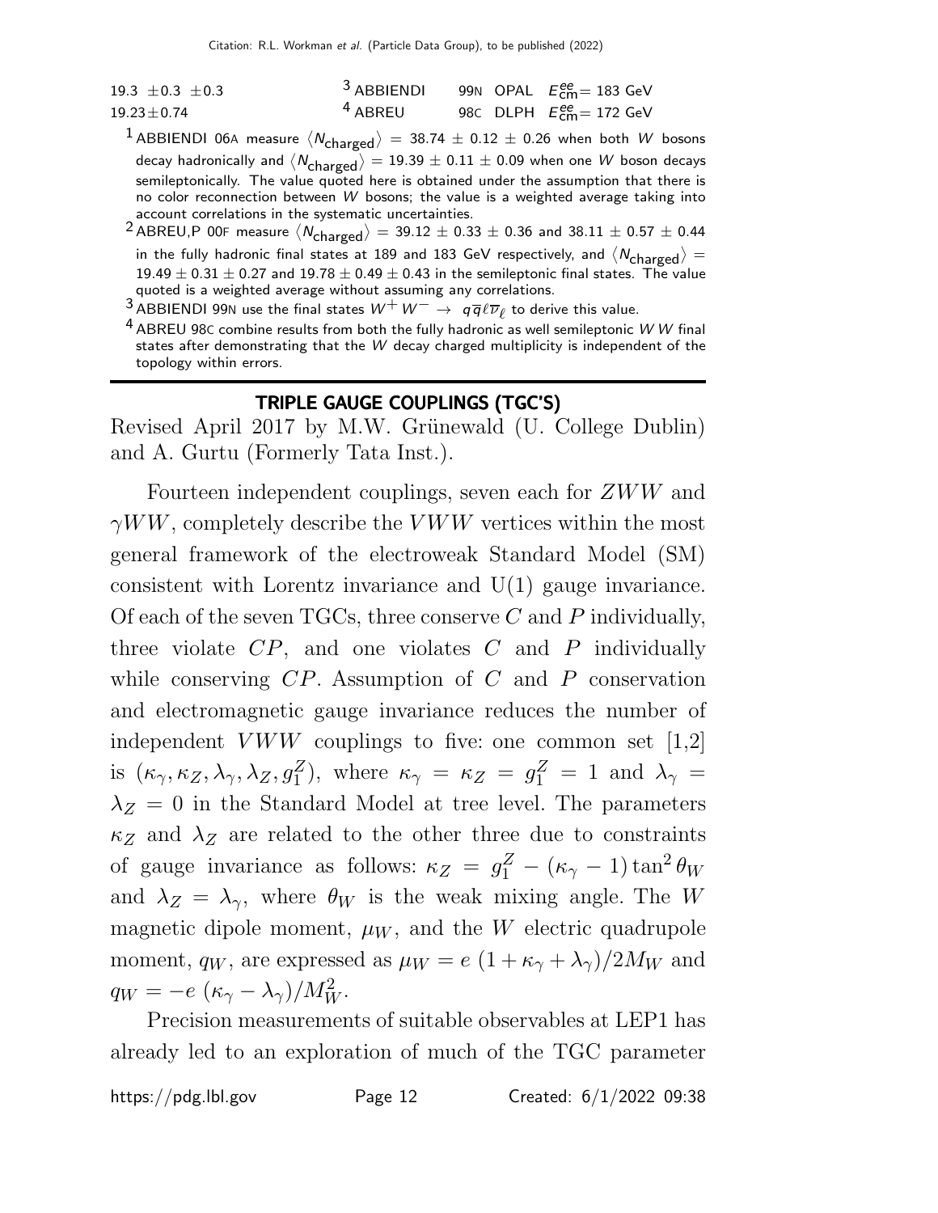| | | | |
|---|---|---|---|
| 19.3 ±0.3 ±0.3 | [3] ABBIENDI | 99N OPAL | $E^{ee}_{\rm cm}$= 183 GeV |
| 19.23±0.74 | [4] ABREU | 98C DLPH | $E^{ee}_{\rm cm}$= 172 GeV |

[1] ABBIENDI 06A measure $\langle N_{\rm charged}\rangle$ = 38.74 ± 0.12 ± 0.26 when both $W$ bosons decay hadronically and $\langle N_{\rm charged}\rangle$ = 19.39 ± 0.11 ± 0.09 when one $W$ boson decays semileptonically. The value quoted here is obtained under the assumption that there is no color reconnection between $W$ bosons; the value is a weighted average taking into account correlations in the systematic uncertainties.

[2] ABREU,P 00F measure $\langle N_{\rm charged}\rangle$ = 39.12 ± 0.33 ± 0.36 and 38.11 ± 0.57 ± 0.44 in the fully hadronic final states at 189 and 183 GeV respectively, and $\langle N_{\rm charged}\rangle$ = 19.49 ± 0.31 ± 0.27 and 19.78 ± 0.49 ± 0.43 in the semileptonic final states. The value quoted is a weighted average without assuming any correlations.

[3] ABBIENDI 99N use the final states $W^+W^- \rightarrow q\overline{q}\ell\overline{\nu}_\ell$ to derive this value.

[4] ABREU 98C combine results from both the fully hadronic as well semileptonic $WW$ final states after demonstrating that the $W$ decay charged multiplicity is independent of the topology within errors.

## TRIPLE GAUGE COUPLINGS (TGC'S)

Revised April 2017 by M.W. Grünewald (U. College Dublin) and A. Gurtu (Formerly Tata Inst.).

Fourteen independent couplings, seven each for $ZWW$ and $\gamma WW$, completely describe the $VWW$ vertices within the most general framework of the electroweak Standard Model (SM) consistent with Lorentz invariance and U(1) gauge invariance. Of each of the seven TGCs, three conserve $C$ and $P$ individually, three violate $CP$, and one violates $C$ and $P$ individually while conserving $CP$. Assumption of $C$ and $P$ conservation and electromagnetic gauge invariance reduces the number of independent $VWW$ couplings to five: one common set [1,2] is $(\kappa_\gamma, \kappa_Z, \lambda_\gamma, \lambda_Z, g_1^Z)$, where $\kappa_\gamma = \kappa_Z = g_1^Z = 1$ and $\lambda_\gamma = \lambda_Z = 0$ in the Standard Model at tree level. The parameters $\kappa_Z$ and $\lambda_Z$ are related to the other three due to constraints of gauge invariance as follows: $\kappa_Z = g_1^Z - (\kappa_\gamma - 1)\tan^2\theta_W$ and $\lambda_Z = \lambda_\gamma$, where $\theta_W$ is the weak mixing angle. The $W$ magnetic dipole moment, $\mu_W$, and the $W$ electric quadrupole moment, $q_W$, are expressed as $\mu_W = e\,(1 + \kappa_\gamma + \lambda_\gamma)/2M_W$ and $q_W = -e\,(\kappa_\gamma - \lambda_\gamma)/M_W^2$.

Precision measurements of suitable observables at LEP1 has already led to an exploration of much of the TGC parameter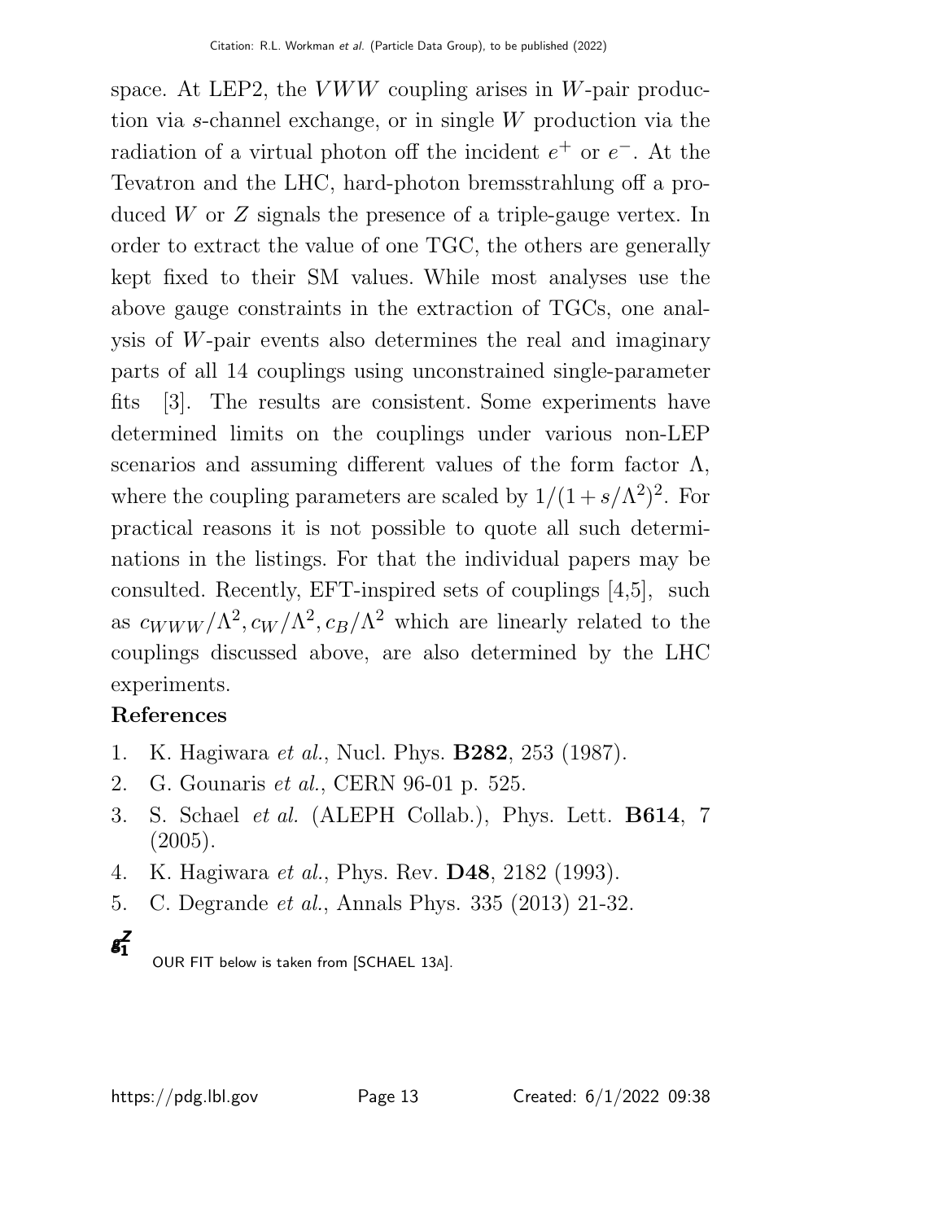space. At LEP2, the $VWW$ coupling arises in $W$-pair production via $s$-channel exchange, or in single $W$ production via the radiation of a virtual photon off the incident $e^+$ or $e^-$. At the Tevatron and the LHC, hard-photon bremsstrahlung off a produced $W$ or $Z$ signals the presence of a triple-gauge vertex. In order to extract the value of one TGC, the others are generally kept fixed to their SM values. While most analyses use the above gauge constraints in the extraction of TGCs, one analysis of $W$-pair events also determines the real and imaginary parts of all 14 couplings using unconstrained single-parameter fits [3]. The results are consistent. Some experiments have determined limits on the couplings under various non-LEP scenarios and assuming different values of the form factor $\Lambda$, where the coupling parameters are scaled by $1/(1+s/\Lambda^2)^2$. For practical reasons it is not possible to quote all such determinations in the listings. For that the individual papers may be consulted. Recently, EFT-inspired sets of couplings [4,5], such as $c_{WWW}/\Lambda^2, c_W/\Lambda^2, c_B/\Lambda^2$ which are linearly related to the couplings discussed above, are also determined by the LHC experiments.

## References

1. K. Hagiwara *et al.*, Nucl. Phys. **B282**, 253 (1987).
2. G. Gounaris *et al.*, CERN 96-01 p. 525.
3. S. Schael *et al.* (ALEPH Collab.), Phys. Lett. **B614**, 7 (2005).
4. K. Hagiwara *et al.*, Phys. Rev. **D48**, 2182 (1993).
5. C. Degrande *et al.*, Annals Phys. 335 (2013) 21-32.

### $g_1^Z$

OUR FIT below is taken from [SCHAEL 13A].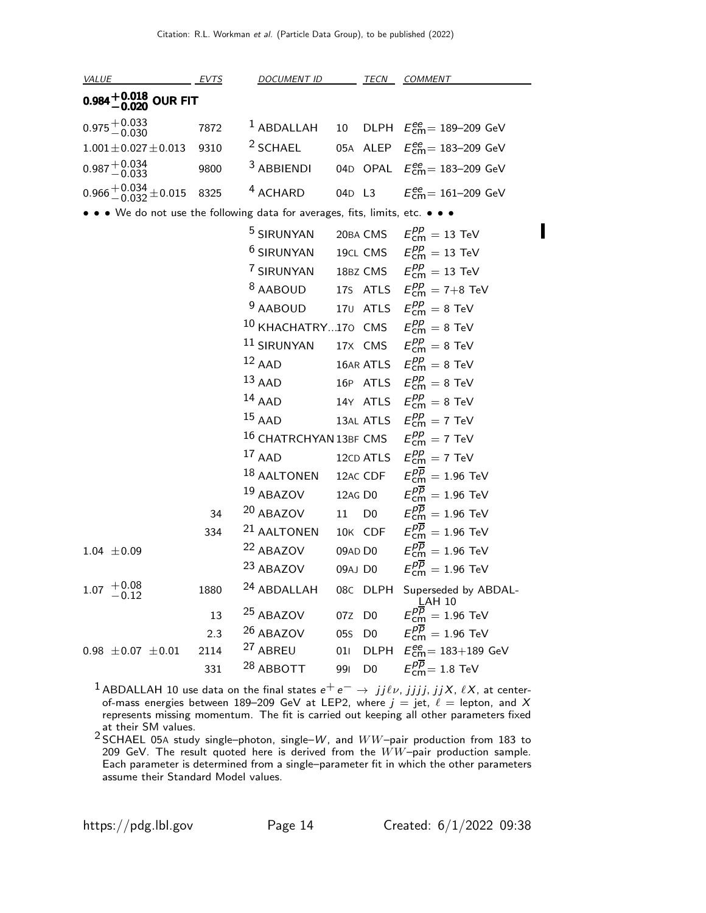| VALUE | EVTS | DOCUMENT ID | | TECN | COMMENT |
|---|---|---|---|---|---|
| **$0.984^{+0.018}_{-0.020}$ OUR FIT** | | | | | |
| $0.975^{+0.033}_{-0.030}$ | 7872 | [1] ABDALLAH | 10 | DLPH | $E^{ee}_{cm}$= 189–209 GeV |
| $1.001 \pm 0.027 \pm 0.013$ | 9310 | [2] SCHAEL | 05A | ALEP | $E^{ee}_{cm}$= 183–209 GeV |
| $0.987^{+0.034}_{-0.033}$ | 9800 | [3] ABBIENDI | 04D | OPAL | $E^{ee}_{cm}$= 183–209 GeV |
| $0.966^{+0.034}_{-0.032} \pm 0.015$ | 8325 | [4] ACHARD | 04D | L3 | $E^{ee}_{cm}$= 161–209 GeV |
| • • • We do not use the following data for averages, fits, limits, etc. • • • | | | | | |
| | | [5] SIRUNYAN | 20BA | CMS | $E^{pp}_{cm}$ = 13 TeV |
| | | [6] SIRUNYAN | 19CL | CMS | $E^{pp}_{cm}$ = 13 TeV |
| | | [7] SIRUNYAN | 18BZ | CMS | $E^{pp}_{cm}$ = 13 TeV |
| | | [8] AABOUD | 17S | ATLS | $E^{pp}_{cm}$ = 7+8 TeV |
| | | [9] AABOUD | 17U | ATLS | $E^{pp}_{cm}$ = 8 TeV |
| | | [10] KHACHATRY... | 17O | CMS | $E^{pp}_{cm}$ = 8 TeV |
| | | [11] SIRUNYAN | 17X | CMS | $E^{pp}_{cm}$ = 8 TeV |
| | | [12] AAD | 16AR | ATLS | $E^{pp}_{cm}$ = 8 TeV |
| | | [13] AAD | 16P | ATLS | $E^{pp}_{cm}$ = 8 TeV |
| | | [14] AAD | 14Y | ATLS | $E^{pp}_{cm}$ = 8 TeV |
| | | [15] AAD | 13AL | ATLS | $E^{pp}_{cm}$ = 7 TeV |
| | | [16] CHATRCHYAN | 13BF | CMS | $E^{pp}_{cm}$ = 7 TeV |
| | | [17] AAD | 12CD | ATLS | $E^{pp}_{cm}$ = 7 TeV |
| | | [18] AALTONEN | 12AC | CDF | $E^{p\overline{p}}_{cm}$ = 1.96 TeV |
| | | [19] ABAZOV | 12AG | D0 | $E^{p\overline{p}}_{cm}$ = 1.96 TeV |
| | 34 | [20] ABAZOV | 11 | D0 | $E^{p\overline{p}}_{cm}$ = 1.96 TeV |
| | 334 | [21] AALTONEN | 10K | CDF | $E^{p\overline{p}}_{cm}$ = 1.96 TeV |
| $1.04 \pm 0.09$ | | [22] ABAZOV | 09AD | D0 | $E^{p\overline{p}}_{cm}$ = 1.96 TeV |
| | | [23] ABAZOV | 09AJ | D0 | $E^{p\overline{p}}_{cm}$ = 1.96 TeV |
| $1.07^{+0.08}_{-0.12}$ | 1880 | [24] ABDALLAH | 08C | DLPH | Superseded by ABDALLAH 10 |
| | 13 | [25] ABAZOV | 07Z | D0 | $E^{p\overline{p}}_{cm}$ = 1.96 TeV |
| | 2.3 | [26] ABAZOV | 05S | D0 | $E^{p\overline{p}}_{cm}$ = 1.96 TeV |
| $0.98 \pm 0.07 \pm 0.01$ | 2114 | [27] ABREU | 01I | DLPH | $E^{ee}_{cm}$= 183+189 GeV |
| | 331 | [28] ABBOTT | 99I | D0 | $E^{p\overline{p}}_{cm}$= 1.8 TeV |

[1] ABDALLAH 10 use data on the final states $e^+e^- \rightarrow jj\ell\nu$, $jjjj$, $jjX$, $\ell X$, at center-of-mass energies between 189–209 GeV at LEP2, where $j$ = jet, $\ell$ = lepton, and $X$ represents missing momentum. The fit is carried out keeping all other parameters fixed at their SM values.

[2] SCHAEL 05A study single–photon, single–$W$, and $WW$–pair production from 183 to 209 GeV. The result quoted here is derived from the $WW$–pair production sample. Each parameter is determined from a single–parameter fit in which the other parameters assume their Standard Model values.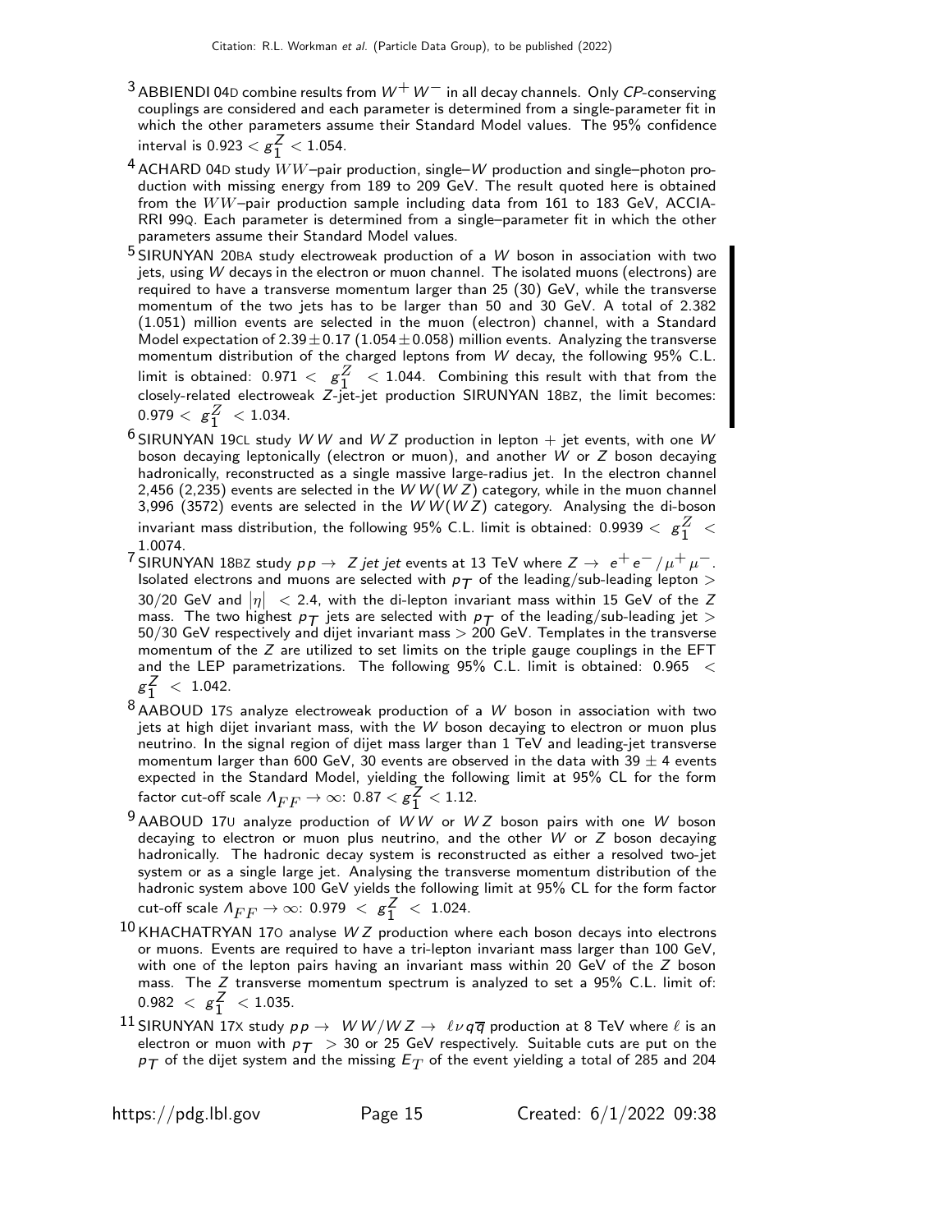[3] ABBIENDI 04D combine results from $W^+ W^-$ in all decay channels. Only *CP*-conserving couplings are considered and each parameter is determined from a single-parameter fit in which the other parameters assume their Standard Model values. The 95% confidence interval is $0.923 < g_1^Z < 1.054$.

[4] ACHARD 04D study $WW$–pair production, single–$W$ production and single–photon production with missing energy from 189 to 209 GeV. The result quoted here is obtained from the $WW$–pair production sample including data from 161 to 183 GeV, ACCIARRI 99Q. Each parameter is determined from a single–parameter fit in which the other parameters assume their Standard Model values.

[5] SIRUNYAN 20BA study electroweak production of a $W$ boson in association with two jets, using $W$ decays in the electron or muon channel. The isolated muons (electrons) are required to have a transverse momentum larger than 25 (30) GeV, while the transverse momentum of the two jets has to be larger than 50 and 30 GeV. A total of 2.382 (1.051) million events are selected in the muon (electron) channel, with a Standard Model expectation of $2.39 \pm 0.17$ ($1.054 \pm 0.058$) million events. Analyzing the transverse momentum distribution of the charged leptons from $W$ decay, the following 95% C.L. limit is obtained: $0.971 < g_1^Z < 1.044$. Combining this result with that from the closely-related electroweak $Z$-jet-jet production SIRUNYAN 18BZ, the limit becomes: $0.979 < g_1^Z < 1.034$.

[6] SIRUNYAN 19CL study $WW$ and $WZ$ production in lepton + jet events, with one $W$ boson decaying leptonically (electron or muon), and another $W$ or $Z$ boson decaying hadronically, reconstructed as a single massive large-radius jet. In the electron channel 2,456 (2,235) events are selected in the $WW(WZ)$ category, while in the muon channel 3,996 (3572) events are selected in the $WW(WZ)$ category. Analysing the di-boson invariant mass distribution, the following 95% C.L. limit is obtained: $0.9939 < g_1^Z < 1.0074$.

[7] SIRUNYAN 18BZ study $pp \rightarrow Z\, jet\, jet$ events at 13 TeV where $Z \rightarrow e^+ e^- / \mu^+ \mu^-$. Isolated electrons and muons are selected with $p_T$ of the leading/sub-leading lepton > 30/20 GeV and $|\eta| < 2.4$, with the di-lepton invariant mass within 15 GeV of the $Z$ mass. The two highest $p_T$ jets are selected with $p_T$ of the leading/sub-leading jet > 50/30 GeV respectively and dijet invariant mass > 200 GeV. Templates in the transverse momentum of the $Z$ are utilized to set limits on the triple gauge couplings in the EFT and the LEP parametrizations. The following 95% C.L. limit is obtained: $0.965 < g_1^Z < 1.042$.

[8] AABOUD 17S analyze electroweak production of a $W$ boson in association with two jets at high dijet invariant mass, with the $W$ boson decaying to electron or muon plus neutrino. In the signal region of dijet mass larger than 1 TeV and leading-jet transverse momentum larger than 600 GeV, 30 events are observed in the data with $39 \pm 4$ events expected in the Standard Model, yielding the following limit at 95% CL for the form factor cut-off scale $\Lambda_{FF} \rightarrow \infty$: $0.87 < g_1^Z < 1.12$.

[9] AABOUD 17U analyze production of $WW$ or $WZ$ boson pairs with one $W$ boson decaying to electron or muon plus neutrino, and the other $W$ or $Z$ boson decaying hadronically. The hadronic decay system is reconstructed as either a resolved two-jet system or as a single large jet. Analysing the transverse momentum distribution of the hadronic system above 100 GeV yields the following limit at 95% CL for the form factor cut-off scale $\Lambda_{FF} \rightarrow \infty$: $0.979 < g_1^Z < 1.024$.

[10] KHACHATRYAN 17O analyse $WZ$ production where each boson decays into electrons or muons. Events are required to have a tri-lepton invariant mass larger than 100 GeV, with one of the lepton pairs having an invariant mass within 20 GeV of the $Z$ boson mass. The $Z$ transverse momentum spectrum is analyzed to set a 95% C.L. limit of: $0.982 < g_1^Z < 1.035$.

[11] SIRUNYAN 17X study $pp \rightarrow WW/WZ \rightarrow \ell \nu q \overline{q}$ production at 8 TeV where $\ell$ is an electron or muon with $p_T$ > 30 or 25 GeV respectively. Suitable cuts are put on the $p_T$ of the dijet system and the missing $E_T$ of the event yielding a total of 285 and 204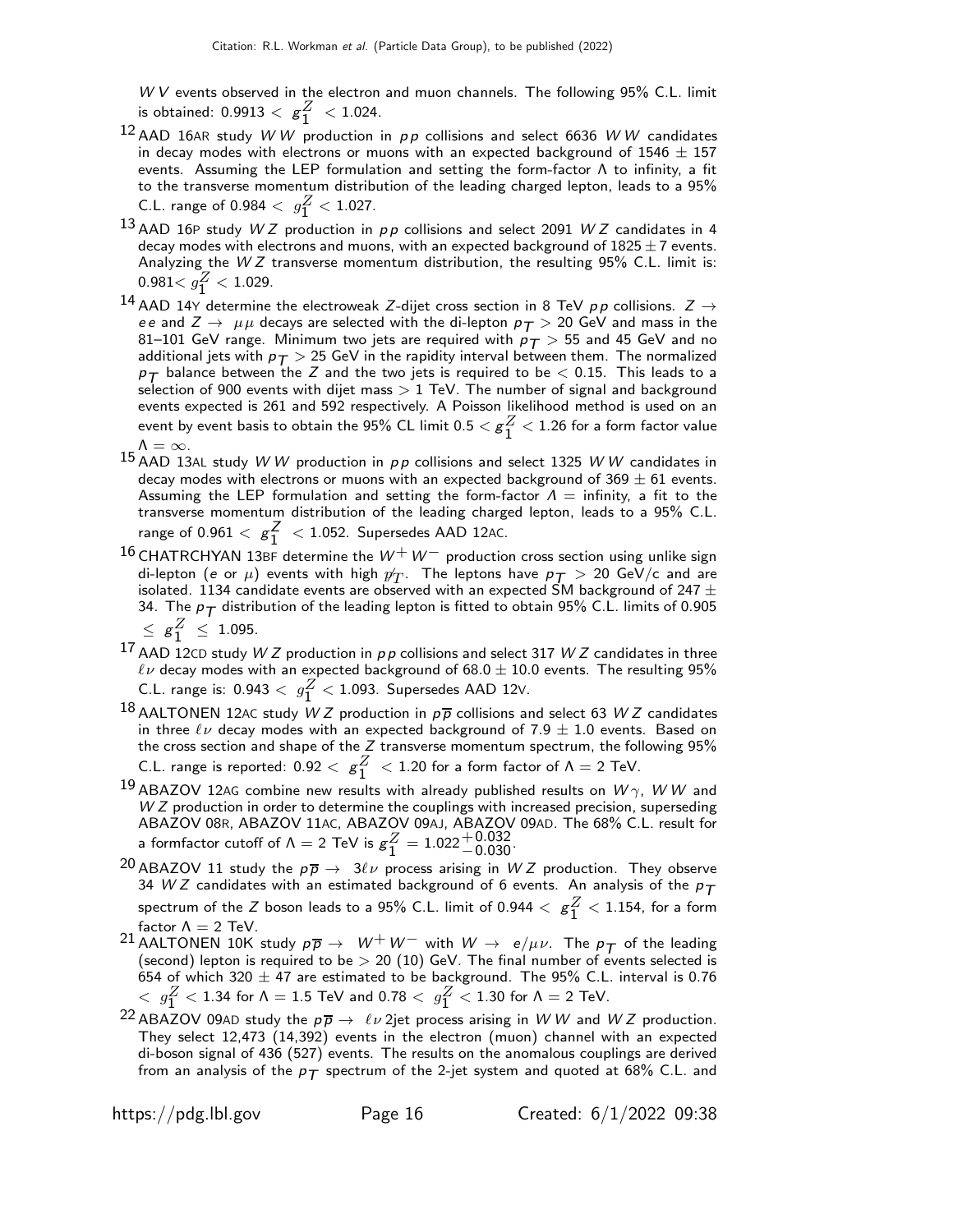$WV$ events observed in the electron and muon channels. The following 95% C.L. limit is obtained: $0.9913 < g_1^Z < 1.024$.

[12] AAD 16AR study $WW$ production in $pp$ collisions and select 6636 $WW$ candidates in decay modes with electrons or muons with an expected background of $1546 \pm 157$ events. Assuming the LEP formulation and setting the form-factor $\Lambda$ to infinity, a fit to the transverse momentum distribution of the leading charged lepton, leads to a 95% C.L. range of $0.984 < g_1^Z < 1.027$.

[13] AAD 16P study $WZ$ production in $pp$ collisions and select 2091 $WZ$ candidates in 4 decay modes with electrons and muons, with an expected background of $1825 \pm 7$ events. Analyzing the $WZ$ transverse momentum distribution, the resulting 95% C.L. limit is: $0.981 < g_1^Z < 1.029$.

[14] AAD 14Y determine the electroweak $Z$-dijet cross section in 8 TeV $pp$ collisions. $Z \to ee$ and $Z \to \mu\mu$ decays are selected with the di-lepton $p_T > 20$ GeV and mass in the 81–101 GeV range. Minimum two jets are required with $p_T > 55$ and 45 GeV and no additional jets with $p_T > 25$ GeV in the rapidity interval between them. The normalized $p_T$ balance between the $Z$ and the two jets is required to be $< 0.15$. This leads to a selection of 900 events with dijet mass $> 1$ TeV. The number of signal and background events expected is 261 and 592 respectively. A Poisson likelihood method is used on an event by event basis to obtain the 95% CL limit $0.5 < g_1^Z < 1.26$ for a form factor value $\Lambda = \infty$.

[15] AAD 13AL study $WW$ production in $pp$ collisions and select 1325 $WW$ candidates in decay modes with electrons or muons with an expected background of $369 \pm 61$ events. Assuming the LEP formulation and setting the form-factor $\Lambda$ = infinity, a fit to the transverse momentum distribution of the leading charged lepton, leads to a 95% C.L. range of $0.961 < g_1^Z < 1.052$. Supersedes AAD 12AC.

[16] CHATRCHYAN 13BF determine the $W^+W^-$ production cross section using unlike sign di-lepton ($e$ or $\mu$) events with high $\not{p}_T$. The leptons have $p_T > 20$ GeV/c and are isolated. 1134 candidate events are observed with an expected SM background of $247 \pm 34$. The $p_T$ distribution of the leading lepton is fitted to obtain 95% C.L. limits of $0.905 \leq g_1^Z \leq 1.095$.

[17] AAD 12CD study $WZ$ production in $pp$ collisions and select 317 $WZ$ candidates in three $\ell\nu$ decay modes with an expected background of $68.0 \pm 10.0$ events. The resulting 95% C.L. range is: $0.943 < g_1^Z < 1.093$. Supersedes AAD 12V.

[18] AALTONEN 12AC study $WZ$ production in $p\overline{p}$ collisions and select 63 $WZ$ candidates in three $\ell\nu$ decay modes with an expected background of $7.9 \pm 1.0$ events. Based on the cross section and shape of the $Z$ transverse momentum spectrum, the following 95% C.L. range is reported: $0.92 < g_1^Z < 1.20$ for a form factor of $\Lambda = 2$ TeV.

[19] ABAZOV 12AG combine new results with already published results on $W\gamma$, $WW$ and $WZ$ production in order to determine the couplings with increased precision, superseding ABAZOV 08R, ABAZOV 11AC, ABAZOV 09AJ, ABAZOV 09AD. The 68% C.L. result for a formfactor cutoff of $\Lambda = 2$ TeV is $g_1^Z = 1.022^{+0.032}_{-0.030}$.

[20] ABAZOV 11 study the $p\overline{p} \to 3\ell\nu$ process arising in $WZ$ production. They observe 34 $WZ$ candidates with an estimated background of 6 events. An analysis of the $p_T$ spectrum of the $Z$ boson leads to a 95% C.L. limit of $0.944 < g_1^Z < 1.154$, for a form factor $\Lambda = 2$ TeV.

[21] AALTONEN 10K study $p\overline{p} \to W^+W^-$ with $W \to e/\mu\nu$. The $p_T$ of the leading (second) lepton is required to be $> 20$ (10) GeV. The final number of events selected is 654 of which $320 \pm 47$ are estimated to be background. The 95% C.L. interval is $0.76 < g_1^Z < 1.34$ for $\Lambda = 1.5$ TeV and $0.78 < g_1^Z < 1.30$ for $\Lambda = 2$ TeV.

[22] ABAZOV 09AD study the $p\overline{p} \to \ell\nu$ 2jet process arising in $WW$ and $WZ$ production. They select 12,473 (14,392) events in the electron (muon) channel with an expected di-boson signal of 436 (527) events. The results on the anomalous couplings are derived from an analysis of the $p_T$ spectrum of the 2-jet system and quoted at 68% C.L. and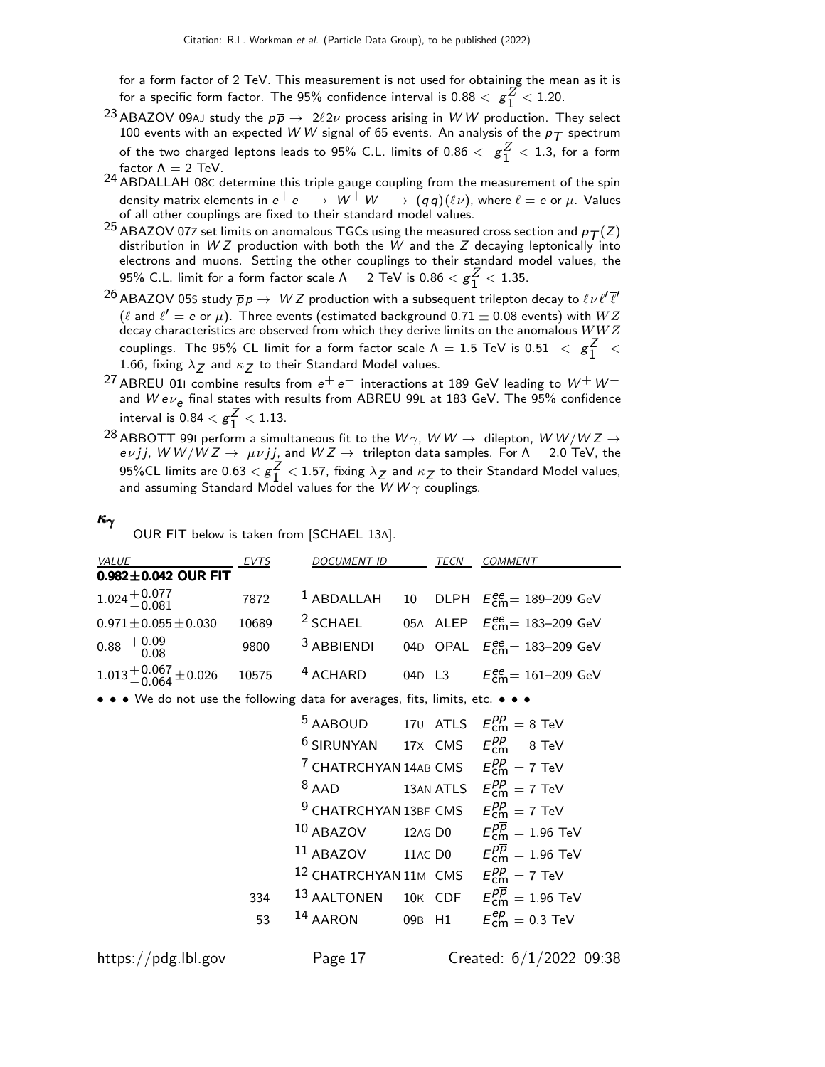for a form factor of 2 TeV. This measurement is not used for obtaining the mean as it is for a specific form factor. The 95% confidence interval is $0.88 < g_1^Z < 1.20$.

[23] ABAZOV 09AJ study the $p\overline{p} \rightarrow 2\ell 2\nu$ process arising in $WW$ production. They select 100 events with an expected $WW$ signal of 65 events. An analysis of the $p_T$ spectrum of the two charged leptons leads to 95% C.L. limits of $0.86 < g_1^Z < 1.3$, for a form factor $\Lambda = 2$ TeV.

[24] ABDALLAH 08C determine this triple gauge coupling from the measurement of the spin density matrix elements in $e^+ e^- \rightarrow W^+ W^- \rightarrow (q q)(\ell \nu)$, where $\ell = e$ or $\mu$. Values of all other couplings are fixed to their standard model values.

[25] ABAZOV 07Z set limits on anomalous TGCs using the measured cross section and $p_T(Z)$ distribution in $WZ$ production with both the $W$ and the $Z$ decaying leptonically into electrons and muons. Setting the other couplings to their standard model values, the 95% C.L. limit for a form factor scale $\Lambda = 2$ TeV is $0.86 < g_1^Z < 1.35$.

[26] ABAZOV 05S study $\overline{p}p \rightarrow WZ$ production with a subsequent trilepton decay to $\ell \nu \ell' \overline{\ell}'$ ($\ell$ and $\ell' = e$ or $\mu$). Three events (estimated background $0.71 \pm 0.08$ events) with $WZ$ decay characteristics are observed from which they derive limits on the anomalous $WWZ$ couplings. The 95% CL limit for a form factor scale $\Lambda = 1.5$ TeV is $0.51 < g_1^Z < 1.66$, fixing $\lambda_Z$ and $\kappa_Z$ to their Standard Model values.

[27] ABREU 01I combine results from $e^+ e^-$ interactions at 189 GeV leading to $W^+ W^-$ and $W e \nu_e$ final states with results from ABREU 99L at 183 GeV. The 95% confidence interval is $0.84 < g_1^Z < 1.13$.

[28] ABBOTT 99I perform a simultaneous fit to the $W\gamma$, $WW \rightarrow$ dilepton, $WW/WZ \rightarrow e\nu jj$, $WW/WZ \rightarrow \mu\nu jj$, and $WZ \rightarrow$ trilepton data samples. For $\Lambda = 2.0$ TeV, the 95%CL limits are $0.63 < g_1^Z < 1.57$, fixing $\lambda_Z$ and $\kappa_Z$ to their Standard Model values, and assuming Standard Model values for the $WW\gamma$ couplings.

### $\kappa_\gamma$

OUR FIT below is taken from [SCHAEL 13A].

| VALUE | EVTS | DOCUMENT ID | | TECN | COMMENT |
|---|---|---|---|---|---|
| **0.982±0.042 OUR FIT** | | | | | |
| $1.024^{+0.077}_{-0.081}$ | 7872 | [1] ABDALLAH | 10 | DLPH | $E^{ee}_{cm}$= 189–209 GeV |
| $0.971 \pm 0.055 \pm 0.030$ | 10689 | [2] SCHAEL | 05A | ALEP | $E^{ee}_{cm}$= 183–209 GeV |
| $0.88\ ^{+0.09}_{-0.08}$ | 9800 | [3] ABBIENDI | 04D | OPAL | $E^{ee}_{cm}$= 183–209 GeV |
| $1.013^{+0.067}_{-0.064} \pm 0.026$ | 10575 | [4] ACHARD | 04D | L3 | $E^{ee}_{cm}$= 161–209 GeV |
| • • • We do not use the following data for averages, fits, limits, etc. • • • | | | | | |
| | | [5] AABOUD | 17U | ATLS | $E^{pp}_{cm}$ = 8 TeV |
| | | [6] SIRUNYAN | 17X | CMS | $E^{pp}_{cm}$ = 8 TeV |
| | | [7] CHATRCHYAN | 14AB | CMS | $E^{pp}_{cm}$ = 7 TeV |
| | | [8] AAD | 13AN | ATLS | $E^{pp}_{cm}$ = 7 TeV |
| | | [9] CHATRCHYAN | 13BF | CMS | $E^{pp}_{cm}$ = 7 TeV |
| | | [10] ABAZOV | 12AG | D0 | $E^{p\overline{p}}_{cm}$ = 1.96 TeV |
| | | [11] ABAZOV | 11AC | D0 | $E^{p\overline{p}}_{cm}$ = 1.96 TeV |
| | | [12] CHATRCHYAN | 11M | CMS | $E^{pp}_{cm}$ = 7 TeV |
| | 334 | [13] AALTONEN | 10K | CDF | $E^{p\overline{p}}_{cm}$ = 1.96 TeV |
| | 53 | [14] AARON | 09B | H1 | $E^{ep}_{cm}$ = 0.3 TeV |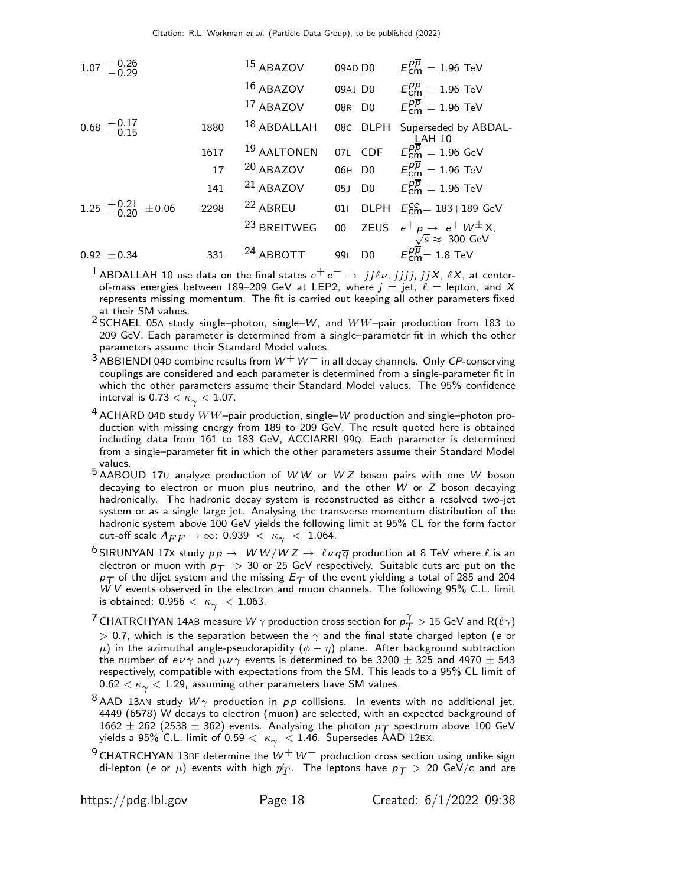| VALUE | EVTS | DOCUMENT ID | | TECN | COMMENT |
|---|---|---|---|---|---|
| $1.07\ ^{+0.26}_{-0.29}$ | | [15] ABAZOV | 09AD | D0 | $E^{p\overline{p}}_{\rm cm} = 1.96$ TeV |
| | | [16] ABAZOV | 09AJ | D0 | $E^{p\overline{p}}_{\rm cm} = 1.96$ TeV |
| | | [17] ABAZOV | 08R | D0 | $E^{p\overline{p}}_{\rm cm} = 1.96$ TeV |
| $0.68\ ^{+0.17}_{-0.15}$ | 1880 | [18] ABDALLAH | 08C | DLPH | Superseded by ABDALLAH 10 |
| | 1617 | [19] AALTONEN | 07L | CDF | $E^{p\overline{p}}_{\rm cm} = 1.96$ GeV |
| | 17 | [20] ABAZOV | 06H | D0 | $E^{p\overline{p}}_{\rm cm} = 1.96$ TeV |
| | 141 | [21] ABAZOV | 05J | D0 | $E^{p\overline{p}}_{\rm cm} = 1.96$ TeV |
| $1.25\ ^{+0.21}_{-0.20} \pm 0.06$ | 2298 | [22] ABREU | 01I | DLPH | $E^{ee}_{\rm cm} = 183+189$ GeV |
| | | [23] BREITWEG | 00 | ZEUS | $e^+ p \rightarrow e^+ W^{\pm} X$, $\sqrt{s} \approx 300$ GeV |
| $0.92 \pm 0.34$ | 331 | [24] ABBOTT | 99I | D0 | $E^{p\overline{p}}_{\rm cm} = 1.8$ TeV |

[1] ABDALLAH 10 use data on the final states $e^+ e^- \rightarrow jj\ell\nu$, $jjjj$, $jjX$, $\ell X$, at center-of-mass energies between 189–209 GeV at LEP2, where $j$ = jet, $\ell$ = lepton, and $X$ represents missing momentum. The fit is carried out keeping all other parameters fixed at their SM values.

[2] SCHAEL 05A study single–photon, single–$W$, and $WW$–pair production from 183 to 209 GeV. Each parameter is determined from a single–parameter fit in which the other parameters assume their Standard Model values.

[3] ABBIENDI 04D combine results from $W^+ W^-$ in all decay channels. Only *CP*-conserving couplings are considered and each parameter is determined from a single-parameter fit in which the other parameters assume their Standard Model values. The 95% confidence interval is $0.73 < \kappa_\gamma < 1.07$.

[4] ACHARD 04D study $WW$–pair production, single–$W$ production and single–photon production with missing energy from 189 to 209 GeV. The result quoted here is obtained including data from 161 to 183 GeV, ACCIARRI 99Q. Each parameter is determined from a single–parameter fit in which the other parameters assume their Standard Model values.

[5] AABOUD 17U analyze production of $WW$ or $WZ$ boson pairs with one $W$ boson decaying to electron or muon plus neutrino, and the other $W$ or $Z$ boson decaying hadronically. The hadronic decay system is reconstructed as either a resolved two-jet system or as a single large jet. Analysing the transverse momentum distribution of the hadronic system above 100 GeV yields the following limit at 95% CL for the form factor cut-off scale $\Lambda_{FF} \rightarrow \infty$: $0.939 < \kappa_\gamma < 1.064$.

[6] SIRUNYAN 17X study $pp \rightarrow WW/WZ \rightarrow \ell\nu q\overline{q}$ production at 8 TeV where $\ell$ is an electron or muon with $p_T > 30$ or 25 GeV respectively. Suitable cuts are put on the $p_T$ of the dijet system and the missing $E_T$ of the event yielding a total of 285 and 204 $WV$ events observed in the electron and muon channels. The following 95% C.L. limit is obtained: $0.956 < \kappa_\gamma < 1.063$.

[7] CHATRCHYAN 14AB measure $W\gamma$ production cross section for $p_T^\gamma > 15$ GeV and R($\ell\gamma$) $> 0.7$, which is the separation between the $\gamma$ and the final state charged lepton ($e$ or $\mu$) in the azimuthal angle-pseudorapidity ($\phi - \eta$) plane. After background subtraction the number of $e\nu\gamma$ and $\mu\nu\gamma$ events is determined to be $3200 \pm 325$ and $4970 \pm 543$ respectively, compatible with expectations from the SM. This leads to a 95% CL limit of $0.62 < \kappa_\gamma < 1.29$, assuming other parameters have SM values.

[8] AAD 13AN study $W\gamma$ production in $pp$ collisions. In events with no additional jet, 4449 (6578) W decays to electron (muon) are selected, with an expected background of $1662 \pm 262$ ($2538 \pm 362$) events. Analysing the photon $p_T$ spectrum above 100 GeV yields a 95% C.L. limit of $0.59 < \kappa_\gamma < 1.46$. Supersedes AAD 12BX.

[9] CHATRCHYAN 13BF determine the $W^+ W^-$ production cross section using unlike sign di-lepton ($e$ or $\mu$) events with high $\not{p}_T$. The leptons have $p_T > 20$ GeV/c and are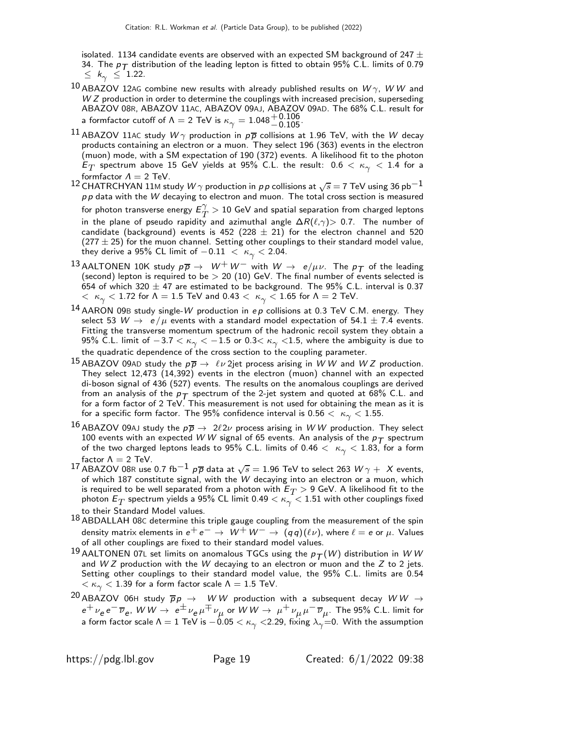isolated. 1134 candidate events are observed with an expected SM background of 247 $\pm$ 34. The $p_T$ distribution of the leading lepton is fitted to obtain 95% C.L. limits of 0.79 $\leq k_\gamma \leq$ 1.22.

[10] ABAZOV 12AG combine new results with already published results on $W\gamma$, $WW$ and $WZ$ production in order to determine the couplings with increased precision, superseding ABAZOV 08R, ABAZOV 11AC, ABAZOV 09AJ, ABAZOV 09AD. The 68% C.L. result for a formfactor cutoff of $\Lambda = 2$ TeV is $\kappa_\gamma = 1.048^{+0.106}_{-0.105}$.

[11] ABAZOV 11AC study $W\gamma$ production in $p\overline{p}$ collisions at 1.96 TeV, with the $W$ decay products containing an electron or a muon. They select 196 (363) events in the electron (muon) mode, with a SM expectation of 190 (372) events. A likelihood fit to the photon $E_T$ spectrum above 15 GeV yields at 95% C.L. the result: $0.6 < \kappa_\gamma < 1.4$ for a formfactor $\Lambda = 2$ TeV.

[12] CHATRCHYAN 11M study $W\gamma$ production in $pp$ collisions at $\sqrt{s} = 7$ TeV using 36 pb$^{-1}$ $pp$ data with the $W$ decaying to electron and muon. The total cross section is measured for photon transverse energy $E_T^\gamma > 10$ GeV and spatial separation from charged leptons in the plane of pseudo rapidity and azimuthal angle $\Delta R(\ell,\gamma) > 0.7$. The number of candidate (background) events is 452 (228 $\pm$ 21) for the electron channel and 520 (277 $\pm$ 25) for the muon channel. Setting other couplings to their standard model value, they derive a 95% CL limit of $-0.11 < \kappa_\gamma < 2.04$.

[13] AALTONEN 10K study $p\overline{p} \rightarrow W^+W^-$ with $W \rightarrow e/\mu\nu$. The $p_T$ of the leading (second) lepton is required to be $> 20$ (10) GeV. The final number of events selected is 654 of which 320 $\pm$ 47 are estimated to be background. The 95% C.L. interval is $0.37 < \kappa_\gamma < 1.72$ for $\Lambda = 1.5$ TeV and $0.43 < \kappa_\gamma < 1.65$ for $\Lambda = 2$ TeV.

[14] AARON 09B study single-$W$ production in $ep$ collisions at 0.3 TeV C.M. energy. They select 53 $W \rightarrow e/\mu$ events with a standard model expectation of 54.1 $\pm$ 7.4 events. Fitting the transverse momentum spectrum of the hadronic recoil system they obtain a 95% C.L. limit of $-3.7 < \kappa_\gamma < -1.5$ or $0.3 < \kappa_\gamma < 1.5$, where the ambiguity is due to the quadratic dependence of the cross section to the coupling parameter.

[15] ABAZOV 09AD study the $p\overline{p} \rightarrow \ell\nu$ 2jet process arising in $WW$ and $WZ$ production. They select 12,473 (14,392) events in the electron (muon) channel with an expected di-boson signal of 436 (527) events. The results on the anomalous couplings are derived from an analysis of the $p_T$ spectrum of the 2-jet system and quoted at 68% C.L. and for a form factor of 2 TeV. This measurement is not used for obtaining the mean as it is for a specific form factor. The 95% confidence interval is $0.56 < \kappa_\gamma < 1.55$.

[16] ABAZOV 09AJ study the $p\overline{p} \rightarrow 2\ell 2\nu$ process arising in $WW$ production. They select 100 events with an expected $WW$ signal of 65 events. An analysis of the $p_T$ spectrum of the two charged leptons leads to 95% C.L. limits of $0.46 < \kappa_\gamma < 1.83$, for a form factor $\Lambda = 2$ TeV.

[17] ABAZOV 08R use 0.7 fb$^{-1}$ $p\overline{p}$ data at $\sqrt{s} = 1.96$ TeV to select 263 $W\gamma + X$ events, of which 187 constitute signal, with the $W$ decaying into an electron or a muon, which is required to be well separated from a photon with $E_T > 9$ GeV. A likelihood fit to the photon $E_T$ spectrum yields a 95% CL limit $0.49 < \kappa_\gamma < 1.51$ with other couplings fixed to their Standard Model values.

[18] ABDALLAH 08C determine this triple gauge coupling from the measurement of the spin density matrix elements in $e^+e^- \rightarrow W^+W^- \rightarrow (qq)(\ell\nu)$, where $\ell = e$ or $\mu$. Values of all other couplings are fixed to their standard model values.

[19] AALTONEN 07L set limits on anomalous TGCs using the $p_T(W)$ distribution in $WW$ and $WZ$ production with the $W$ decaying to an electron or muon and the $Z$ to 2 jets. Setting other couplings to their standard model value, the 95% C.L. limits are $0.54 < \kappa_\gamma < 1.39$ for a form factor scale $\Lambda = 1.5$ TeV.

[20] ABAZOV 06H study $\overline{p}p \rightarrow WW$ production with a subsequent decay $WW \rightarrow e^+\nu_e e^-\overline{\nu}_e$, $WW \rightarrow e^\pm\nu_e \mu^\mp\nu_\mu$ or $WW \rightarrow \mu^+\nu_\mu \mu^-\overline{\nu}_\mu$. The 95% C.L. limit for a form factor scale $\Lambda = 1$ TeV is $-0.05 < \kappa_\gamma < 2.29$, fixing $\lambda_\gamma = 0$. With the assumption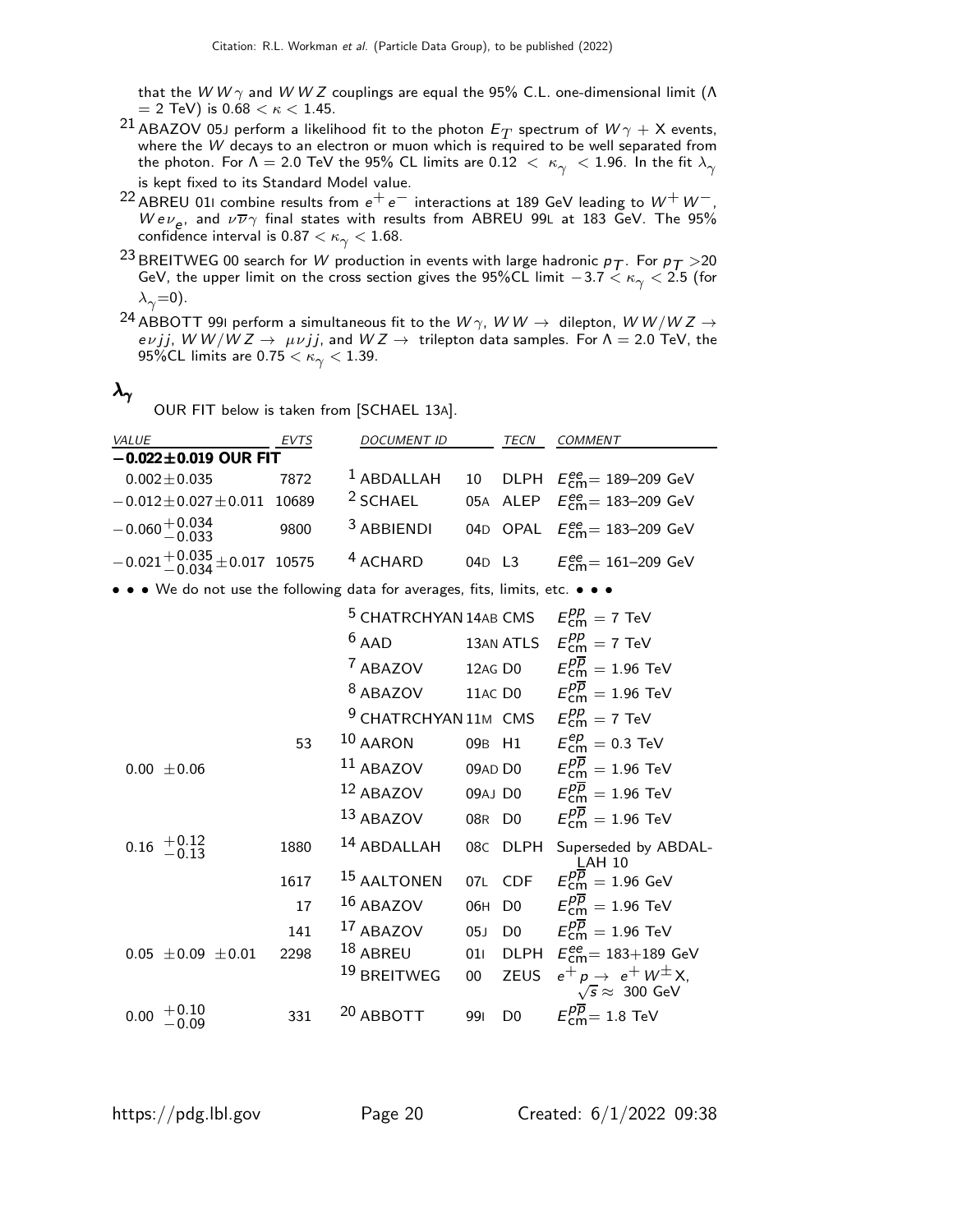that the $WW\gamma$ and $WWZ$ couplings are equal the 95% C.L. one-dimensional limit ($\Lambda = 2$ TeV) is $0.68 < \kappa < 1.45$.

[21] ABAZOV 05J perform a likelihood fit to the photon $E_T$ spectrum of $W\gamma$ + X events, where the $W$ decays to an electron or muon which is required to be well separated from the photon. For $\Lambda = 2.0$ TeV the 95% CL limits are $0.12 < \kappa_\gamma < 1.96$. In the fit $\lambda_\gamma$ is kept fixed to its Standard Model value.

[22] ABREU 01I combine results from $e^+e^-$ interactions at 189 GeV leading to $W^+W^-$, $We\nu_e$, and $\nu\overline{\nu}\gamma$ final states with results from ABREU 99L at 183 GeV. The 95% confidence interval is $0.87 < \kappa_\gamma < 1.68$.

[23] BREITWEG 00 search for $W$ production in events with large hadronic $p_T$. For $p_T > 20$ GeV, the upper limit on the cross section gives the 95%CL limit $-3.7 < \kappa_\gamma < 2.5$ (for $\lambda_\gamma = 0$).

[24] ABBOTT 99I perform a simultaneous fit to the $W\gamma$, $WW \rightarrow$ dilepton, $WW/WZ \rightarrow e\nu jj$, $WW/WZ \rightarrow \mu\nu jj$, and $WZ \rightarrow$ trilepton data samples. For $\Lambda = 2.0$ TeV, the 95%CL limits are $0.75 < \kappa_\gamma < 1.39$.

## $\lambda_\gamma$

OUR FIT below is taken from [SCHAEL 13A].

| *VALUE* | *EVTS* | *DOCUMENT ID* | | *TECN* | *COMMENT* |
|---|---|---|---|---|---|
| **$-0.022 \pm 0.019$ OUR FIT** | | | | | |
| $0.002 \pm 0.035$ | 7872 | [1] ABDALLAH | 10 | DLPH | $E^{ee}_{cm} = 189$–$209$ GeV |
| $-0.012 \pm 0.027 \pm 0.011$ | 10689 | [2] SCHAEL | 05A | ALEP | $E^{ee}_{cm} = 183$–$209$ GeV |
| $-0.060^{+0.034}_{-0.033}$ | 9800 | [3] ABBIENDI | 04D | OPAL | $E^{ee}_{cm} = 183$–$209$ GeV |
| $-0.021^{+0.035}_{-0.034} \pm 0.017$ | 10575 | [4] ACHARD | 04D | L3 | $E^{ee}_{cm} = 161$–$209$ GeV |
| • • • We do not use the following data for averages, fits, limits, etc. • • • | | | | | |
| | | [5] CHATRCHYAN | 14AB | CMS | $E^{pp}_{cm} = 7$ TeV |
| | | [6] AAD | 13AN | ATLS | $E^{pp}_{cm} = 7$ TeV |
| | | [7] ABAZOV | 12AG | D0 | $E^{p\overline{p}}_{cm} = 1.96$ TeV |
| | | [8] ABAZOV | 11AC | D0 | $E^{p\overline{p}}_{cm} = 1.96$ TeV |
| | | [9] CHATRCHYAN | 11M | CMS | $E^{pp}_{cm} = 7$ TeV |
| | 53 | [10] AARON | 09B | H1 | $E^{ep}_{cm} = 0.3$ TeV |
| $0.00 \pm 0.06$ | | [11] ABAZOV | 09AD | D0 | $E^{p\overline{p}}_{cm} = 1.96$ TeV |
| | | [12] ABAZOV | 09AJ | D0 | $E^{p\overline{p}}_{cm} = 1.96$ TeV |
| | | [13] ABAZOV | 08R | D0 | $E^{p\overline{p}}_{cm} = 1.96$ TeV |
| $0.16^{+0.12}_{-0.13}$ | 1880 | [14] ABDALLAH | 08C | DLPH | Superseded by ABDALLAH 10 |
| | 1617 | [15] AALTONEN | 07L | CDF | $E^{p\overline{p}}_{cm} = 1.96$ GeV |
| | 17 | [16] ABAZOV | 06H | D0 | $E^{p\overline{p}}_{cm} = 1.96$ TeV |
| | 141 | [17] ABAZOV | 05J | D0 | $E^{p\overline{p}}_{cm} = 1.96$ TeV |
| $0.05 \pm 0.09 \pm 0.01$ | 2298 | [18] ABREU | 01I | DLPH | $E^{ee}_{cm} = 183+189$ GeV |
| | | [19] BREITWEG | 00 | ZEUS | $e^+p \rightarrow e^+W^\pm X$, $\sqrt{s} \approx 300$ GeV |
| $0.00^{+0.10}_{-0.09}$ | 331 | [20] ABBOTT | 99I | D0 | $E^{p\overline{p}}_{cm} = 1.8$ TeV |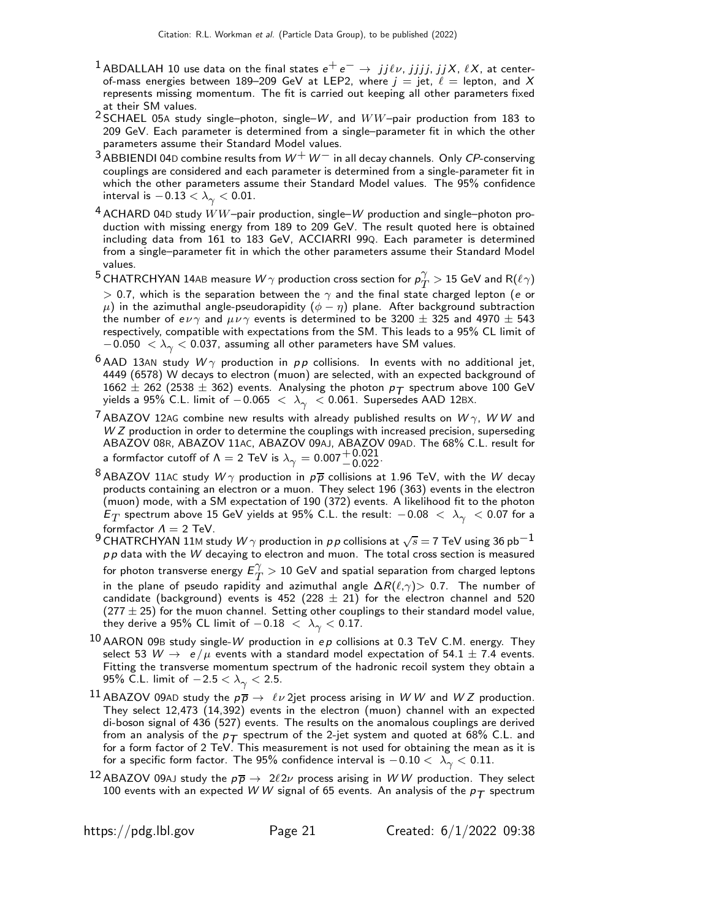[1] ABDALLAH 10 use data on the final states $e^+ e^- \rightarrow jj\ell\nu$, $jjjj$, $jjX$, $\ell X$, at center-of-mass energies between 189–209 GeV at LEP2, where $j$ = jet, $\ell$ = lepton, and $X$ represents missing momentum. The fit is carried out keeping all other parameters fixed at their SM values.

[2] SCHAEL 05A study single–photon, single–$W$, and $WW$–pair production from 183 to 209 GeV. Each parameter is determined from a single–parameter fit in which the other parameters assume their Standard Model values.

[3] ABBIENDI 04D combine results from $W^+ W^-$ in all decay channels. Only *CP*-conserving couplings are considered and each parameter is determined from a single-parameter fit in which the other parameters assume their Standard Model values. The 95% confidence interval is $-0.13 < \lambda_\gamma < 0.01$.

[4] ACHARD 04D study $WW$–pair production, single–$W$ production and single–photon production with missing energy from 189 to 209 GeV. The result quoted here is obtained including data from 161 to 183 GeV, ACCIARRI 99Q. Each parameter is determined from a single–parameter fit in which the other parameters assume their Standard Model values.

[5] CHATRCHYAN 14AB measure $W\gamma$ production cross section for $p_T^\gamma > 15$ GeV and $R(\ell\gamma) > 0.7$, which is the separation between the $\gamma$ and the final state charged lepton ($e$ or $\mu$) in the azimuthal angle-pseudorapidity ($\phi - \eta$) plane. After background subtraction the number of $e\nu\gamma$ and $\mu\nu\gamma$ events is determined to be 3200 $\pm$ 325 and 4970 $\pm$ 543 respectively, compatible with expectations from the SM. This leads to a 95% CL limit of $-0.050 < \lambda_\gamma < 0.037$, assuming all other parameters have SM values.

[6] AAD 13AN study $W\gamma$ production in $pp$ collisions. In events with no additional jet, 4449 (6578) W decays to electron (muon) are selected, with an expected background of 1662 $\pm$ 262 (2538 $\pm$ 362) events. Analysing the photon $p_T$ spectrum above 100 GeV yields a 95% C.L. limit of $-0.065 < \lambda_\gamma < 0.061$. Supersedes AAD 12BX.

[7] ABAZOV 12AG combine new results with already published results on $W\gamma$, $WW$ and $WZ$ production in order to determine the couplings with increased precision, superseding ABAZOV 08R, ABAZOV 11AC, ABAZOV 09AJ, ABAZOV 09AD. The 68% C.L. result for a formfactor cutoff of $\Lambda = 2$ TeV is $\lambda_\gamma = 0.007^{+0.021}_{-0.022}$.

[8] ABAZOV 11AC study $W\gamma$ production in $p\overline{p}$ collisions at 1.96 TeV, with the $W$ decay products containing an electron or a muon. They select 196 (363) events in the electron (muon) mode, with a SM expectation of 190 (372) events. A likelihood fit to the photon $E_T$ spectrum above 15 GeV yields at 95% C.L. the result: $-0.08 < \lambda_\gamma < 0.07$ for a formfactor $\Lambda = 2$ TeV.

[9] CHATRCHYAN 11M study $W\gamma$ production in $pp$ collisions at $\sqrt{s} = 7$ TeV using 36 pb$^{-1}$ $pp$ data with the $W$ decaying to electron and muon. The total cross section is measured for photon transverse energy $E_T^\gamma > 10$ GeV and spatial separation from charged leptons in the plane of pseudo rapidity and azimuthal angle $\Delta R(\ell,\gamma) > 0.7$. The number of candidate (background) events is 452 (228 $\pm$ 21) for the electron channel and 520 (277 $\pm$ 25) for the muon channel. Setting other couplings to their standard model value, they derive a 95% CL limit of $-0.18 < \lambda_\gamma < 0.17$.

[10] AARON 09B study single-$W$ production in $ep$ collisions at 0.3 TeV C.M. energy. They select 53 $W \rightarrow e/\mu$ events with a standard model expectation of 54.1 $\pm$ 7.4 events. Fitting the transverse momentum spectrum of the hadronic recoil system they obtain a 95% C.L. limit of $-2.5 < \lambda_\gamma < 2.5$.

[11] ABAZOV 09AD study the $p\overline{p} \rightarrow \ell\nu$ 2jet process arising in $WW$ and $WZ$ production. They select 12,473 (14,392) events in the electron (muon) channel with an expected di-boson signal of 436 (527) events. The results on the anomalous couplings are derived from an analysis of the $p_T$ spectrum of the 2-jet system and quoted at 68% C.L. and for a form factor of 2 TeV. This measurement is not used for obtaining the mean as it is for a specific form factor. The 95% confidence interval is $-0.10 < \lambda_\gamma < 0.11$.

[12] ABAZOV 09AJ study the $p\overline{p} \rightarrow 2\ell 2\nu$ process arising in $WW$ production. They select 100 events with an expected $WW$ signal of 65 events. An analysis of the $p_T$ spectrum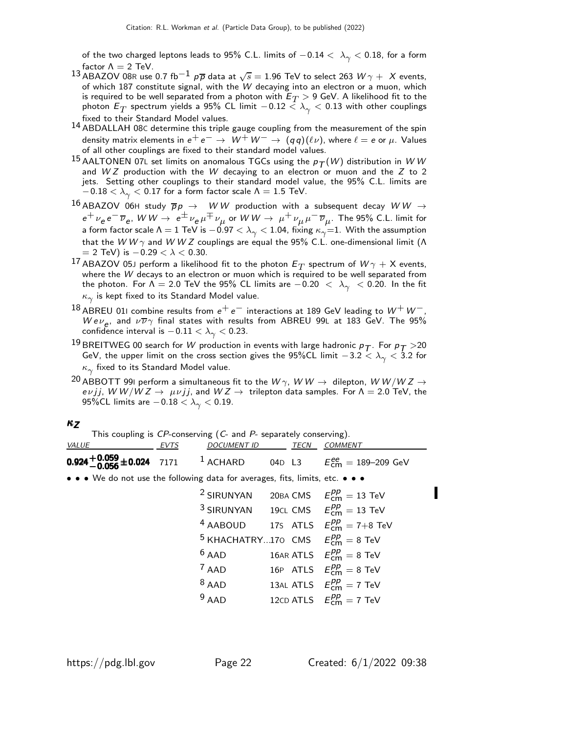of the two charged leptons leads to 95% C.L. limits of $-0.14 < \lambda_\gamma < 0.18$, for a form factor $\Lambda = 2$ TeV.

[13] ABAZOV 08R use 0.7 fb$^{-1}$ $p\overline{p}$ data at $\sqrt{s} = 1.96$ TeV to select 263 $W\gamma + X$ events, of which 187 constitute signal, with the $W$ decaying into an electron or a muon, which is required to be well separated from a photon with $E_T > 9$ GeV. A likelihood fit to the photon $E_T$ spectrum yields a 95% CL limit $-0.12 < \lambda_\gamma < 0.13$ with other couplings fixed to their Standard Model values.

[14] ABDALLAH 08C determine this triple gauge coupling from the measurement of the spin density matrix elements in $e^+e^- \rightarrow W^+W^- \rightarrow (qq)(\ell\nu)$, where $\ell = e$ or $\mu$. Values of all other couplings are fixed to their standard model values.

[15] AALTONEN 07L set limits on anomalous TGCs using the $p_T(W)$ distribution in $WW$ and $WZ$ production with the $W$ decaying to an electron or muon and the $Z$ to 2 jets. Setting other couplings to their standard model value, the 95% C.L. limits are $-0.18 < \lambda_\gamma < 0.17$ for a form factor scale $\Lambda = 1.5$ TeV.

[16] ABAZOV 06H study $\overline{p}p \rightarrow WW$ production with a subsequent decay $WW \rightarrow e^+\nu_e e^-\overline{\nu}_e$, $WW \rightarrow e^\pm\nu_e\mu^\mp\nu_\mu$ or $WW \rightarrow \mu^+\nu_\mu\mu^-\overline{\nu}_\mu$. The 95% C.L. limit for a form factor scale $\Lambda = 1$ TeV is $-0.97 < \lambda_\gamma < 1.04$, fixing $\kappa_\gamma$=1. With the assumption that the $WW\gamma$ and $WWZ$ couplings are equal the 95% C.L. one-dimensional limit ($\Lambda = 2$ TeV) is $-0.29 < \lambda < 0.30$.

[17] ABAZOV 05J perform a likelihood fit to the photon $E_T$ spectrum of $W\gamma$ + X events, where the $W$ decays to an electron or muon which is required to be well separated from the photon. For $\Lambda = 2.0$ TeV the 95% CL limits are $-0.20 < \lambda_\gamma < 0.20$. In the fit $\kappa_\gamma$ is kept fixed to its Standard Model value.

[18] ABREU 01I combine results from $e^+e^-$ interactions at 189 GeV leading to $W^+W^-$, $We\nu_e$, and $\nu\overline{\nu}\gamma$ final states with results from ABREU 99L at 183 GeV. The 95% confidence interval is $-0.11 < \lambda_\gamma < 0.23$.

[19] BREITWEG 00 search for $W$ production in events with large hadronic $p_T$. For $p_T$ >20 GeV, the upper limit on the cross section gives the 95%CL limit $-3.2 < \lambda_\gamma < 3.2$ for $\kappa_\gamma$ fixed to its Standard Model value.

[20] ABBOTT 99I perform a simultaneous fit to the $W\gamma$, $WW \rightarrow$ dilepton, $WW/WZ \rightarrow e\nu jj$, $WW/WZ \rightarrow \mu\nu jj$, and $WZ \rightarrow$ trilepton data samples. For $\Lambda = 2.0$ TeV, the 95%CL limits are $-0.18 < \lambda_\gamma < 0.19$.

## $\kappa_Z$

This coupling is *CP*-conserving (*C*- and *P*- separately conserving).

| VALUE | EVTS | DOCUMENT ID | | TECN | COMMENT |
|---|---|---|---|---|---|
| **$0.924^{+0.059}_{-0.056} \pm 0.024$** | 7171 | [1] ACHARD | 04D | L3 | $E^{ee}_{cm}$ = 189–209 GeV |
| • • • We do not use the following data for averages, fits, limits, etc. • • • | | | | | |
| | | [2] SIRUNYAN | 20BA | CMS | $E^{pp}_{cm}$ = 13 TeV |
| | | [3] SIRUNYAN | 19CL | CMS | $E^{pp}_{cm}$ = 13 TeV |
| | | [4] AABOUD | 17S | ATLS | $E^{pp}_{cm}$ = 7+8 TeV |
| | | [5] KHACHATRY... | 17O | CMS | $E^{pp}_{cm}$ = 8 TeV |
| | | [6] AAD | 16AR | ATLS | $E^{pp}_{cm}$ = 8 TeV |
| | | [7] AAD | 16P | ATLS | $E^{pp}_{cm}$ = 8 TeV |
| | | [8] AAD | 13AL | ATLS | $E^{pp}_{cm}$ = 7 TeV |
| | | [9] AAD | 12CD | ATLS | $E^{pp}_{cm}$ = 7 TeV |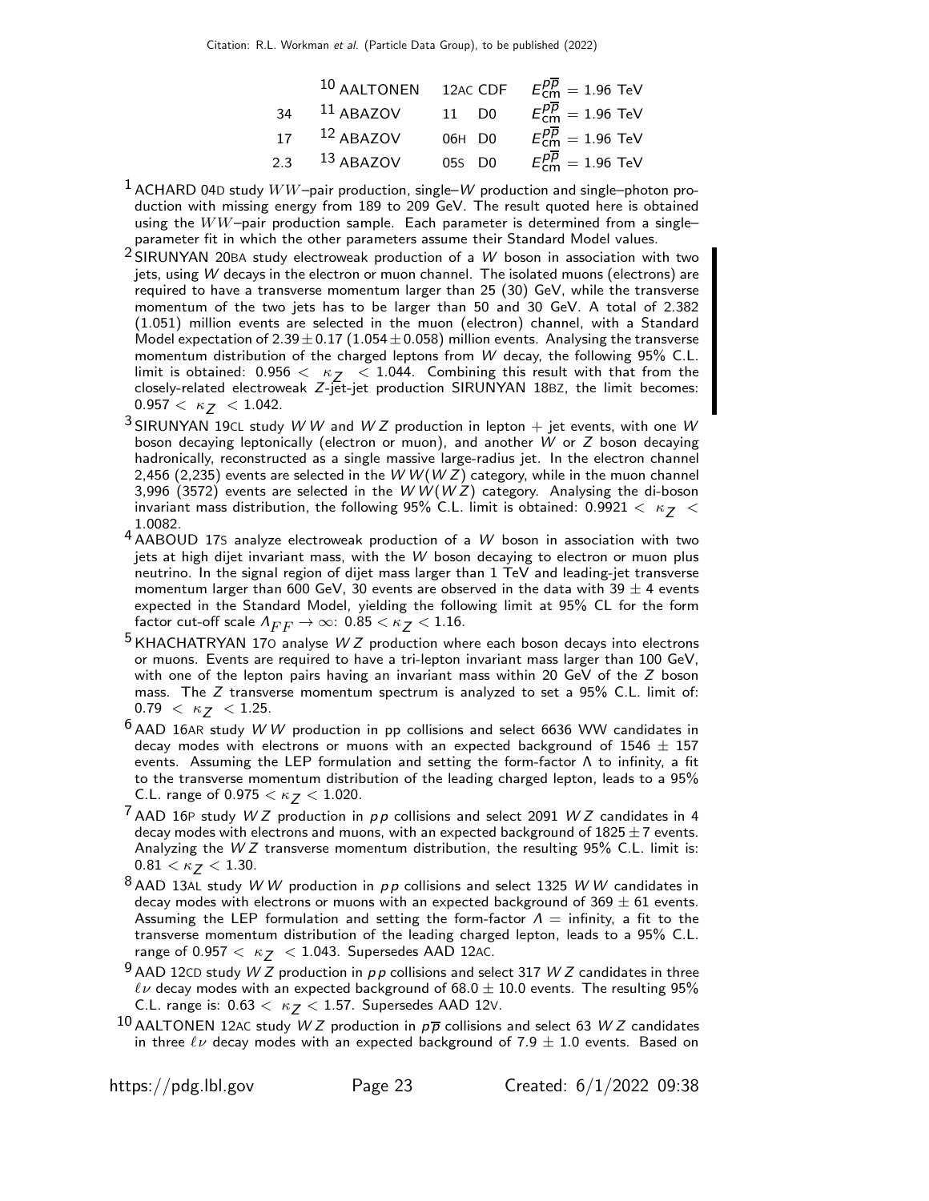| | | | |
|---|---|---|---|
| | [10] AALTONEN | 12AC CDF | $E^{p\overline{p}}_{\rm cm} = 1.96$ TeV |
| 34 | [11] ABAZOV | 11 D0 | $E^{p\overline{p}}_{\rm cm} = 1.96$ TeV |
| 17 | [12] ABAZOV | 06H D0 | $E^{p\overline{p}}_{\rm cm} = 1.96$ TeV |
| 2.3 | [13] ABAZOV | 05S D0 | $E^{p\overline{p}}_{\rm cm} = 1.96$ TeV |

[1] ACHARD 04D study $WW$–pair production, single–$W$ production and single–photon production with missing energy from 189 to 209 GeV. The result quoted here is obtained using the $WW$–pair production sample. Each parameter is determined from a single–parameter fit in which the other parameters assume their Standard Model values.

[2] SIRUNYAN 20BA study electroweak production of a $W$ boson in association with two jets, using $W$ decays in the electron or muon channel. The isolated muons (electrons) are required to have a transverse momentum larger than 25 (30) GeV, while the transverse momentum of the two jets has to be larger than 50 and 30 GeV. A total of 2.382 (1.051) million events are selected in the muon (electron) channel, with a Standard Model expectation of $2.39 \pm 0.17$ ($1.054 \pm 0.058$) million events. Analysing the transverse momentum distribution of the charged leptons from $W$ decay, the following 95% C.L. limit is obtained: $0.956 < \kappa_Z < 1.044$. Combining this result with that from the closely-related electroweak $Z$-jet-jet production SIRUNYAN 18BZ, the limit becomes: $0.957 < \kappa_Z < 1.042$.

[3] SIRUNYAN 19CL study $WW$ and $WZ$ production in lepton + jet events, with one $W$ boson decaying leptonically (electron or muon), and another $W$ or $Z$ boson decaying hadronically, reconstructed as a single massive large-radius jet. In the electron channel 2,456 (2,235) events are selected in the $WW(WZ)$ category, while in the muon channel 3,996 (3572) events are selected in the $WW(WZ)$ category. Analysing the di-boson invariant mass distribution, the following 95% C.L. limit is obtained: $0.9921 < \kappa_Z < 1.0082$.

[4] AABOUD 17S analyze electroweak production of a $W$ boson in association with two jets at high dijet invariant mass, with the $W$ boson decaying to electron or muon plus neutrino. In the signal region of dijet mass larger than 1 TeV and leading-jet transverse momentum larger than 600 GeV, 30 events are observed in the data with $39 \pm 4$ events expected in the Standard Model, yielding the following limit at 95% CL for the form factor cut-off scale $\Lambda_{FF} \rightarrow \infty$: $0.85 < \kappa_Z < 1.16$.

[5] KHACHATRYAN 17O analyse $WZ$ production where each boson decays into electrons or muons. Events are required to have a tri-lepton invariant mass larger than 100 GeV, with one of the lepton pairs having an invariant mass within 20 GeV of the $Z$ boson mass. The $Z$ transverse momentum spectrum is analyzed to set a 95% C.L. limit of: $0.79 < \kappa_Z < 1.25$.

[6] AAD 16AR study $WW$ production in pp collisions and select 6636 WW candidates in decay modes with electrons or muons with an expected background of $1546 \pm 157$ events. Assuming the LEP formulation and setting the form-factor $\Lambda$ to infinity, a fit to the transverse momentum distribution of the leading charged lepton, leads to a 95% C.L. range of $0.975 < \kappa_Z < 1.020$.

[7] AAD 16P study $WZ$ production in $pp$ collisions and select 2091 $WZ$ candidates in 4 decay modes with electrons and muons, with an expected background of $1825 \pm 7$ events. Analyzing the $WZ$ transverse momentum distribution, the resulting 95% C.L. limit is: $0.81 < \kappa_Z < 1.30$.

[8] AAD 13AL study $WW$ production in $pp$ collisions and select 1325 $WW$ candidates in decay modes with electrons or muons with an expected background of $369 \pm 61$ events. Assuming the LEP formulation and setting the form-factor $\Lambda$ = infinity, a fit to the transverse momentum distribution of the leading charged lepton, leads to a 95% C.L. range of $0.957 < \kappa_Z < 1.043$. Supersedes AAD 12AC.

[9] AAD 12CD study $WZ$ production in $pp$ collisions and select 317 $WZ$ candidates in three $\ell\nu$ decay modes with an expected background of $68.0 \pm 10.0$ events. The resulting 95% C.L. range is: $0.63 < \kappa_Z < 1.57$. Supersedes AAD 12V.

[10] AALTONEN 12AC study $WZ$ production in $p\overline{p}$ collisions and select 63 $WZ$ candidates in three $\ell\nu$ decay modes with an expected background of $7.9 \pm 1.0$ events. Based on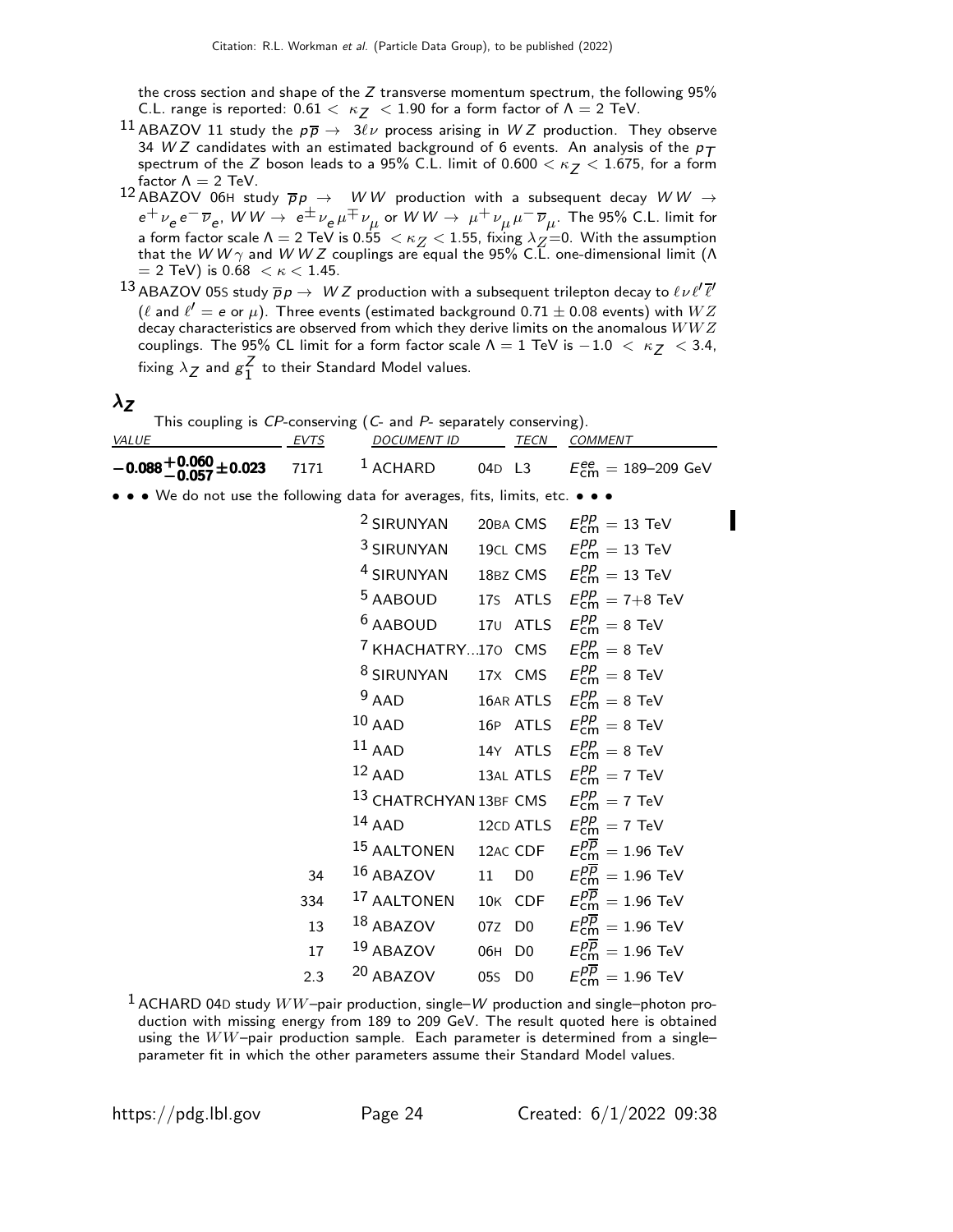the cross section and shape of the $Z$ transverse momentum spectrum, the following 95% C.L. range is reported: $0.61 < \kappa_Z < 1.90$ for a form factor of $\Lambda = 2$ TeV.

[11] ABAZOV 11 study the $p\overline{p} \rightarrow 3\ell\nu$ process arising in $WZ$ production. They observe 34 $WZ$ candidates with an estimated background of 6 events. An analysis of the $p_T$ spectrum of the $Z$ boson leads to a 95% C.L. limit of $0.600 < \kappa_Z < 1.675$, for a form factor $\Lambda = 2$ TeV.

[12] ABAZOV 06H study $\overline{p}p \rightarrow WW$ production with a subsequent decay $WW \rightarrow e^+\nu_e e^-\overline{\nu}_e$, $WW \rightarrow e^\pm\nu_e\mu^\mp\nu_\mu$ or $WW \rightarrow \mu^+\nu_\mu\mu^-\overline{\nu}_\mu$. The 95% C.L. limit for a form factor scale $\Lambda = 2$ TeV is $0.55 < \kappa_Z < 1.55$, fixing $\lambda_Z$=0. With the assumption that the $WW\gamma$ and $WWZ$ couplings are equal the 95% C.L. one-dimensional limit ($\Lambda$ = 2 TeV) is $0.68 < \kappa < 1.45$.

[13] ABAZOV 05S study $\overline{p}p \rightarrow WZ$ production with a subsequent trilepton decay to $\ell\nu\ell'\overline{\ell}'$ ($\ell$ and $\ell' = e$ or $\mu$). Three events (estimated background $0.71 \pm 0.08$ events) with $WZ$ decay characteristics are observed from which they derive limits on the anomalous $WWZ$ couplings. The 95% CL limit for a form factor scale $\Lambda = 1$ TeV is $-1.0 < \kappa_Z < 3.4$, fixing $\lambda_Z$ and $g_1^Z$ to their Standard Model values.

## $\lambda_Z$

This coupling is $CP$-conserving ($C$- and $P$- separately conserving).

| VALUE | EVTS | DOCUMENT ID | | TECN | COMMENT |
|---|---|---|---|---|---|
| $\mathbf{-0.088^{+0.060}_{-0.057}\pm0.023}$ | 7171 | [1] ACHARD | 04D | L3 | $E^{ee}_{\rm cm}$ = 189–209 GeV |

• • • We do not use the following data for averages, fits, limits, etc. • • •

| VALUE | EVTS | DOCUMENT ID | | TECN | COMMENT |
|---|---|---|---|---|---|
| | | [2] SIRUNYAN | 20BA | CMS | $E^{pp}_{\rm cm}$ = 13 TeV |
| | | [3] SIRUNYAN | 19CL | CMS | $E^{pp}_{\rm cm}$ = 13 TeV |
| | | [4] SIRUNYAN | 18BZ | CMS | $E^{pp}_{\rm cm}$ = 13 TeV |
| | | [5] AABOUD | 17S | ATLS | $E^{pp}_{\rm cm}$ = 7+8 TeV |
| | | [6] AABOUD | 17U | ATLS | $E^{pp}_{\rm cm}$ = 8 TeV |
| | | [7] KHACHATRY... | 17O | CMS | $E^{pp}_{\rm cm}$ = 8 TeV |
| | | [8] SIRUNYAN | 17X | CMS | $E^{pp}_{\rm cm}$ = 8 TeV |
| | | [9] AAD | 16AR | ATLS | $E^{pp}_{\rm cm}$ = 8 TeV |
| | | [10] AAD | 16P | ATLS | $E^{pp}_{\rm cm}$ = 8 TeV |
| | | [11] AAD | 14Y | ATLS | $E^{pp}_{\rm cm}$ = 8 TeV |
| | | [12] AAD | 13AL | ATLS | $E^{pp}_{\rm cm}$ = 7 TeV |
| | | [13] CHATRCHYAN | 13BF | CMS | $E^{pp}_{\rm cm}$ = 7 TeV |
| | | [14] AAD | 12CD | ATLS | $E^{pp}_{\rm cm}$ = 7 TeV |
| | | [15] AALTONEN | 12AC | CDF | $E^{p\overline{p}}_{\rm cm}$ = 1.96 TeV |
| | 34 | [16] ABAZOV | 11 | D0 | $E^{p\overline{p}}_{\rm cm}$ = 1.96 TeV |
| | 334 | [17] AALTONEN | 10K | CDF | $E^{p\overline{p}}_{\rm cm}$ = 1.96 TeV |
| | 13 | [18] ABAZOV | 07Z | D0 | $E^{p\overline{p}}_{\rm cm}$ = 1.96 TeV |
| | 17 | [19] ABAZOV | 06H | D0 | $E^{p\overline{p}}_{\rm cm}$ = 1.96 TeV |
| | 2.3 | [20] ABAZOV | 05S | D0 | $E^{p\overline{p}}_{\rm cm}$ = 1.96 TeV |

[1] ACHARD 04D study $WW$–pair production, single–$W$ production and single–photon production with missing energy from 189 to 209 GeV. The result quoted here is obtained using the $WW$–pair production sample. Each parameter is determined from a single–parameter fit in which the other parameters assume their Standard Model values.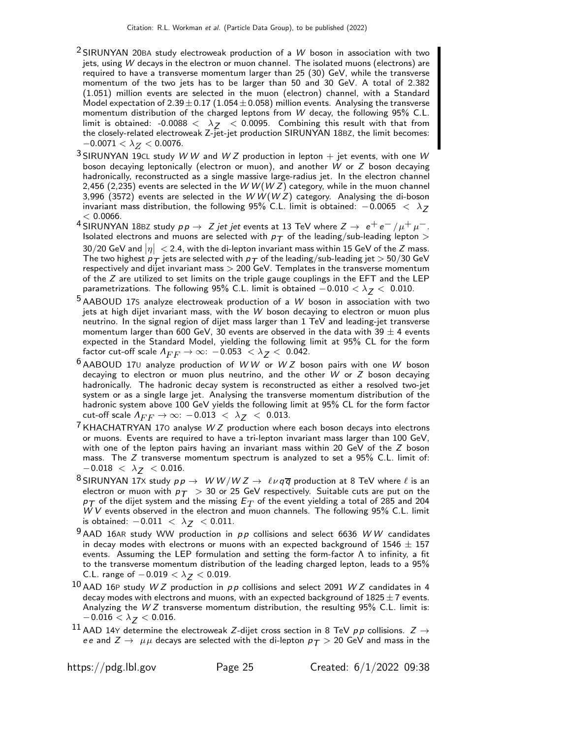[2] SIRUNYAN 20BA study electroweak production of a $W$ boson in association with two jets, using $W$ decays in the electron or muon channel. The isolated muons (electrons) are required to have a transverse momentum larger than 25 (30) GeV, while the transverse momentum of the two jets has to be larger than 50 and 30 GeV. A total of 2.382 (1.051) million events are selected in the muon (electron) channel, with a Standard Model expectation of $2.39 \pm 0.17$ ($1.054 \pm 0.058$) million events. Analysing the transverse momentum distribution of the charged leptons from $W$ decay, the following 95% C.L. limit is obtained: $-0.0088 < \lambda_Z < 0.0095$. Combining this result with that from the closely-related electroweak Z-jet-jet production SIRUNYAN 18BZ, the limit becomes: $-0.0071 < \lambda_Z < 0.0076$.

[3] SIRUNYAN 19CL study $WW$ and $WZ$ production in lepton + jet events, with one $W$ boson decaying leptonically (electron or muon), and another $W$ or $Z$ boson decaying hadronically, reconstructed as a single massive large-radius jet. In the electron channel 2,456 (2,235) events are selected in the $WW(WZ)$ category, while in the muon channel 3,996 (3572) events are selected in the $WW(WZ)$ category. Analysing the di-boson invariant mass distribution, the following 95% C.L. limit is obtained: $-0.0065 < \lambda_Z < 0.0066$.

[4] SIRUNYAN 18BZ study $pp \rightarrow Z\ jet\ jet$ events at 13 TeV where $Z \rightarrow e^+e^- / \mu^+\mu^-$. Isolated electrons and muons are selected with $p_T$ of the leading/sub-leading lepton $>$ 30/20 GeV and $|\eta| < 2.4$, with the di-lepton invariant mass within 15 GeV of the $Z$ mass. The two highest $p_T$ jets are selected with $p_T$ of the leading/sub-leading jet $>$ 50/30 GeV respectively and dijet invariant mass $>$ 200 GeV. Templates in the transverse momentum of the $Z$ are utilized to set limits on the triple gauge couplings in the EFT and the LEP parametrizations. The following 95% C.L. limit is obtained $-0.010 < \lambda_Z < 0.010$.

[5] AABOUD 17S analyze electroweak production of a $W$ boson in association with two jets at high dijet invariant mass, with the $W$ boson decaying to electron or muon plus neutrino. In the signal region of dijet mass larger than 1 TeV and leading-jet transverse momentum larger than 600 GeV, 30 events are observed in the data with $39 \pm 4$ events expected in the Standard Model, yielding the following limit at 95% CL for the form factor cut-off scale $\Lambda_{FF} \rightarrow \infty$: $-0.053 < \lambda_Z < 0.042$.

[6] AABOUD 17U analyze production of $WW$ or $WZ$ boson pairs with one $W$ boson decaying to electron or muon plus neutrino, and the other $W$ or $Z$ boson decaying hadronically. The hadronic decay system is reconstructed as either a resolved two-jet system or as a single large jet. Analysing the transverse momentum distribution of the hadronic system above 100 GeV yields the following limit at 95% CL for the form factor cut-off scale $\Lambda_{FF} \rightarrow \infty$: $-0.013 < \lambda_Z < 0.013$.

[7] KHACHATRYAN 17O analyse $WZ$ production where each boson decays into electrons or muons. Events are required to have a tri-lepton invariant mass larger than 100 GeV, with one of the lepton pairs having an invariant mass within 20 GeV of the $Z$ boson mass. The $Z$ transverse momentum spectrum is analyzed to set a 95% C.L. limit of: $-0.018 < \lambda_Z < 0.016$.

[8] SIRUNYAN 17X study $pp \rightarrow WW/WZ \rightarrow \ell\nu q\overline{q}$ production at 8 TeV where $\ell$ is an electron or muon with $p_T > 30$ or 25 GeV respectively. Suitable cuts are put on the $p_T$ of the dijet system and the missing $E_T$ of the event yielding a total of 285 and 204 $WV$ events observed in the electron and muon channels. The following 95% C.L. limit is obtained: $-0.011 < \lambda_Z < 0.011$.

[9] AAD 16AR study WW production in $pp$ collisions and select 6636 $WW$ candidates in decay modes with electrons or muons with an expected background of $1546 \pm 157$ events. Assuming the LEP formulation and setting the form-factor $\Lambda$ to infinity, a fit to the transverse momentum distribution of the leading charged lepton, leads to a 95% C.L. range of $-0.019 < \lambda_Z < 0.019$.

[10] AAD 16P study $WZ$ production in $pp$ collisions and select 2091 $WZ$ candidates in 4 decay modes with electrons and muons, with an expected background of $1825 \pm 7$ events. Analyzing the $WZ$ transverse momentum distribution, the resulting 95% C.L. limit is: $-0.016 < \lambda_Z < 0.016$.

[11] AAD 14Y determine the electroweak $Z$-dijet cross section in 8 TeV $pp$ collisions. $Z \rightarrow ee$ and $Z \rightarrow \mu\mu$ decays are selected with the di-lepton $p_T > 20$ GeV and mass in the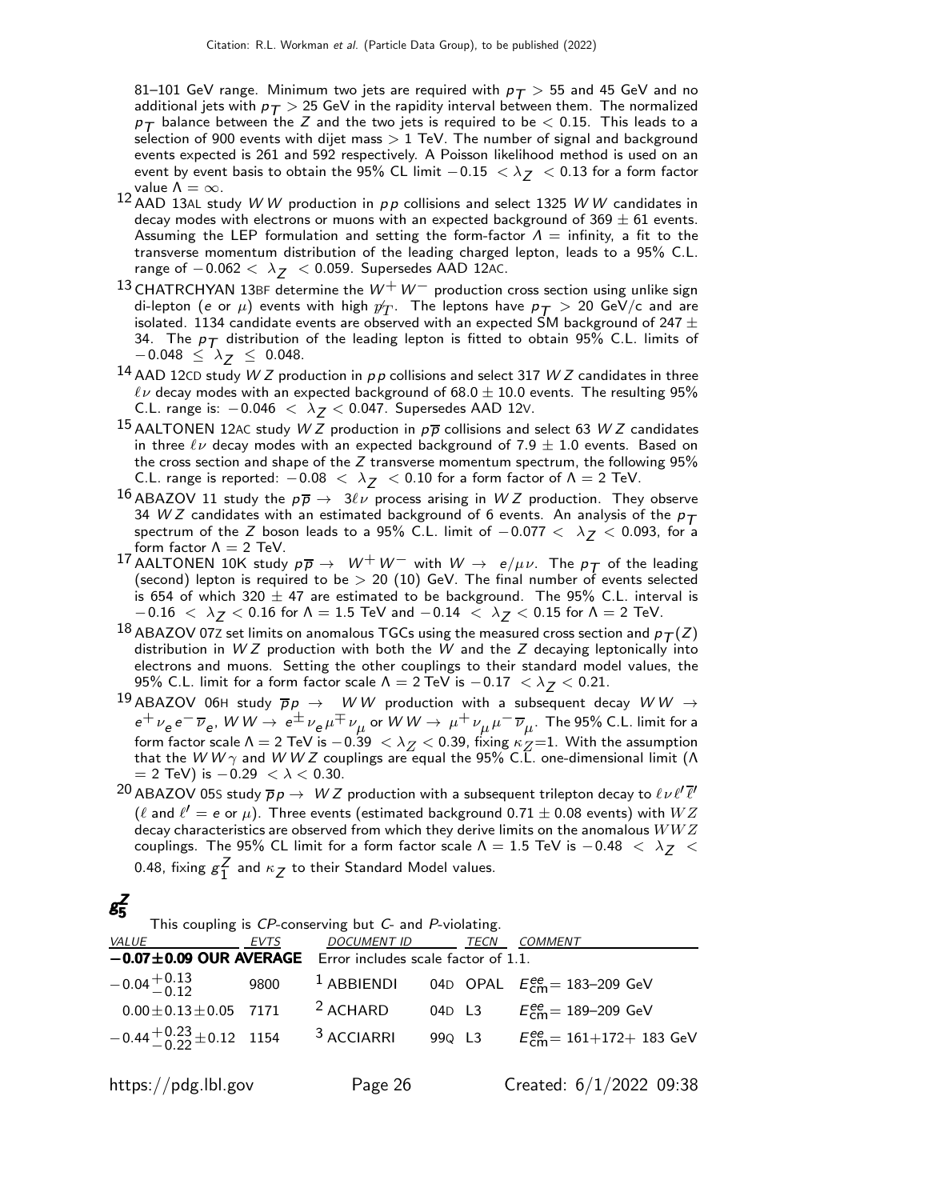81–101 GeV range. Minimum two jets are required with $p_T > 55$ and 45 GeV and no additional jets with $p_T > 25$ GeV in the rapidity interval between them. The normalized $p_T$ balance between the $Z$ and the two jets is required to be $< 0.15$. This leads to a selection of 900 events with dijet mass $> 1$ TeV. The number of signal and background events expected is 261 and 592 respectively. A Poisson likelihood method is used on an event by event basis to obtain the 95% CL limit $-0.15 < \lambda_Z < 0.13$ for a form factor value $\Lambda = \infty$.

[12] AAD 13AL study $WW$ production in $pp$ collisions and select 1325 $WW$ candidates in decay modes with electrons or muons with an expected background of $369 \pm 61$ events. Assuming the LEP formulation and setting the form-factor $\Lambda$ = infinity, a fit to the transverse momentum distribution of the leading charged lepton, leads to a 95% C.L. range of $-0.062 < \lambda_Z < 0.059$. Supersedes AAD 12AC.

[13] CHATRCHYAN 13BF determine the $W^+W^-$ production cross section using unlike sign di-lepton ($e$ or $\mu$) events with high $\not{p}_T$. The leptons have $p_T > 20$ GeV/c and are isolated. 1134 candidate events are observed with an expected SM background of $247 \pm 34$. The $p_T$ distribution of the leading lepton is fitted to obtain 95% C.L. limits of $-0.048 \leq \lambda_Z \leq 0.048$.

[14] AAD 12CD study $WZ$ production in $pp$ collisions and select 317 $WZ$ candidates in three $\ell\nu$ decay modes with an expected background of $68.0 \pm 10.0$ events. The resulting 95% C.L. range is: $-0.046 < \lambda_Z < 0.047$. Supersedes AAD 12V.

[15] AALTONEN 12AC study $WZ$ production in $p\overline{p}$ collisions and select 63 $WZ$ candidates in three $\ell\nu$ decay modes with an expected background of $7.9 \pm 1.0$ events. Based on the cross section and shape of the $Z$ transverse momentum spectrum, the following 95% C.L. range is reported: $-0.08 < \lambda_Z < 0.10$ for a form factor of $\Lambda = 2$ TeV.

[16] ABAZOV 11 study the $p\overline{p} \rightarrow 3\ell\nu$ process arising in $WZ$ production. They observe 34 $WZ$ candidates with an estimated background of 6 events. An analysis of the $p_T$ spectrum of the $Z$ boson leads to a 95% C.L. limit of $-0.077 < \lambda_Z < 0.093$, for a form factor $\Lambda = 2$ TeV.

[17] AALTONEN 10K study $p\overline{p} \rightarrow W^+W^-$ with $W \rightarrow e/\mu\nu$. The $p_T$ of the leading (second) lepton is required to be $> 20$ (10) GeV. The final number of events selected is 654 of which $320 \pm 47$ are estimated to be background. The 95% C.L. interval is $-0.16 < \lambda_Z < 0.16$ for $\Lambda = 1.5$ TeV and $-0.14 < \lambda_Z < 0.15$ for $\Lambda = 2$ TeV.

[18] ABAZOV 07Z set limits on anomalous TGCs using the measured cross section and $p_T(Z)$ distribution in $WZ$ production with both the $W$ and the $Z$ decaying leptonically into electrons and muons. Setting the other couplings to their standard model values, the 95% C.L. limit for a form factor scale $\Lambda = 2$ TeV is $-0.17 < \lambda_Z < 0.21$.

[19] ABAZOV 06H study $\overline{p}p \rightarrow WW$ production with a subsequent decay $WW \rightarrow e^+\nu_e e^-\overline{\nu}_e$, $WW \rightarrow e^\pm\nu_e\mu^\mp\nu_\mu$ or $WW \rightarrow \mu^+\nu_\mu\mu^-\overline{\nu}_\mu$. The 95% C.L. limit for a form factor scale $\Lambda = 2$ TeV is $-0.39 < \lambda_Z < 0.39$, fixing $\kappa_Z$=1. With the assumption that the $WW\gamma$ and $WWZ$ couplings are equal the 95% C.L. one-dimensional limit ($\Lambda$ = 2 TeV) is $-0.29 < \lambda < 0.30$.

[20] ABAZOV 05S study $\overline{p}p \rightarrow WZ$ production with a subsequent trilepton decay to $\ell\nu\ell'\overline{\ell}'$ ($\ell$ and $\ell'$ = $e$ or $\mu$). Three events (estimated background $0.71 \pm 0.08$ events) with $WZ$ decay characteristics are observed from which they derive limits on the anomalous $WWZ$ couplings. The 95% CL limit for a form factor scale $\Lambda = 1.5$ TeV is $-0.48 < \lambda_Z < 0.48$, fixing $g_1^Z$ and $\kappa_Z$ to their Standard Model values.

## $g_5^Z$

This coupling is $CP$-conserving but $C$- and $P$-violating.

| VALUE | EVTS | DOCUMENT ID | | TECN | COMMENT |
|---|---|---|---|---|---|
| **$-0.07 \pm 0.09$ OUR AVERAGE** | Error includes scale factor of 1.1. | | | | |
| $-0.04^{+0.13}_{-0.12}$ | 9800 | [1] ABBIENDI | 04D | OPAL | $E^{ee}_{cm}$= 183–209 GeV |
| $0.00 \pm 0.13 \pm 0.05$ | 7171 | [2] ACHARD | 04D | L3 | $E^{ee}_{cm}$= 189–209 GeV |
| $-0.44^{+0.23}_{-0.22} \pm 0.12$ | 1154 | [3] ACCIARRI | 99Q | L3 | $E^{ee}_{cm}$= 161+172+ 183 GeV |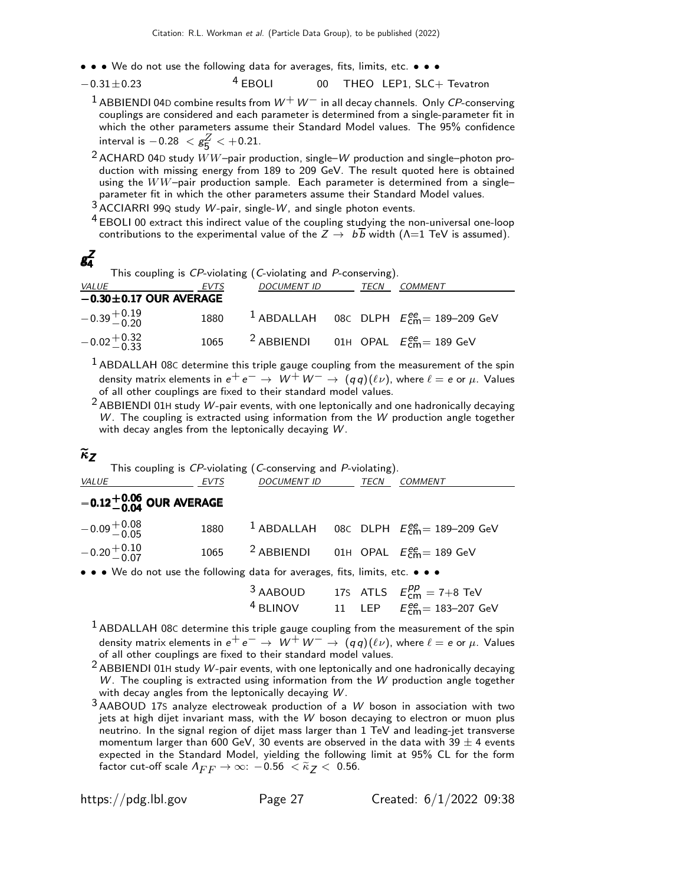• • • We do not use the following data for averages, fits, limits, etc. • • •

| | | | | |
|---|---|---|---|---|
| $-0.31 \pm 0.23$ | | [4] EBOLI 00 | THEO | LEP1, SLC+ Tevatron |

[1] ABBIENDI 04D combine results from $W^+ W^-$ in all decay channels. Only CP-conserving couplings are considered and each parameter is determined from a single-parameter fit in which the other parameters assume their Standard Model values. The 95% confidence interval is $-0.28 < g_5^Z < +0.21$.

[2] ACHARD 04D study $WW$–pair production, single–$W$ production and single–photon production with missing energy from 189 to 209 GeV. The result quoted here is obtained using the $WW$–pair production sample. Each parameter is determined from a single–parameter fit in which the other parameters assume their Standard Model values.

[3] ACCIARRI 99Q study $W$-pair, single-$W$, and single photon events.

[4] EBOLI 00 extract this indirect value of the coupling studying the non-universal one-loop contributions to the experimental value of the $Z \to b\overline{b}$ width ($\Lambda$=1 TeV is assumed).

## $g_4^Z$

This coupling is CP-violating (C-violating and P-conserving).

| VALUE | EVTS | DOCUMENT ID | TECN | COMMENT |
|---|---|---|---|---|
| **$-0.30 \pm 0.17$ OUR AVERAGE** | | | | |
| $-0.39^{+0.19}_{-0.20}$ | 1880 | [1] ABDALLAH 08C | DLPH | $E^{ee}_{cm}$= 189–209 GeV |
| $-0.02^{+0.32}_{-0.33}$ | 1065 | [2] ABBIENDI 01H | OPAL | $E^{ee}_{cm}$= 189 GeV |

[1] ABDALLAH 08C determine this triple gauge coupling from the measurement of the spin density matrix elements in $e^+ e^- \to W^+ W^- \to (q q)(\ell \nu)$, where $\ell = e$ or $\mu$. Values of all other couplings are fixed to their standard model values.

[2] ABBIENDI 01H study $W$-pair events, with one leptonically and one hadronically decaying $W$. The coupling is extracted using information from the $W$ production angle together with decay angles from the leptonically decaying $W$.

## $\widetilde{\kappa}_Z$

This coupling is CP-violating (C-conserving and P-violating).

| VALUE | EVTS | DOCUMENT ID | TECN | COMMENT |
|---|---|---|---|---|
| **$-0.12^{+0.06}_{-0.04}$ OUR AVERAGE** | | | | |
| $-0.09^{+0.08}_{-0.05}$ | 1880 | [1] ABDALLAH 08C | DLPH | $E^{ee}_{cm}$= 189–209 GeV |
| $-0.20^{+0.10}_{-0.07}$ | 1065 | [2] ABBIENDI 01H | OPAL | $E^{ee}_{cm}$= 189 GeV |
| • • • We do not use the following data for averages, fits, limits, etc. • • • | | | | |
| | | [3] AABOUD 17S | ATLS | $E^{pp}_{cm}$ = 7+8 TeV |
| | | [4] BLINOV 11 | LEP | $E^{ee}_{cm}$= 183–207 GeV |

[1] ABDALLAH 08C determine this triple gauge coupling from the measurement of the spin density matrix elements in $e^+ e^- \to W^+ W^- \to (q q)(\ell \nu)$, where $\ell = e$ or $\mu$. Values of all other couplings are fixed to their standard model values.

[2] ABBIENDI 01H study $W$-pair events, with one leptonically and one hadronically decaying $W$. The coupling is extracted using information from the $W$ production angle together with decay angles from the leptonically decaying $W$.

[3] AABOUD 17S analyze electroweak production of a $W$ boson in association with two jets at high dijet invariant mass, with the $W$ boson decaying to electron or muon plus neutrino. In the signal region of dijet mass larger than 1 TeV and leading-jet transverse momentum larger than 600 GeV, 30 events are observed in the data with $39 \pm 4$ events expected in the Standard Model, yielding the following limit at 95% CL for the form factor cut-off scale $\Lambda_{FF} \to \infty$: $-0.56 < \widetilde{\kappa}_Z < 0.56$.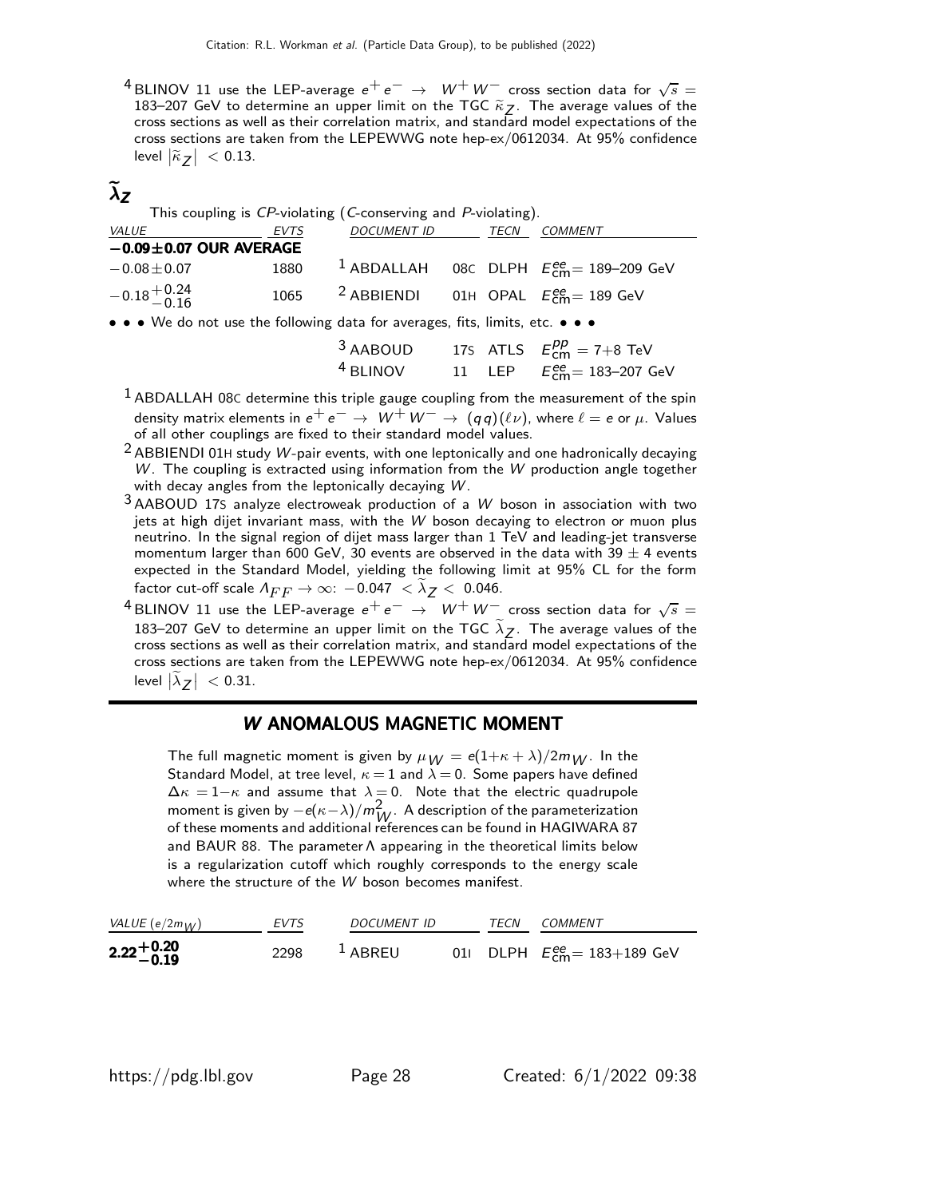[4] BLINOV 11 use the LEP-average $e^+e^- \rightarrow W^+W^-$ cross section data for $\sqrt{s}$ = 183–207 GeV to determine an upper limit on the TGC $\widetilde{\kappa}_Z$. The average values of the cross sections as well as their correlation matrix, and standard model expectations of the cross sections are taken from the LEPEWWG note hep-ex/0612034. At 95% confidence level $|\widetilde{\kappa}_Z| < 0.13$.

## $\widetilde{\lambda}_Z$

This coupling is *CP*-violating (*C*-conserving and *P*-violating).

| *VALUE* | *EVTS* | *DOCUMENT ID* | | *TECN* | *COMMENT* |
|---|---|---|---|---|---|
| **−0.09±0.07 OUR AVERAGE** | | | | | |
| $-0.08\pm0.07$ | 1880 | [1] ABDALLAH | 08C | DLPH | $E^{ee}_{\rm cm}$= 189–209 GeV |
| $-0.18^{+0.24}_{-0.16}$ | 1065 | [2] ABBIENDI | 01H | OPAL | $E^{ee}_{\rm cm}$= 189 GeV |
| • • • We do not use the following data for averages, fits, limits, etc. • • • | | | | | |
| | | [3] AABOUD | 17S | ATLS | $E^{pp}_{\rm cm}$ = 7+8 TeV |
| | | [4] BLINOV | 11 | LEP | $E^{ee}_{\rm cm}$= 183–207 GeV |

[1] ABDALLAH 08C determine this triple gauge coupling from the measurement of the spin density matrix elements in $e^+e^- \rightarrow W^+W^- \rightarrow (q\,q)(\ell\nu)$, where $\ell = e$ or $\mu$. Values of all other couplings are fixed to their standard model values.

[2] ABBIENDI 01H study $W$-pair events, with one leptonically and one hadronically decaying $W$. The coupling is extracted using information from the $W$ production angle together with decay angles from the leptonically decaying $W$.

[3] AABOUD 17S analyze electroweak production of a $W$ boson in association with two jets at high dijet invariant mass, with the $W$ boson decaying to electron or muon plus neutrino. In the signal region of dijet mass larger than 1 TeV and leading-jet transverse momentum larger than 600 GeV, 30 events are observed in the data with 39 ± 4 events expected in the Standard Model, yielding the following limit at 95% CL for the form factor cut-off scale $\Lambda_{FF} \rightarrow \infty$: $-0.047 < \widetilde{\lambda}_Z < 0.046$.

[4] BLINOV 11 use the LEP-average $e^+e^- \rightarrow W^+W^-$ cross section data for $\sqrt{s}$ = 183–207 GeV to determine an upper limit on the TGC $\widetilde{\lambda}_Z$. The average values of the cross sections as well as their correlation matrix, and standard model expectations of the cross sections are taken from the LEPEWWG note hep-ex/0612034. At 95% confidence level $|\widetilde{\lambda}_Z| < 0.31$.

## W ANOMALOUS MAGNETIC MOMENT

The full magnetic moment is given by $\mu_W = e(1+\kappa+\lambda)/2m_W$. In the Standard Model, at tree level, $\kappa = 1$ and $\lambda = 0$. Some papers have defined $\Delta\kappa = 1-\kappa$ and assume that $\lambda = 0$. Note that the electric quadrupole moment is given by $-e(\kappa-\lambda)/m^2_W$. A description of the parameterization of these moments and additional references can be found in HAGIWARA 87 and BAUR 88. The parameter $\Lambda$ appearing in the theoretical limits below is a regularization cutoff which roughly corresponds to the energy scale where the structure of the $W$ boson becomes manifest.

| *VALUE* ($e/2m_W$) | *EVTS* | *DOCUMENT ID* | | *TECN* | *COMMENT* |
|---|---|---|---|---|---|
| $\mathbf{2.22^{+0.20}_{-0.19}}$ | 2298 | [1] ABREU | 01I | DLPH | $E^{ee}_{\rm cm}$= 183+189 GeV |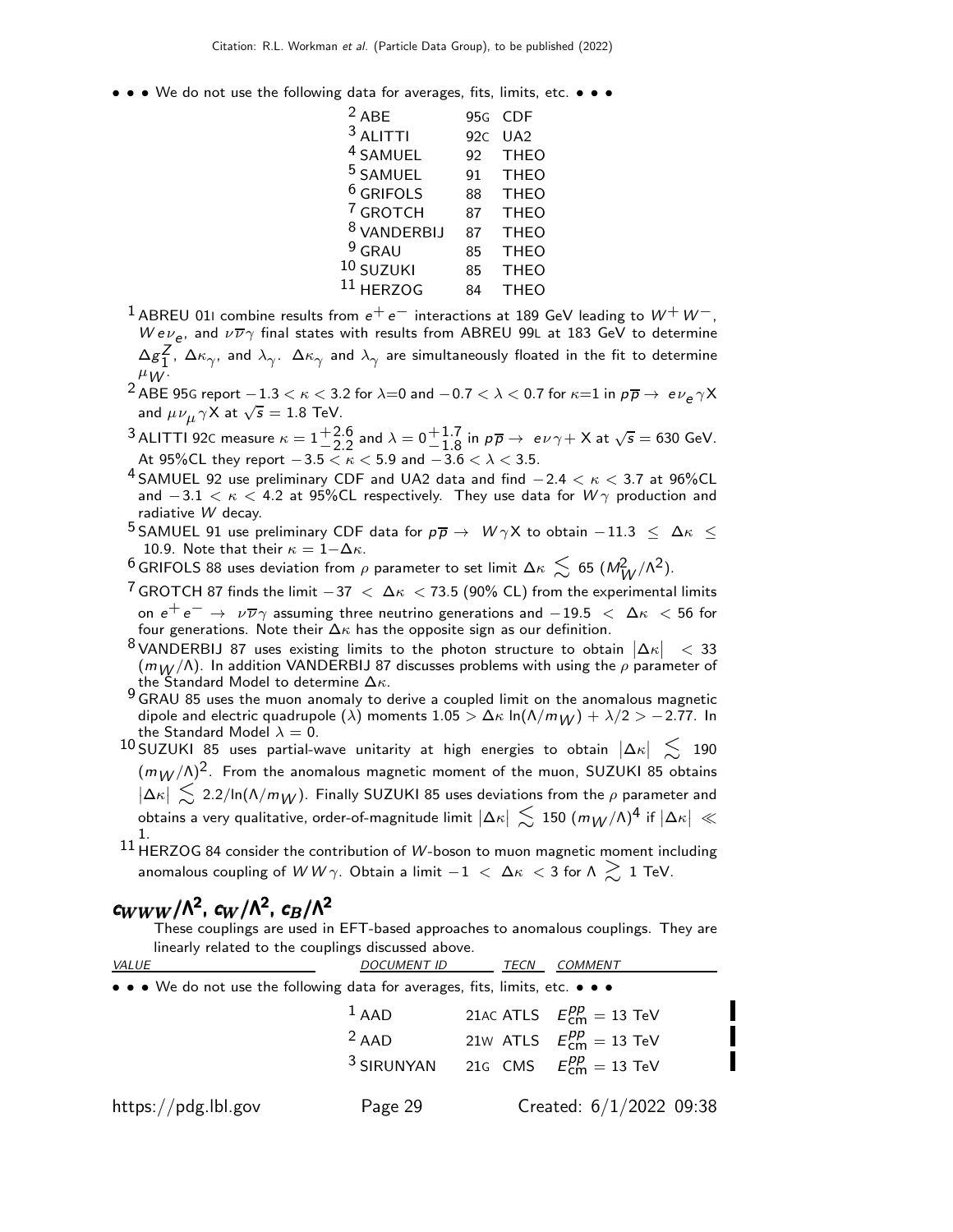• • • We do not use the following data for averages, fits, limits, etc. • • •

| | | |
|---|---|---|
| [2] ABE | 95G | CDF |
| [3] ALITTI | 92C | UA2 |
| [4] SAMUEL | 92 | THEO |
| [5] SAMUEL | 91 | THEO |
| [6] GRIFOLS | 88 | THEO |
| [7] GROTCH | 87 | THEO |
| [8] VANDERBIJ | 87 | THEO |
| [9] GRAU | 85 | THEO |
| [10] SUZUKI | 85 | THEO |
| [11] HERZOG | 84 | THEO |

[1] ABREU 01I combine results from $e^+e^-$ interactions at 189 GeV leading to $W^+W^-$, $We\nu_e$, and $\nu\overline{\nu}\gamma$ final states with results from ABREU 99L at 183 GeV to determine $\Delta g_1^Z$, $\Delta\kappa_\gamma$, and $\lambda_\gamma$. $\Delta\kappa_\gamma$ and $\lambda_\gamma$ are simultaneously floated in the fit to determine $\mu_W$.

[2] ABE 95G report $-1.3 < \kappa < 3.2$ for $\lambda$=0 and $-0.7 < \lambda < 0.7$ for $\kappa$=1 in $p\overline{p} \rightarrow e\nu_e\gamma X$ and $\mu\nu_\mu\gamma X$ at $\sqrt{s} = 1.8$ TeV.

[3] ALITTI 92C measure $\kappa = 1^{+2.6}_{-2.2}$ and $\lambda = 0^{+1.7}_{-1.8}$ in $p\overline{p} \rightarrow e\nu\gamma + X$ at $\sqrt{s} = 630$ GeV. At 95%CL they report $-3.5 < \kappa < 5.9$ and $-3.6 < \lambda < 3.5$.

[4] SAMUEL 92 use preliminary CDF and UA2 data and find $-2.4 < \kappa < 3.7$ at 96%CL and $-3.1 < \kappa < 4.2$ at 95%CL respectively. They use data for $W\gamma$ production and radiative $W$ decay.

[5] SAMUEL 91 use preliminary CDF data for $p\overline{p} \rightarrow W\gamma X$ to obtain $-11.3 \leq \Delta\kappa \leq 10.9$. Note that their $\kappa = 1 - \Delta\kappa$.

[6] GRIFOLS 88 uses deviation from $\rho$ parameter to set limit $\Delta\kappa \lesssim 65$ $(M_W^2/\Lambda^2)$.

[7] GROTCH 87 finds the limit $-37 < \Delta\kappa < 73.5$ (90% CL) from the experimental limits on $e^+e^- \rightarrow \nu\overline{\nu}\gamma$ assuming three neutrino generations and $-19.5 < \Delta\kappa < 56$ for four generations. Note their $\Delta\kappa$ has the opposite sign as our definition.

[8] VANDERBIJ 87 uses existing limits to the photon structure to obtain $|\Delta\kappa| < 33$ $(m_W/\Lambda)$. In addition VANDERBIJ 87 discusses problems with using the $\rho$ parameter of the Standard Model to determine $\Delta\kappa$.

[9] GRAU 85 uses the muon anomaly to derive a coupled limit on the anomalous magnetic dipole and electric quadrupole ($\lambda$) moments $1.05 > \Delta\kappa \ln(\Lambda/m_W) + \lambda/2 > -2.77$. In the Standard Model $\lambda = 0$.

[10] SUZUKI 85 uses partial-wave unitarity at high energies to obtain $|\Delta\kappa| \lesssim 190$ $(m_W/\Lambda)^2$. From the anomalous magnetic moment of the muon, SUZUKI 85 obtains $|\Delta\kappa| \lesssim 2.2/\ln(\Lambda/m_W)$. Finally SUZUKI 85 uses deviations from the $\rho$ parameter and obtains a very qualitative, order-of-magnitude limit $|\Delta\kappa| \lesssim 150$ $(m_W/\Lambda)^4$ if $|\Delta\kappa| \ll 1$.

[11] HERZOG 84 consider the contribution of $W$-boson to muon magnetic moment including anomalous coupling of $WW\gamma$. Obtain a limit $-1 < \Delta\kappa < 3$ for $\Lambda \gtrsim 1$ TeV.

## $c_{WWW}/\Lambda^2$, $c_W/\Lambda^2$, $c_B/\Lambda^2$

These couplings are used in EFT-based approaches to anomalous couplings. They are linearly related to the couplings discussed above.

| VALUE | DOCUMENT ID | | TECN | COMMENT |
|---|---|---|---|---|
| • • • We do not use the following data for averages, fits, limits, etc. • • • | | | | |
| | [1] AAD | 21AC | ATLS | $E_{\rm cm}^{pp} = 13$ TeV |
| | [2] AAD | 21W | ATLS | $E_{\rm cm}^{pp} = 13$ TeV |
| | [3] SIRUNYAN | 21G | CMS | $E_{\rm cm}^{pp} = 13$ TeV |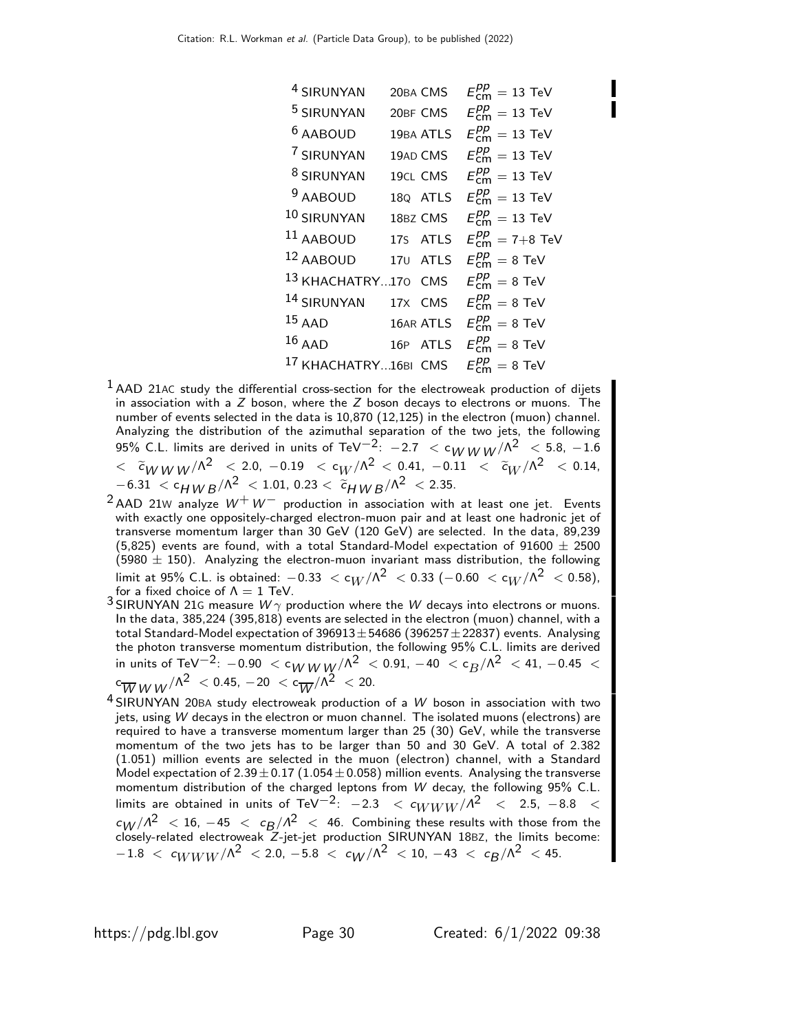| | | | |
|---|---|---|---|
| [4] SIRUNYAN | 20BA | CMS | $E^{pp}_{cm} = 13$ TeV |
| [5] SIRUNYAN | 20BF | CMS | $E^{pp}_{cm} = 13$ TeV |
| [6] AABOUD | 19BA | ATLS | $E^{pp}_{cm} = 13$ TeV |
| [7] SIRUNYAN | 19AD | CMS | $E^{pp}_{cm} = 13$ TeV |
| [8] SIRUNYAN | 19CL | CMS | $E^{pp}_{cm} = 13$ TeV |
| [9] AABOUD | 18Q | ATLS | $E^{pp}_{cm} = 13$ TeV |
| [10] SIRUNYAN | 18BZ | CMS | $E^{pp}_{cm} = 13$ TeV |
| [11] AABOUD | 17S | ATLS | $E^{pp}_{cm} = 7+8$ TeV |
| [12] AABOUD | 17U | ATLS | $E^{pp}_{cm} = 8$ TeV |
| [13] KHACHATRY... | 17O | CMS | $E^{pp}_{cm} = 8$ TeV |
| [14] SIRUNYAN | 17X | CMS | $E^{pp}_{cm} = 8$ TeV |
| [15] AAD | 16AR | ATLS | $E^{pp}_{cm} = 8$ TeV |
| [16] AAD | 16P | ATLS | $E^{pp}_{cm} = 8$ TeV |
| [17] KHACHATRY... | 16BI | CMS | $E^{pp}_{cm} = 8$ TeV |

[1] AAD 21AC study the differential cross-section for the electroweak production of dijets in association with a $Z$ boson, where the $Z$ boson decays to electrons or muons. The number of events selected in the data is 10,870 (12,125) in the electron (muon) channel. Analyzing the distribution of the azimuthal separation of the two jets, the following 95% C.L. limits are derived in units of TeV$^{-2}$: $-2.7 < c_{WWW}/\Lambda^2 < 5.8$, $-1.6 < \widetilde{c}_{WWW}/\Lambda^2 < 2.0$, $-0.19 < c_W/\Lambda^2 < 0.41$, $-0.11 < \widetilde{c}_W/\Lambda^2 < 0.14$, $-6.31 < c_{HWB}/\Lambda^2 < 1.01$, $0.23 < \widetilde{c}_{HWB}/\Lambda^2 < 2.35$.

[2] AAD 21W analyze $W^+W^-$ production in association with at least one jet. Events with exactly one oppositely-charged electron-muon pair and at least one hadronic jet of transverse momentum larger than 30 GeV (120 GeV) are selected. In the data, 89,239 (5,825) events are found, with a total Standard-Model expectation of 91600 $\pm$ 2500 (5980 $\pm$ 150). Analyzing the electron-muon invariant mass distribution, the following limit at 95% C.L. is obtained: $-0.33 < c_W/\Lambda^2 < 0.33$ ($-0.60 < c_W/\Lambda^2 < 0.58$), for a fixed choice of $\Lambda = 1$ TeV.

[3] SIRUNYAN 21G measure $W\gamma$ production where the $W$ decays into electrons or muons. In the data, 385,224 (395,818) events are selected in the electron (muon) channel, with a total Standard-Model expectation of 396913$\pm$54686 (396257$\pm$22837) events. Analysing the photon transverse momentum distribution, the following 95% C.L. limits are derived in units of TeV$^{-2}$: $-0.90 < c_{WWW}/\Lambda^2 < 0.91$, $-40 < c_B/\Lambda^2 < 41$, $-0.45 < c_{\overline{W}WW}/\Lambda^2 < 0.45$, $-20 < c_{\overline{W}}/\Lambda^2 < 20$.

[4] SIRUNYAN 20BA study electroweak production of a $W$ boson in association with two jets, using $W$ decays in the electron or muon channel. The isolated muons (electrons) are required to have a transverse momentum larger than 25 (30) GeV, while the transverse momentum of the two jets has to be larger than 50 and 30 GeV. A total of 2.382 (1.051) million events are selected in the muon (electron) channel, with a Standard Model expectation of 2.39$\pm$0.17 (1.054$\pm$0.058) million events. Analysing the transverse momentum distribution of the charged leptons from $W$ decay, the following 95% C.L. limits are obtained in units of TeV$^{-2}$: $-2.3 < c_{WWW}/\Lambda^2 < 2.5$, $-8.8 < c_W/\Lambda^2 < 16$, $-45 < c_B/\Lambda^2 < 46$. Combining these results with those from the closely-related electroweak $Z$-jet-jet production SIRUNYAN 18BZ, the limits become: $-1.8 < c_{WWW}/\Lambda^2 < 2.0$, $-5.8 < c_W/\Lambda^2 < 10$, $-43 < c_B/\Lambda^2 < 45$.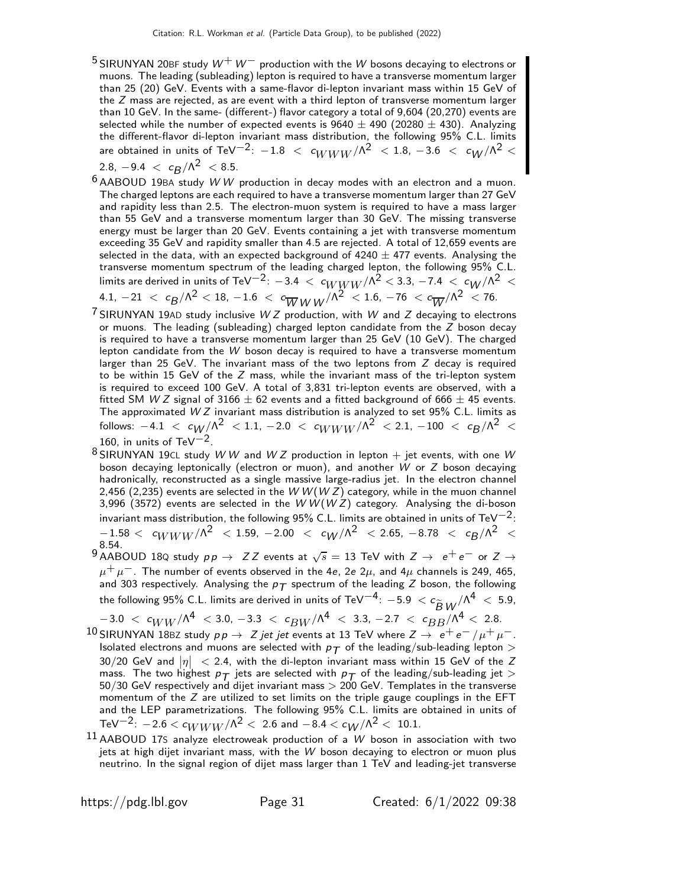[5] SIRUNYAN 20BF study $W^+ W^-$ production with the $W$ bosons decaying to electrons or muons. The leading (subleading) lepton is required to have a transverse momentum larger than 25 (20) GeV. Events with a same-flavor di-lepton invariant mass within 15 GeV of the $Z$ mass are rejected, as are event with a third lepton of transverse momentum larger than 10 GeV. In the same- (different-) flavor category a total of 9,604 (20,270) events are selected while the number of expected events is $9640 \pm 490$ ($20280 \pm 430$). Analyzing the different-flavor di-lepton invariant mass distribution, the following 95% C.L. limits are obtained in units of TeV$^{-2}$: $-1.8 < c_{WWW}/\Lambda^2 < 1.8$, $-3.6 < c_W/\Lambda^2 < 2.8$, $-9.4 < c_B/\Lambda^2 < 8.5$.

[6] AABOUD 19BA study $WW$ production in decay modes with an electron and a muon. The charged leptons are each required to have a transverse momentum larger than 27 GeV and rapidity less than 2.5. The electron-muon system is required to have a mass larger than 55 GeV and a transverse momentum larger than 30 GeV. The missing transverse energy must be larger than 20 GeV. Events containing a jet with transverse momentum exceeding 35 GeV and rapidity smaller than 4.5 are rejected. A total of 12,659 events are selected in the data, with an expected background of $4240 \pm 477$ events. Analysing the transverse momentum spectrum of the leading charged lepton, the following 95% C.L. limits are derived in units of TeV$^{-2}$: $-3.4 < c_{WWW}/\Lambda^2 < 3.3$, $-7.4 < c_W/\Lambda^2 < 4.1$, $-21 < c_B/\Lambda^2 < 18$, $-1.6 < c_{\overline{W}WW}/\Lambda^2 < 1.6$, $-76 < c_{\overline{W}}/\Lambda^2 < 76$.

[7] SIRUNYAN 19AD study inclusive $WZ$ production, with $W$ and $Z$ decaying to electrons or muons. The leading (subleading) charged lepton candidate from the $Z$ boson decay is required to have a transverse momentum larger than 25 GeV (10 GeV). The charged lepton candidate from the $W$ boson decay is required to have a transverse momentum larger than 25 GeV. The invariant mass of the two leptons from $Z$ decay is required to be within 15 GeV of the $Z$ mass, while the invariant mass of the tri-lepton system is required to exceed 100 GeV. A total of 3,831 tri-lepton events are observed, with a fitted SM $WZ$ signal of $3166 \pm 62$ events and a fitted background of $666 \pm 45$ events. The approximated $WZ$ invariant mass distribution is analyzed to set 95% C.L. limits as follows: $-4.1 < c_W/\Lambda^2 < 1.1$, $-2.0 < c_{WWW}/\Lambda^2 < 2.1$, $-100 < c_B/\Lambda^2 < 160$, in units of TeV$^{-2}$.

[8] SIRUNYAN 19CL study $WW$ and $WZ$ production in lepton + jet events, with one $W$ boson decaying leptonically (electron or muon), and another $W$ or $Z$ boson decaying hadronically, reconstructed as a single massive large-radius jet. In the electron channel 2,456 (2,235) events are selected in the $WW(WZ)$ category, while in the muon channel 3,996 (3572) events are selected in the $WW(WZ)$ category. Analysing the di-boson invariant mass distribution, the following 95% C.L. limits are obtained in units of TeV$^{-2}$: $-1.58 < c_{WWW}/\Lambda^2 < 1.59$, $-2.00 < c_W/\Lambda^2 < 2.65$, $-8.78 < c_B/\Lambda^2 < 8.54$.

[9] AABOUD 18Q study $pp \rightarrow ZZ$ events at $\sqrt{s} = 13$ TeV with $Z \rightarrow e^+e^-$ or $Z \rightarrow \mu^+\mu^-$. The number of events observed in the $4e$, $2e\ 2\mu$, and $4\mu$ channels is 249, 465, and 303 respectively. Analysing the $p_T$ spectrum of the leading $Z$ boson, the following the following 95% C.L. limits are derived in units of TeV$^{-4}$: $-5.9 < c_{\widetilde{B}W}/\Lambda^4 < 5.9$, $-3.0 < c_{WW}/\Lambda^4 < 3.0$, $-3.3 < c_{BW}/\Lambda^4 < 3.3$, $-2.7 < c_{BB}/\Lambda^4 < 2.8$.

[10] SIRUNYAN 18BZ study $pp \rightarrow Z\ jet\ jet$ events at 13 TeV where $Z \rightarrow e^+e^-/\mu^+\mu^-$. Isolated electrons and muons are selected with $p_T$ of the leading/sub-leading lepton $>$ 30/20 GeV and $|\eta| < 2.4$, with the di-lepton invariant mass within 15 GeV of the $Z$ mass. The two highest $p_T$ jets are selected with $p_T$ of the leading/sub-leading jet $>$ 50/30 GeV respectively and dijet invariant mass $>$ 200 GeV. Templates in the transverse momentum of the $Z$ are utilized to set limits on the triple gauge couplings in the EFT and the LEP parametrizations. The following 95% C.L. limits are obtained in units of TeV$^{-2}$: $-2.6 < c_{WWW}/\Lambda^2 < 2.6$ and $-8.4 < c_W/\Lambda^2 < 10.1$.

[11] AABOUD 17S analyze electroweak production of a $W$ boson in association with two jets at high dijet invariant mass, with the $W$ boson decaying to electron or muon plus neutrino. In the signal region of dijet mass larger than 1 TeV and leading-jet transverse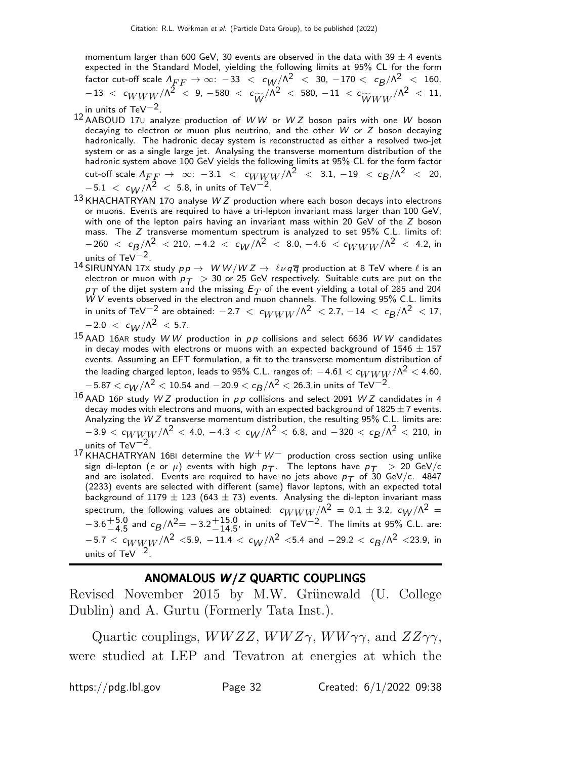momentum larger than 600 GeV, 30 events are observed in the data with 39 $\pm$ 4 events expected in the Standard Model, yielding the following limits at 95% CL for the form factor cut-off scale $\Lambda_{FF} \rightarrow \infty$: $-33 < c_W/\Lambda^2 < 30$, $-170 < c_B/\Lambda^2 < 160$, $-13 < c_{WWW}/\Lambda^2 < 9$, $-580 < c_{\widetilde{W}}/\Lambda^2 < 580$, $-11 < c_{\widetilde{W}WW}/\Lambda^2 < 11$, in units of TeV$^{-2}$.

[12] AABOUD 17U analyze production of $WW$ or $WZ$ boson pairs with one $W$ boson decaying to electron or muon plus neutrino, and the other $W$ or $Z$ boson decaying hadronically. The hadronic decay system is reconstructed as either a resolved two-jet system or as a single large jet. Analysing the transverse momentum distribution of the hadronic system above 100 GeV yields the following limits at 95% CL for the form factor cut-off scale $\Lambda_{FF} \rightarrow \infty$: $-3.1 < c_{WWW}/\Lambda^2 < 3.1$, $-19 < c_B/\Lambda^2 < 20$, $-5.1 < c_W/\Lambda^2 < 5.8$, in units of TeV$^{-2}$.

[13] KHACHATRYAN 17O analyse $WZ$ production where each boson decays into electrons or muons. Events are required to have a tri-lepton invariant mass larger than 100 GeV, with one of the lepton pairs having an invariant mass within 20 GeV of the $Z$ boson mass. The $Z$ transverse momentum spectrum is analyzed to set 95% C.L. limits of: $-260 < c_B/\Lambda^2 < 210$, $-4.2 < c_W/\Lambda^2 < 8.0$, $-4.6 < c_{WWW}/\Lambda^2 < 4.2$, in units of TeV$^{-2}$.

[14] SIRUNYAN 17X study $pp \rightarrow WW/WZ \rightarrow \ell\nu q\overline{q}$ production at 8 TeV where $\ell$ is an electron or muon with $p_T > 30$ or 25 GeV respectively. Suitable cuts are put on the $p_T$ of the dijet system and the missing $E_T$ of the event yielding a total of 285 and 204 $WV$ events observed in the electron and muon channels. The following 95% C.L. limits in units of TeV$^{-2}$ are obtained: $-2.7 < c_{WWW}/\Lambda^2 < 2.7$, $-14 < c_B/\Lambda^2 < 17$, $-2.0 < c_W/\Lambda^2 < 5.7$.

[15] AAD 16AR study $WW$ production in $pp$ collisions and select 6636 $WW$ candidates in decay modes with electrons or muons with an expected background of 1546 $\pm$ 157 events. Assuming an EFT formulation, a fit to the transverse momentum distribution of the leading charged lepton, leads to 95% C.L. ranges of: $-4.61 < c_{WWW}/\Lambda^2 < 4.60$, $-5.87 < c_W/\Lambda^2 < 10.54$ and $-20.9 < c_B/\Lambda^2 < 26.3$,in units of TeV$^{-2}$.

[16] AAD 16P study $WZ$ production in $pp$ collisions and select 2091 $WZ$ candidates in 4 decay modes with electrons and muons, with an expected background of $1825 \pm 7$ events. Analyzing the $WZ$ transverse momentum distribution, the resulting 95% C.L. limits are: $-3.9 < c_{WWW}/\Lambda^2 < 4.0$, $-4.3 < c_W/\Lambda^2 < 6.8$, and $-320 < c_B/\Lambda^2 < 210$, in units of TeV$^{-2}$.

[17] KHACHATRYAN 16BI determine the $W^+W^-$ production cross section using unlike sign di-lepton ($e$ or $\mu$) events with high $p_T$. The leptons have $p_T > 20$ GeV/c and are isolated. Events are required to have no jets above $p_T$ of 30 GeV/c. 4847 (2233) events are selected with different (same) flavor leptons, with an expected total background of 1179 $\pm$ 123 (643 $\pm$ 73) events. Analysing the di-lepton invariant mass spectrum, the following values are obtained: $c_{WWW}/\Lambda^2 = 0.1 \pm 3.2$, $c_W/\Lambda^2 = -3.6^{+5.0}_{-4.5}$ and $c_B/\Lambda^2 = -3.2^{+15.0}_{-14.5}$, in units of TeV$^{-2}$. The limits at 95% C.L. are: $-5.7 < c_{WWW}/\Lambda^2 < 5.9$, $-11.4 < c_W/\Lambda^2 < 5.4$ and $-29.2 < c_B/\Lambda^2 < 23.9$, in units of TeV$^{-2}$.

## ANOMALOUS $W/Z$ QUARTIC COUPLINGS

Revised November 2015 by M.W. Grünewald (U. College Dublin) and A. Gurtu (Formerly Tata Inst.).

Quartic couplings, $WWZZ$, $WWZ\gamma$, $WW\gamma\gamma$, and $ZZ\gamma\gamma$, were studied at LEP and Tevatron at energies at which the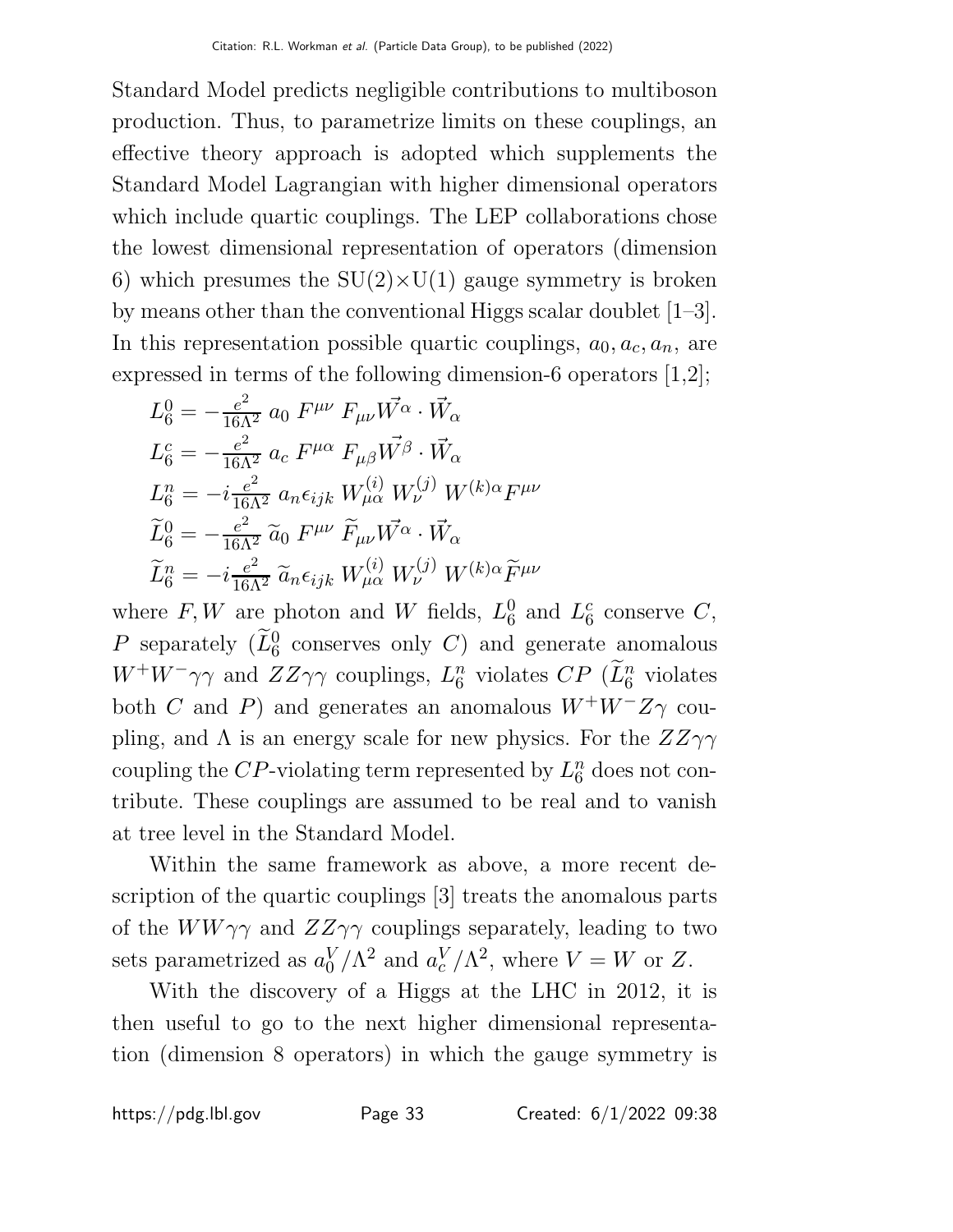Standard Model predicts negligible contributions to multiboson production. Thus, to parametrize limits on these couplings, an effective theory approach is adopted which supplements the Standard Model Lagrangian with higher dimensional operators which include quartic couplings. The LEP collaborations chose the lowest dimensional representation of operators (dimension 6) which presumes the SU(2)×U(1) gauge symmetry is broken by means other than the conventional Higgs scalar doublet [1–3]. In this representation possible quartic couplings, $a_0, a_c, a_n$, are expressed in terms of the following dimension-6 operators [1,2];

$$
\begin{aligned}
L_6^0 &= -\frac{e^2}{16\Lambda^2}\, a_0\, F^{\mu\nu}\, F_{\mu\nu} \vec{W}^{\alpha} \cdot \vec{W}_{\alpha} \\
L_6^c &= -\frac{e^2}{16\Lambda^2}\, a_c\, F^{\mu\alpha}\, F_{\mu\beta} \vec{W}^{\beta} \cdot \vec{W}_{\alpha} \\
L_6^n &= -i\frac{e^2}{16\Lambda^2}\, a_n \epsilon_{ijk}\, W_{\mu\alpha}^{(i)}\, W_{\nu}^{(j)}\, W^{(k)\alpha} F^{\mu\nu} \\
\widetilde{L}_6^0 &= -\frac{e^2}{16\Lambda^2}\, \widetilde{a}_0\, F^{\mu\nu}\, \widetilde{F}_{\mu\nu} \vec{W}^{\alpha} \cdot \vec{W}_{\alpha} \\
\widetilde{L}_6^n &= -i\frac{e^2}{16\Lambda^2}\, \widetilde{a}_n \epsilon_{ijk}\, W_{\mu\alpha}^{(i)}\, W_{\nu}^{(j)}\, W^{(k)\alpha} \widetilde{F}^{\mu\nu}
\end{aligned}
$$

where $F, W$ are photon and $W$ fields, $L_6^0$ and $L_6^c$ conserve $C$, $P$ separately ($\widetilde{L}_6^0$ conserves only $C$) and generate anomalous $W^+W^-\gamma\gamma$ and $ZZ\gamma\gamma$ couplings, $L_6^n$ violates $CP$ ($\widetilde{L}_6^n$ violates both $C$ and $P$) and generates an anomalous $W^+W^-Z\gamma$ coupling, and $\Lambda$ is an energy scale for new physics. For the $ZZ\gamma\gamma$ coupling the $CP$-violating term represented by $L_6^n$ does not contribute. These couplings are assumed to be real and to vanish at tree level in the Standard Model.

Within the same framework as above, a more recent description of the quartic couplings [3] treats the anomalous parts of the $WW\gamma\gamma$ and $ZZ\gamma\gamma$ couplings separately, leading to two sets parametrized as $a_0^V/\Lambda^2$ and $a_c^V/\Lambda^2$, where $V = W$ or $Z$.

With the discovery of a Higgs at the LHC in 2012, it is then useful to go to the next higher dimensional representation (dimension 8 operators) in which the gauge symmetry is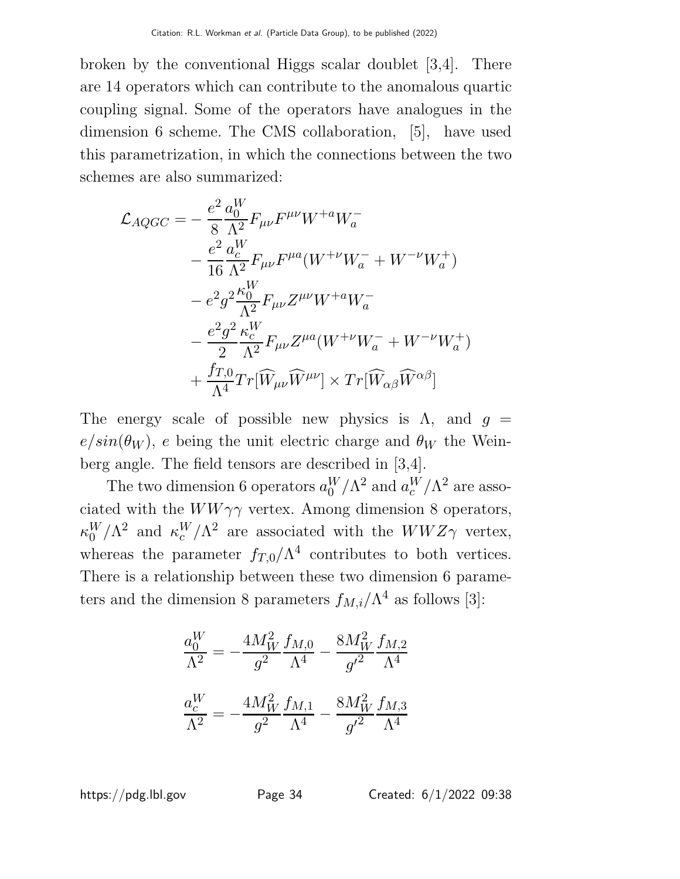broken by the conventional Higgs scalar doublet [3,4]. There are 14 operators which can contribute to the anomalous quartic coupling signal. Some of the operators have analogues in the dimension 6 scheme. The CMS collaboration, [5], have used this parametrization, in which the connections between the two schemes are also summarized:

$$
\begin{aligned}
\mathcal{L}_{AQGC} = &- \frac{e^2}{8}\frac{a_0^W}{\Lambda^2} F_{\mu\nu}F^{\mu\nu}W^{+a}W_a^- \\
&- \frac{e^2}{16}\frac{a_c^W}{\Lambda^2} F_{\mu\nu}F^{\mu a}(W^{+\nu}W_a^- + W^{-\nu}W_a^+) \\
&- e^2 g^2 \frac{\kappa_0^W}{\Lambda^2} F_{\mu\nu}Z^{\mu\nu}W^{+a}W_a^- \\
&- \frac{e^2 g^2}{2}\frac{\kappa_c^W}{\Lambda^2} F_{\mu\nu}Z^{\mu a}(W^{+\nu}W_a^- + W^{-\nu}W_a^+) \\
&+ \frac{f_{T,0}}{\Lambda^4} Tr[\widehat{W}_{\mu\nu}\widehat{W}^{\mu\nu}] \times Tr[\widehat{W}_{\alpha\beta}\widehat{W}^{\alpha\beta}]
\end{aligned}
$$

The energy scale of possible new physics is $\Lambda$, and $g = e/sin(\theta_W)$, $e$ being the unit electric charge and $\theta_W$ the Weinberg angle. The field tensors are described in [3,4].

The two dimension 6 operators $a_0^W/\Lambda^2$ and $a_c^W/\Lambda^2$ are associated with the $WW\gamma\gamma$ vertex. Among dimension 8 operators, $\kappa_0^W/\Lambda^2$ and $\kappa_c^W/\Lambda^2$ are associated with the $WWZ\gamma$ vertex, whereas the parameter $f_{T,0}/\Lambda^4$ contributes to both vertices. There is a relationship between these two dimension 6 parameters and the dimension 8 parameters $f_{M,i}/\Lambda^4$ as follows [3]:

$$
\frac{a_0^W}{\Lambda^2} = -\frac{4M_W^2}{g^2}\frac{f_{M,0}}{\Lambda^4} - \frac{8M_W^2}{{g'}^2}\frac{f_{M,2}}{\Lambda^4}
$$

$$
\frac{a_c^W}{\Lambda^2} = -\frac{4M_W^2}{g^2}\frac{f_{M,1}}{\Lambda^4} - \frac{8M_W^2}{{g'}^2}\frac{f_{M,3}}{\Lambda^4}
$$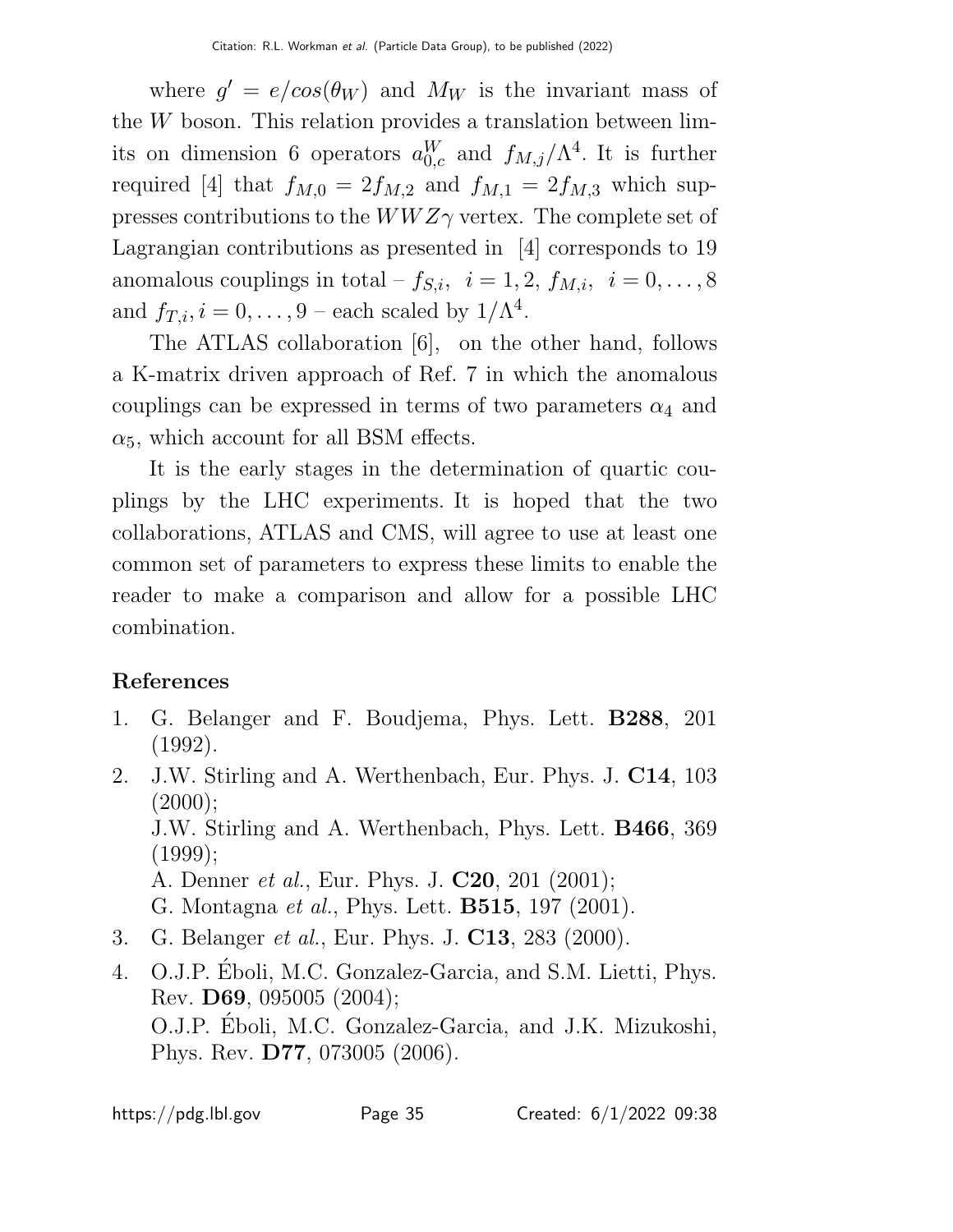where $g' = e/cos(\theta_W)$ and $M_W$ is the invariant mass of the $W$ boson. This relation provides a translation between limits on dimension 6 operators $a_{0,c}^W$ and $f_{M,j}/\Lambda^4$. It is further required [4] that $f_{M,0} = 2f_{M,2}$ and $f_{M,1} = 2f_{M,3}$ which suppresses contributions to the $WWZ\gamma$ vertex. The complete set of Lagrangian contributions as presented in [4] corresponds to 19 anomalous couplings in total – $f_{S,i},\ i = 1, 2,\ f_{M,i},\ i = 0, \ldots, 8$ and $f_{T,i}, i = 0, \ldots, 9$ – each scaled by $1/\Lambda^4$.

The ATLAS collaboration [6], on the other hand, follows a K-matrix driven approach of Ref. 7 in which the anomalous couplings can be expressed in terms of two parameters $\alpha_4$ and $\alpha_5$, which account for all BSM effects.

It is the early stages in the determination of quartic couplings by the LHC experiments. It is hoped that the two collaborations, ATLAS and CMS, will agree to use at least one common set of parameters to express these limits to enable the reader to make a comparison and allow for a possible LHC combination.

## References

1. G. Belanger and F. Boudjema, Phys. Lett. **B288**, 201 (1992).
2. J.W. Stirling and A. Werthenbach, Eur. Phys. J. **C14**, 103 (2000);
   J.W. Stirling and A. Werthenbach, Phys. Lett. **B466**, 369 (1999);
   A. Denner *et al.*, Eur. Phys. J. **C20**, 201 (2001);
   G. Montagna *et al.*, Phys. Lett. **B515**, 197 (2001).
3. G. Belanger *et al.*, Eur. Phys. J. **C13**, 283 (2000).
4. O.J.P. Éboli, M.C. Gonzalez-Garcia, and S.M. Lietti, Phys. Rev. **D69**, 095005 (2004);
   O.J.P. Éboli, M.C. Gonzalez-Garcia, and J.K. Mizukoshi, Phys. Rev. **D77**, 073005 (2006).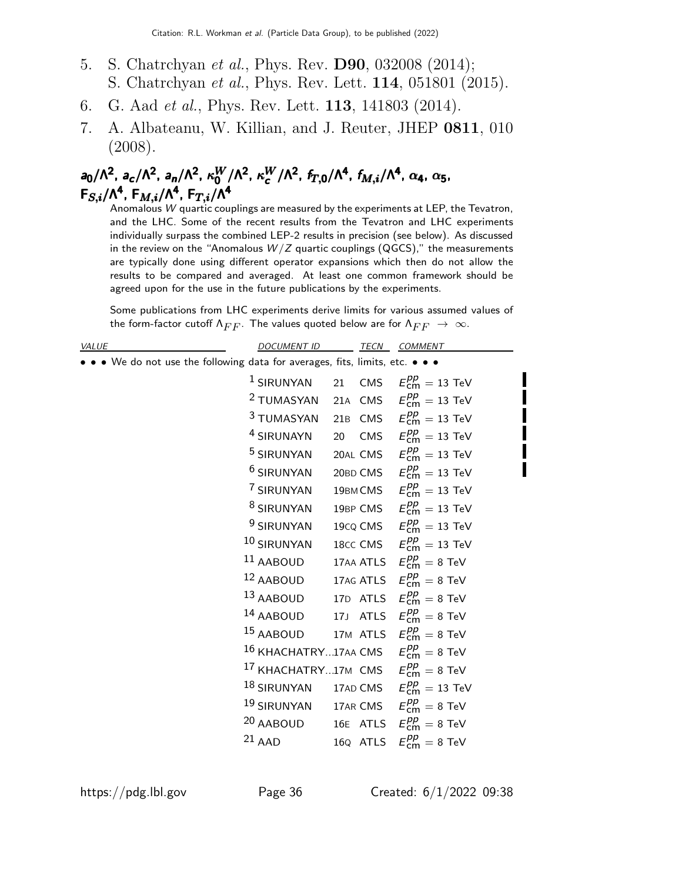5. S. Chatrchyan *et al.*, Phys. Rev. **D90**, 032008 (2014);
   S. Chatrchyan *et al.*, Phys. Rev. Lett. **114**, 051801 (2015).
6. G. Aad *et al.*, Phys. Rev. Lett. **113**, 141803 (2014).
7. A. Albateanu, W. Killian, and J. Reuter, JHEP **0811**, 010 (2008).

### $a_0/\Lambda^2$, $a_c/\Lambda^2$, $a_n/\Lambda^2$, $\kappa_0^W/\Lambda^2$, $\kappa_c^W/\Lambda^2$, $f_{T,0}/\Lambda^4$, $f_{M,i}/\Lambda^4$, $\alpha_4$, $\alpha_5$, $F_{S,i}/\Lambda^4$, $F_{M,i}/\Lambda^4$, $F_{T,i}/\Lambda^4$

Anomalous $W$ quartic couplings are measured by the experiments at LEP, the Tevatron, and the LHC. Some of the recent results from the Tevatron and LHC experiments individually surpass the combined LEP-2 results in precision (see below). As discussed in the review on the "Anomalous $W/Z$ quartic couplings (QGCS)," the measurements are typically done using different operator expansions which then do not allow the results to be compared and averaged. At least one common framework should be agreed upon for the use in the future publications by the experiments.

Some publications from LHC experiments derive limits for various assumed values of the form-factor cutoff $\Lambda_{FF}$. The values quoted below are for $\Lambda_{FF} \rightarrow \infty$.

| VALUE | DOCUMENT ID | | TECN | COMMENT |
|---|---|---|---|---|
| • • • We do not use the following data for averages, fits, limits, etc. • • • | | | | |
| | [1] SIRUNYAN | 21 | CMS | $E^{pp}_{\rm cm} = 13$ TeV |
| | [2] TUMASYAN | 21A | CMS | $E^{pp}_{\rm cm} = 13$ TeV |
| | [3] TUMASYAN | 21B | CMS | $E^{pp}_{\rm cm} = 13$ TeV |
| | [4] SIRUNAYN | 20 | CMS | $E^{pp}_{\rm cm} = 13$ TeV |
| | [5] SIRUNYAN | 20AL | CMS | $E^{pp}_{\rm cm} = 13$ TeV |
| | [6] SIRUNYAN | 20BD | CMS | $E^{pp}_{\rm cm} = 13$ TeV |
| | [7] SIRUNYAN | 19BM | CMS | $E^{pp}_{\rm cm} = 13$ TeV |
| | [8] SIRUNYAN | 19BP | CMS | $E^{pp}_{\rm cm} = 13$ TeV |
| | [9] SIRUNYAN | 19CQ | CMS | $E^{pp}_{\rm cm} = 13$ TeV |
| | [10] SIRUNYAN | 18CC | CMS | $E^{pp}_{\rm cm} = 13$ TeV |
| | [11] AABOUD | 17AA | ATLS | $E^{pp}_{\rm cm} = 8$ TeV |
| | [12] AABOUD | 17AG | ATLS | $E^{pp}_{\rm cm} = 8$ TeV |
| | [13] AABOUD | 17D | ATLS | $E^{pp}_{\rm cm} = 8$ TeV |
| | [14] AABOUD | 17J | ATLS | $E^{pp}_{\rm cm} = 8$ TeV |
| | [15] AABOUD | 17M | ATLS | $E^{pp}_{\rm cm} = 8$ TeV |
| | [16] KHACHATRY... | 17AA | CMS | $E^{pp}_{\rm cm} = 8$ TeV |
| | [17] KHACHATRY... | 17M | CMS | $E^{pp}_{\rm cm} = 8$ TeV |
| | [18] SIRUNYAN | 17AD | CMS | $E^{pp}_{\rm cm} = 13$ TeV |
| | [19] SIRUNYAN | 17AR | CMS | $E^{pp}_{\rm cm} = 8$ TeV |
| | [20] AABOUD | 16E | ATLS | $E^{pp}_{\rm cm} = 8$ TeV |
| | [21] AAD | 16Q | ATLS | $E^{pp}_{\rm cm} = 8$ TeV |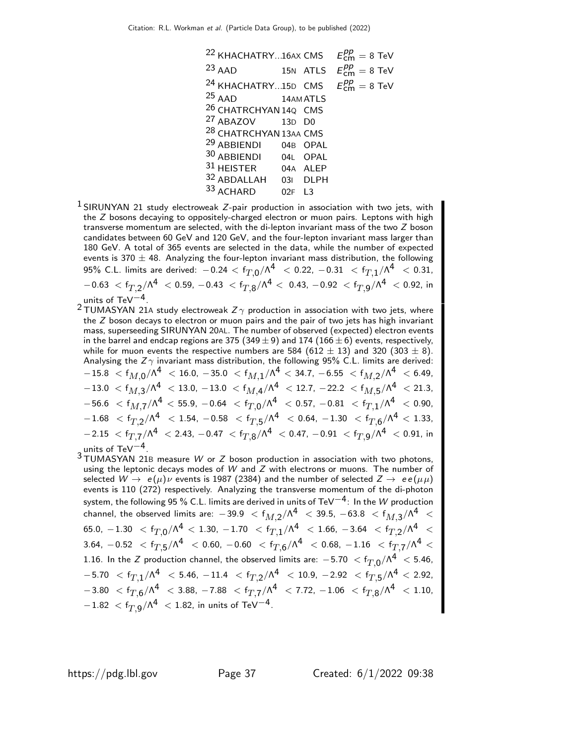| | | | |
|---|---|---|---|
| [22] KHACHATRY...16AX | CMS | $E^{pp}_{\rm cm} = 8$ TeV |
| [23] AAD | 15N | ATLS | $E^{pp}_{\rm cm} = 8$ TeV |
| [24] KHACHATRY...15D | CMS | $E^{pp}_{\rm cm} = 8$ TeV |
| [25] AAD | 14AM | ATLS | |
| [26] CHATRCHYAN | 14Q | CMS | |
| [27] ABAZOV | 13D | D0 | |
| [28] CHATRCHYAN | 13AA | CMS | |
| [29] ABBIENDI | 04B | OPAL | |
| [30] ABBIENDI | 04L | OPAL | |
| [31] HEISTER | 04A | ALEP | |
| [32] ABDALLAH | 03I | DLPH | |
| [33] ACHARD | 02F | L3 | |

[1] SIRUNYAN 21 study electroweak $Z$-pair production in association with two jets, with the $Z$ bosons decaying to oppositely-charged electron or muon pairs. Leptons with high transverse momentum are selected, with the di-lepton invariant mass of the two $Z$ boson candidates between 60 GeV and 120 GeV, and the four-lepton invariant mass larger than 180 GeV. A total of 365 events are selected in the data, while the number of expected events is $370 \pm 48$. Analyzing the four-lepton invariant mass distribution, the following 95% C.L. limits are derived: $-0.24 < f_{T,0}/\Lambda^4 < 0.22$, $-0.31 < f_{T,1}/\Lambda^4 < 0.31$, $-0.63 < f_{T,2}/\Lambda^4 < 0.59$, $-0.43 < f_{T,8}/\Lambda^4 < 0.43$, $-0.92 < f_{T,9}/\Lambda^4 < 0.92$, in units of TeV$^{-4}$.

[2] TUMASYAN 21A study electroweak $Z\gamma$ production in association with two jets, where the $Z$ boson decays to electron or muon pairs and the pair of two jets has high invariant mass, superseding SIRUNYAN 20AL. The number of observed (expected) electron events in the barrel and endcap regions are 375 ($349 \pm 9$) and 174 ($166 \pm 6$) events, respectively, while for muon events the respective numbers are 584 ($612 \pm 13$) and 320 ($303 \pm 8$). Analysing the $Z\gamma$ invariant mass distribution, the following 95% C.L. limits are derived: $-15.8 < f_{M,0}/\Lambda^4 < 16.0$, $-35.0 < f_{M,1}/\Lambda^4 < 34.7$, $-6.55 < f_{M,2}/\Lambda^4 < 6.49$, $-13.0 < f_{M,3}/\Lambda^4 < 13.0$, $-13.0 < f_{M,4}/\Lambda^4 < 12.7$, $-22.2 < f_{M,5}/\Lambda^4 < 21.3$, $-56.6 < f_{M,7}/\Lambda^4 < 55.9$, $-0.64 < f_{T,0}/\Lambda^4 < 0.57$, $-0.81 < f_{T,1}/\Lambda^4 < 0.90$, $-1.68 < f_{T,2}/\Lambda^4 < 1.54$, $-0.58 < f_{T,5}/\Lambda^4 < 0.64$, $-1.30 < f_{T,6}/\Lambda^4 < 1.33$, $-2.15 < f_{T,7}/\Lambda^4 < 2.43$, $-0.47 < f_{T,8}/\Lambda^4 < 0.47$, $-0.91 < f_{T,9}/\Lambda^4 < 0.91$, in units of TeV$^{-4}$.

[3] TUMASYAN 21B measure $W$ or $Z$ boson production in association with two photons, using the leptonic decays modes of $W$ and $Z$ with electrons or muons. The number of selected $W \rightarrow e(\mu)\nu$ events is 1987 (2384) and the number of selected $Z \rightarrow ee(\mu\mu)$ events is 110 (272) respectively. Analyzing the transverse momentum of the di-photon system, the following 95 % C.L. limits are derived in units of TeV$^{-4}$: In the $W$ production channel, the observed limits are: $-39.9 < f_{M,2}/\Lambda^4 < 39.5$, $-63.8 < f_{M,3}/\Lambda^4 < 65.0$, $-1.30 < f_{T,0}/\Lambda^4 < 1.30$, $-1.70 < f_{T,1}/\Lambda^4 < 1.66$, $-3.64 < f_{T,2}/\Lambda^4 < 3.64$, $-0.52 < f_{T,5}/\Lambda^4 < 0.60$, $-0.60 < f_{T,6}/\Lambda^4 < 0.68$, $-1.16 < f_{T,7}/\Lambda^4 < 1.16$. In the $Z$ production channel, the observed limits are: $-5.70 < f_{T,0}/\Lambda^4 < 5.46$, $-5.70 < f_{T,1}/\Lambda^4 < 5.46$, $-11.4 < f_{T,2}/\Lambda^4 < 10.9$, $-2.92 < f_{T,5}/\Lambda^4 < 2.92$, $-3.80 < f_{T,6}/\Lambda^4 < 3.88$, $-7.88 < f_{T,7}/\Lambda^4 < 7.72$, $-1.06 < f_{T,8}/\Lambda^4 < 1.10$, $-1.82 < f_{T,9}/\Lambda^4 < 1.82$, in units of TeV$^{-4}$.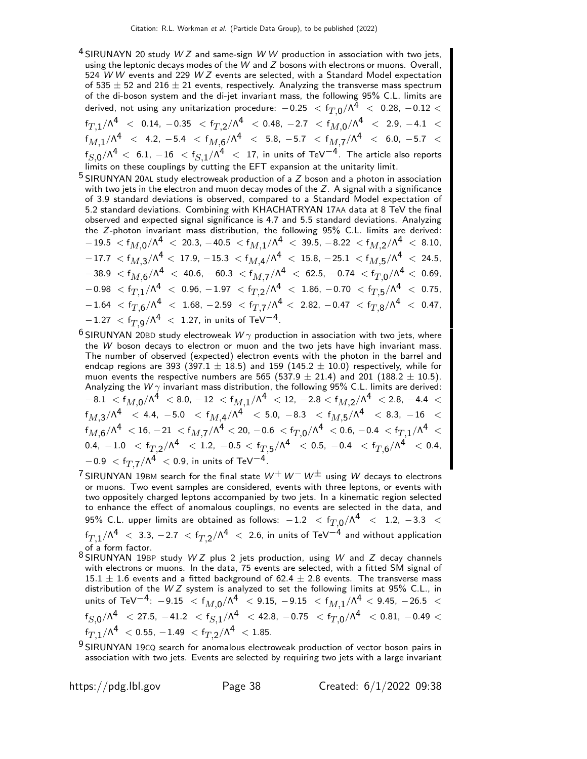[4] SIRUNAYN 20 study $WZ$ and same-sign $WW$ production in association with two jets, using the leptonic decays modes of the $W$ and $Z$ bosons with electrons or muons. Overall, 524 $WW$ events and 229 $WZ$ events are selected, with a Standard Model expectation of 535 ± 52 and 216 ± 21 events, respectively. Analyzing the transverse mass spectrum of the di-boson system and the di-jet invariant mass, the following 95% C.L. limits are derived, not using any unitarization procedure: $-0.25 < f_{T,0}/\Lambda^4 < 0.28$, $-0.12 < f_{T,1}/\Lambda^4 < 0.14$, $-0.35 < f_{T,2}/\Lambda^4 < 0.48$, $-2.7 < f_{M,0}/\Lambda^4 < 2.9$, $-4.1 < f_{M,1}/\Lambda^4 < 4.2$, $-5.4 < f_{M,6}/\Lambda^4 < 5.8$, $-5.7 < f_{M,7}/\Lambda^4 < 6.0$, $-5.7 < f_{S,0}/\Lambda^4 < 6.1$, $-16 < f_{S,1}/\Lambda^4 < 17$, in units of $\text{TeV}^{-4}$. The article also reports limits on these couplings by cutting the EFT expansion at the unitarity limit.

[5] SIRUNYAN 20AL study electroweak production of a $Z$ boson and a photon in association with two jets in the electron and muon decay modes of the $Z$. A signal with a significance of 3.9 standard deviations is observed, compared to a Standard Model expectation of 5.2 standard deviations. Combining with KHACHATRYAN 17AA data at 8 TeV the final observed and expected signal significance is 4.7 and 5.5 standard deviations. Analyzing the $Z$-photon invariant mass distribution, the following 95% C.L. limits are derived: $-19.5 < f_{M,0}/\Lambda^4 < 20.3$, $-40.5 < f_{M,1}/\Lambda^4 < 39.5$, $-8.22 < f_{M,2}/\Lambda^4 < 8.10$, $-17.7 < f_{M,3}/\Lambda^4 < 17.9$, $-15.3 < f_{M,4}/\Lambda^4 < 15.8$, $-25.1 < f_{M,5}/\Lambda^4 < 24.5$, $-38.9 < f_{M,6}/\Lambda^4 < 40.6$, $-60.3 < f_{M,7}/\Lambda^4 < 62.5$, $-0.74 < f_{T,0}/\Lambda^4 < 0.69$, $-0.98 < f_{T,1}/\Lambda^4 < 0.96$, $-1.97 < f_{T,2}/\Lambda^4 < 1.86$, $-0.70 < f_{T,5}/\Lambda^4 < 0.75$, $-1.64 < f_{T,6}/\Lambda^4 < 1.68$, $-2.59 < f_{T,7}/\Lambda^4 < 2.82$, $-0.47 < f_{T,8}/\Lambda^4 < 0.47$, $-1.27 < f_{T,9}/\Lambda^4 < 1.27$, in units of $\text{TeV}^{-4}$.

[6] SIRUNYAN 20BD study electroweak $W\gamma$ production in association with two jets, where the $W$ boson decays to electron or muon and the two jets have high invariant mass. The number of observed (expected) electron events with the photon in the barrel and endcap regions are 393 (397.1 ± 18.5) and 159 (145.2 ± 10.0) respectively, while for muon events the respective numbers are 565 (537.9 ± 21.4) and 201 (188.2 ± 10.5). Analyzing the $W\gamma$ invariant mass distribution, the following 95% C.L. limits are derived: $-8.1 < f_{M,0}/\Lambda^4 < 8.0$, $-12 < f_{M,1}/\Lambda^4 < 12$, $-2.8 < f_{M,2}/\Lambda^4 < 2.8$, $-4.4 < f_{M,3}/\Lambda^4 < 4.4$, $-5.0 < f_{M,4}/\Lambda^4 < 5.0$, $-8.3 < f_{M,5}/\Lambda^4 < 8.3$, $-16 < f_{M,6}/\Lambda^4 < 16$, $-21 < f_{M,7}/\Lambda^4 < 20$, $-0.6 < f_{T,0}/\Lambda^4 < 0.6$, $-0.4 < f_{T,1}/\Lambda^4 < 0.4$, $-1.0 < f_{T,2}/\Lambda^4 < 1.2$, $-0.5 < f_{T,5}/\Lambda^4 < 0.5$, $-0.4 < f_{T,6}/\Lambda^4 < 0.4$, $-0.9 < f_{T,7}/\Lambda^4 < 0.9$, in units of $\text{TeV}^{-4}$.

[7] SIRUNYAN 19BM search for the final state $W^+W^-W^\pm$ using $W$ decays to electrons or muons. Two event samples are considered, events with three leptons, or events with two oppositely charged leptons accompanied by two jets. In a kinematic region selected to enhance the effect of anomalous couplings, no events are selected in the data, and 95% C.L. upper limits are obtained as follows: $-1.2 < f_{T,0}/\Lambda^4 < 1.2$, $-3.3 < f_{T,1}/\Lambda^4 < 3.3$, $-2.7 < f_{T,2}/\Lambda^4 < 2.6$, in units of $\text{TeV}^{-4}$ and without application of a form factor.

[8] SIRUNYAN 19BP study $WZ$ plus 2 jets production, using $W$ and $Z$ decay channels with electrons or muons. In the data, 75 events are selected, with a fitted SM signal of 15.1 ± 1.6 events and a fitted background of 62.4 ± 2.8 events. The transverse mass distribution of the $WZ$ system is analyzed to set the following limits at 95% C.L., in units of $\text{TeV}^{-4}$: $-9.15 < f_{M,0}/\Lambda^4 < 9.15$, $-9.15 < f_{M,1}/\Lambda^4 < 9.45$, $-26.5 < f_{S,0}/\Lambda^4 < 27.5$, $-41.2 < f_{S,1}/\Lambda^4 < 42.8$, $-0.75 < f_{T,0}/\Lambda^4 < 0.81$, $-0.49 < f_{T,1}/\Lambda^4 < 0.55$, $-1.49 < f_{T,2}/\Lambda^4 < 1.85$.

[9] SIRUNYAN 19CQ search for anomalous electroweak production of vector boson pairs in association with two jets. Events are selected by requiring two jets with a large invariant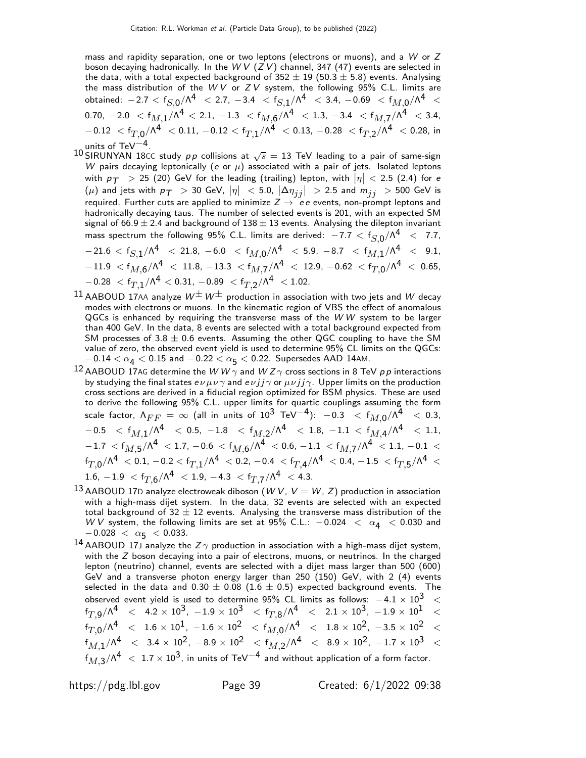mass and rapidity separation, one or two leptons (electrons or muons), and a $W$ or $Z$ boson decaying hadronically. In the $WV$ ($ZV$) channel, 347 (47) events are selected in the data, with a total expected background of $352 \pm 19$ ($50.3 \pm 5.8$) events. Analysing the mass distribution of the $WV$ or $ZV$ system, the following 95% C.L. limits are obtained: $-2.7 < f_{S,0}/\Lambda^4 < 2.7$, $-3.4 < f_{S,1}/\Lambda^4 < 3.4$, $-0.69 < f_{M,0}/\Lambda^4 < 0.70$, $-2.0 < f_{M,1}/\Lambda^4 < 2.1$, $-1.3 < f_{M,6}/\Lambda^4 < 1.3$, $-3.4 < f_{M,7}/\Lambda^4 < 3.4$, $-0.12 < f_{T,0}/\Lambda^4 < 0.11$, $-0.12 < f_{T,1}/\Lambda^4 < 0.13$, $-0.28 < f_{T,2}/\Lambda^4 < 0.28$, in units of TeV$^{-4}$.

[10] SIRUNYAN 18CC study $pp$ collisions at $\sqrt{s} = 13$ TeV leading to a pair of same-sign $W$ pairs decaying leptonically ($e$ or $\mu$) associated with a pair of jets. Isolated leptons with $p_T > 25$ (20) GeV for the leading (trailing) lepton, with $|\eta| < 2.5$ (2.4) for $e$ ($\mu$) and jets with $p_T > 30$ GeV, $|\eta| < 5.0$, $|\Delta\eta_{jj}| > 2.5$ and $m_{jj} > 500$ GeV is required. Further cuts are applied to minimize $Z \to ee$ events, non-prompt leptons and hadronically decaying taus. The number of selected events is 201, with an expected SM signal of $66.9 \pm 2.4$ and background of $138 \pm 13$ events. Analysing the dilepton invariant mass spectrum the following 95% C.L. limits are derived: $-7.7 < f_{S,0}/\Lambda^4 < 7.7$, $-21.6 < f_{S,1}/\Lambda^4 < 21.8$, $-6.0 < f_{M,0}/\Lambda^4 < 5.9$, $-8.7 < f_{M,1}/\Lambda^4 < 9.1$, $-11.9 < f_{M,6}/\Lambda^4 < 11.8$, $-13.3 < f_{M,7}/\Lambda^4 < 12.9$, $-0.62 < f_{T,0}/\Lambda^4 < 0.65$, $-0.28 < f_{T,1}/\Lambda^4 < 0.31$, $-0.89 < f_{T,2}/\Lambda^4 < 1.02$.

[11] AABOUD 17AA analyze $W^{\pm}W^{\pm}$ production in association with two jets and $W$ decay modes with electrons or muons. In the kinematic region of VBS the effect of anomalous QGCs is enhanced by requiring the transverse mass of the $WW$ system to be larger than 400 GeV. In the data, 8 events are selected with a total background expected from SM processes of $3.8 \pm 0.6$ events. Assuming the other QGC coupling to have the SM value of zero, the observed event yield is used to determine 95% CL limits on the QGCs: $-0.14 < \alpha_4 < 0.15$ and $-0.22 < \alpha_5 < 0.22$. Supersedes AAD 14AM.

[12] AABOUD 17AG determine the $WW\gamma$ and $WZ\gamma$ cross sections in 8 TeV $pp$ interactions by studying the final states $e\nu\mu\nu\gamma$ and $e\nu jj\gamma$ or $\mu\nu jj\gamma$. Upper limits on the production cross sections are derived in a fiducial region optimized for BSM physics. These are used to derive the following 95% C.L. upper limits for quartic couplings assuming the form scale factor, $\Lambda_{FF} = \infty$ (all in units of $10^3$ TeV$^{-4}$): $-0.3 < f_{M,0}/\Lambda^4 < 0.3$, $-0.5 < f_{M,1}/\Lambda^4 < 0.5$, $-1.8 < f_{M,2}/\Lambda^4 < 1.8$, $-1.1 < f_{M,4}/\Lambda^4 < 1.1$, $-1.7 < f_{M,5}/\Lambda^4 < 1.7$, $-0.6 < f_{M,6}/\Lambda^4 < 0.6$, $-1.1 < f_{M,7}/\Lambda^4 < 1.1$, $-0.1 < f_{T,0}/\Lambda^4 < 0.1$, $-0.2 < f_{T,1}/\Lambda^4 < 0.2$, $-0.4 < f_{T,4}/\Lambda^4 < 0.4$, $-1.5 < f_{T,5}/\Lambda^4 < 1.6$, $-1.9 < f_{T,6}/\Lambda^4 < 1.9$, $-4.3 < f_{T,7}/\Lambda^4 < 4.3$.

[13] AABOUD 17D analyze electroweak diboson ($WV$, $V = W$, $Z$) production in association with a high-mass dijet system. In the data, 32 events are selected with an expected total background of $32 \pm 12$ events. Analysing the transverse mass distribution of the $WV$ system, the following limits are set at 95% C.L.: $-0.024 < \alpha_4 < 0.030$ and $-0.028 < \alpha_5 < 0.033$.

[14] AABOUD 17J analyze the $Z\gamma$ production in association with a high-mass dijet system, with the $Z$ boson decaying into a pair of electrons, muons, or neutrinos. In the charged lepton (neutrino) channel, events are selected with a dijet mass larger than 500 (600) GeV and a transverse photon energy larger than 250 (150) GeV, with 2 (4) events selected in the data and $0.30 \pm 0.08$ ($1.6 \pm 0.5$) expected background events. The observed event yield is used to determine 95% CL limits as follows: $-4.1 \times 10^3 < f_{T,9}/\Lambda^4 < 4.2 \times 10^3$, $-1.9 \times 10^3 < f_{T,8}/\Lambda^4 < 2.1 \times 10^3$, $-1.9 \times 10^1 < f_{T,0}/\Lambda^4 < 1.6 \times 10^1$, $-1.6 \times 10^2 < f_{M,0}/\Lambda^4 < 1.8 \times 10^2$, $-3.5 \times 10^2 < f_{M,1}/\Lambda^4 < 3.4 \times 10^2$, $-8.9 \times 10^2 < f_{M,2}/\Lambda^4 < 8.9 \times 10^2$, $-1.7 \times 10^3 < f_{M,3}/\Lambda^4 < 1.7 \times 10^3$, in units of TeV$^{-4}$ and without application of a form factor.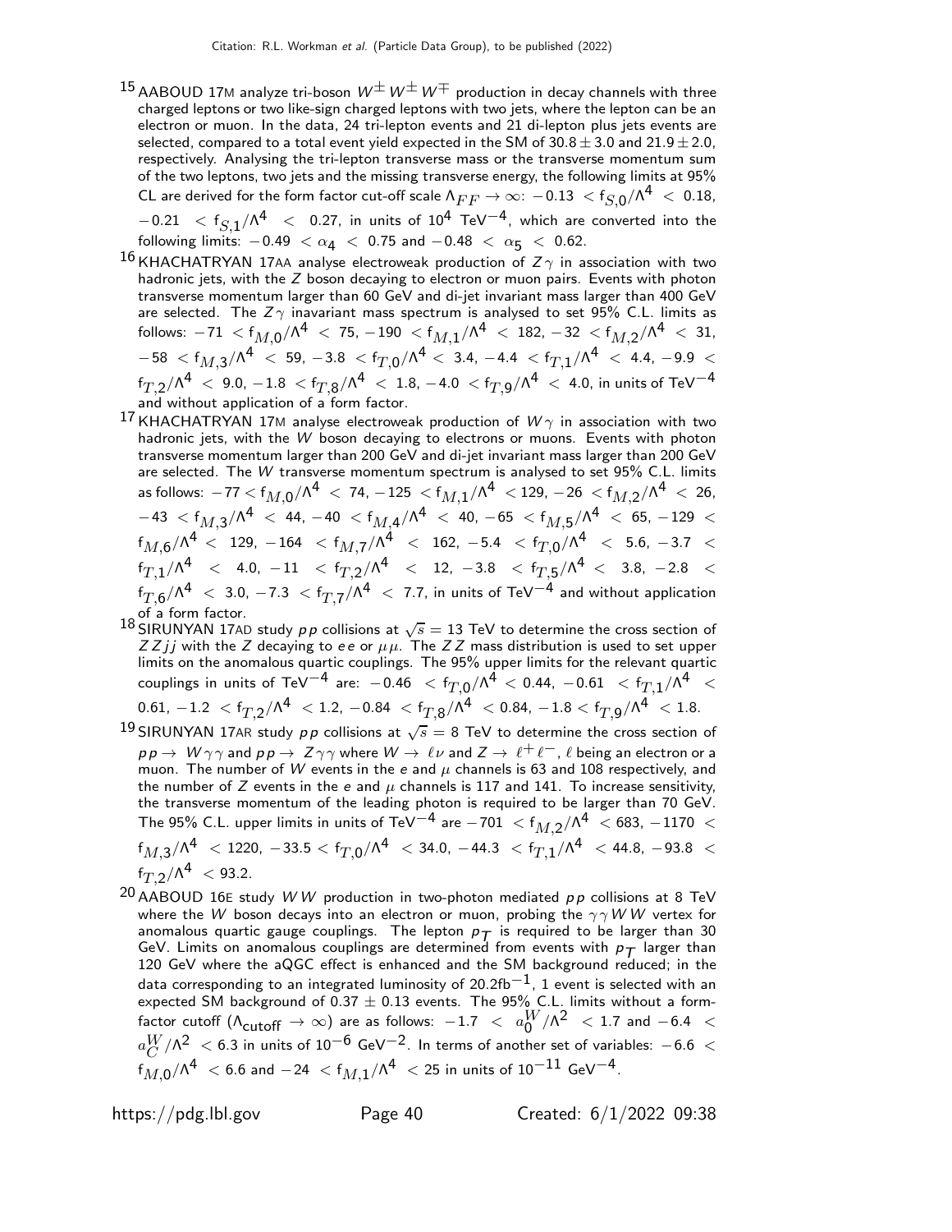[15] AABOUD 17M analyze tri-boson $W^{\pm} W^{\pm} W^{\mp}$ production in decay channels with three charged leptons or two like-sign charged leptons with two jets, where the lepton can be an electron or muon. In the data, 24 tri-lepton events and 21 di-lepton plus jets events are selected, compared to a total event yield expected in the SM of $30.8 \pm 3.0$ and $21.9 \pm 2.0$, respectively. Analysing the tri-lepton transverse mass or the transverse momentum sum of the two leptons, two jets and the missing transverse energy, the following limits at 95% CL are derived for the form factor cut-off scale $\Lambda_{FF} \rightarrow \infty$: $-0.13 < f_{S,0}/\Lambda^4 < 0.18$, $-0.21 < f_{S,1}/\Lambda^4 < 0.27$, in units of $10^4$ TeV$^{-4}$, which are converted into the following limits: $-0.49 < \alpha_4 < 0.75$ and $-0.48 < \alpha_5 < 0.62$.

[16] KHACHATRYAN 17AA analyse electroweak production of $Z\gamma$ in association with two hadronic jets, with the $Z$ boson decaying to electron or muon pairs. Events with photon transverse momentum larger than 60 GeV and di-jet invariant mass larger than 400 GeV are selected. The $Z\gamma$ inavariant mass spectrum is analysed to set 95% C.L. limits as follows: $-71 < f_{M,0}/\Lambda^4 < 75$, $-190 < f_{M,1}/\Lambda^4 < 182$, $-32 < f_{M,2}/\Lambda^4 < 31$, $-58 < f_{M,3}/\Lambda^4 < 59$, $-3.8 < f_{T,0}/\Lambda^4 < 3.4$, $-4.4 < f_{T,1}/\Lambda^4 < 4.4$, $-9.9 < f_{T,2}/\Lambda^4 < 9.0$, $-1.8 < f_{T,8}/\Lambda^4 < 1.8$, $-4.0 < f_{T,9}/\Lambda^4 < 4.0$, in units of TeV$^{-4}$ and without application of a form factor.

[17] KHACHATRYAN 17M analyse electroweak production of $W\gamma$ in association with two hadronic jets, with the $W$ boson decaying to electrons or muons. Events with photon transverse momentum larger than 200 GeV and di-jet invariant mass larger than 200 GeV are selected. The $W$ transverse momentum spectrum is analysed to set 95% C.L. limits as follows: $-77 < f_{M,0}/\Lambda^4 < 74$, $-125 < f_{M,1}/\Lambda^4 < 129$, $-26 < f_{M,2}/\Lambda^4 < 26$, $-43 < f_{M,3}/\Lambda^4 < 44$, $-40 < f_{M,4}/\Lambda^4 < 40$, $-65 < f_{M,5}/\Lambda^4 < 65$, $-129 < f_{M,6}/\Lambda^4 < 129$, $-164 < f_{M,7}/\Lambda^4 < 162$, $-5.4 < f_{T,0}/\Lambda^4 < 5.6$, $-3.7 < f_{T,1}/\Lambda^4 < 4.0$, $-11 < f_{T,2}/\Lambda^4 < 12$, $-3.8 < f_{T,5}/\Lambda^4 < 3.8$, $-2.8 < f_{T,6}/\Lambda^4 < 3.0$, $-7.3 < f_{T,7}/\Lambda^4 < 7.7$, in units of TeV$^{-4}$ and without application of a form factor.

[18] SIRUNYAN 17AD study $pp$ collisions at $\sqrt{s} = 13$ TeV to determine the cross section of $ZZjj$ with the $Z$ decaying to $ee$ or $\mu\mu$. The $ZZ$ mass distribution is used to set upper limits on the anomalous quartic couplings. The 95% upper limits for the relevant quartic couplings in units of TeV$^{-4}$ are: $-0.46 < f_{T,0}/\Lambda^4 < 0.44$, $-0.61 < f_{T,1}/\Lambda^4 < 0.61$, $-1.2 < f_{T,2}/\Lambda^4 < 1.2$, $-0.84 < f_{T,8}/\Lambda^4 < 0.84$, $-1.8 < f_{T,9}/\Lambda^4 < 1.8$.

[19] SIRUNYAN 17AR study $pp$ collisions at $\sqrt{s} = 8$ TeV to determine the cross section of $pp \rightarrow W\gamma\gamma$ and $pp \rightarrow Z\gamma\gamma$ where $W \rightarrow \ell\nu$ and $Z \rightarrow \ell^+\ell^-$, $\ell$ being an electron or a muon. The number of $W$ events in the $e$ and $\mu$ channels is 63 and 108 respectively, and the number of $Z$ events in the $e$ and $\mu$ channels is 117 and 141. To increase sensitivity, the transverse momentum of the leading photon is required to be larger than 70 GeV. The 95% C.L. upper limits in units of TeV$^{-4}$ are $-701 < f_{M,2}/\Lambda^4 < 683$, $-1170 < f_{M,3}/\Lambda^4 < 1220$, $-33.5 < f_{T,0}/\Lambda^4 < 34.0$, $-44.3 < f_{T,1}/\Lambda^4 < 44.8$, $-93.8 < f_{T,2}/\Lambda^4 < 93.2$.

[20] AABOUD 16E study $WW$ production in two-photon mediated $pp$ collisions at 8 TeV where the $W$ boson decays into an electron or muon, probing the $\gamma\gamma WW$ vertex for anomalous quartic gauge couplings. The lepton $p_T$ is required to be larger than 30 GeV. Limits on anomalous couplings are determined from events with $p_T$ larger than 120 GeV where the aQGC effect is enhanced and the SM background reduced; in the data corresponding to an integrated luminosity of 20.2fb$^{-1}$, 1 event is selected with an expected SM background of $0.37 \pm 0.13$ events. The 95% C.L. limits without a form-factor cutoff ($\Lambda_{\text{cutoff}} \rightarrow \infty$) are as follows: $-1.7 < a_0^W/\Lambda^2 < 1.7$ and $-6.4 < a_C^W/\Lambda^2 < 6.3$ in units of $10^{-6}$ GeV$^{-2}$. In terms of another set of variables: $-6.6 < f_{M,0}/\Lambda^4 < 6.6$ and $-24 < f_{M,1}/\Lambda^4 < 25$ in units of $10^{-11}$ GeV$^{-4}$.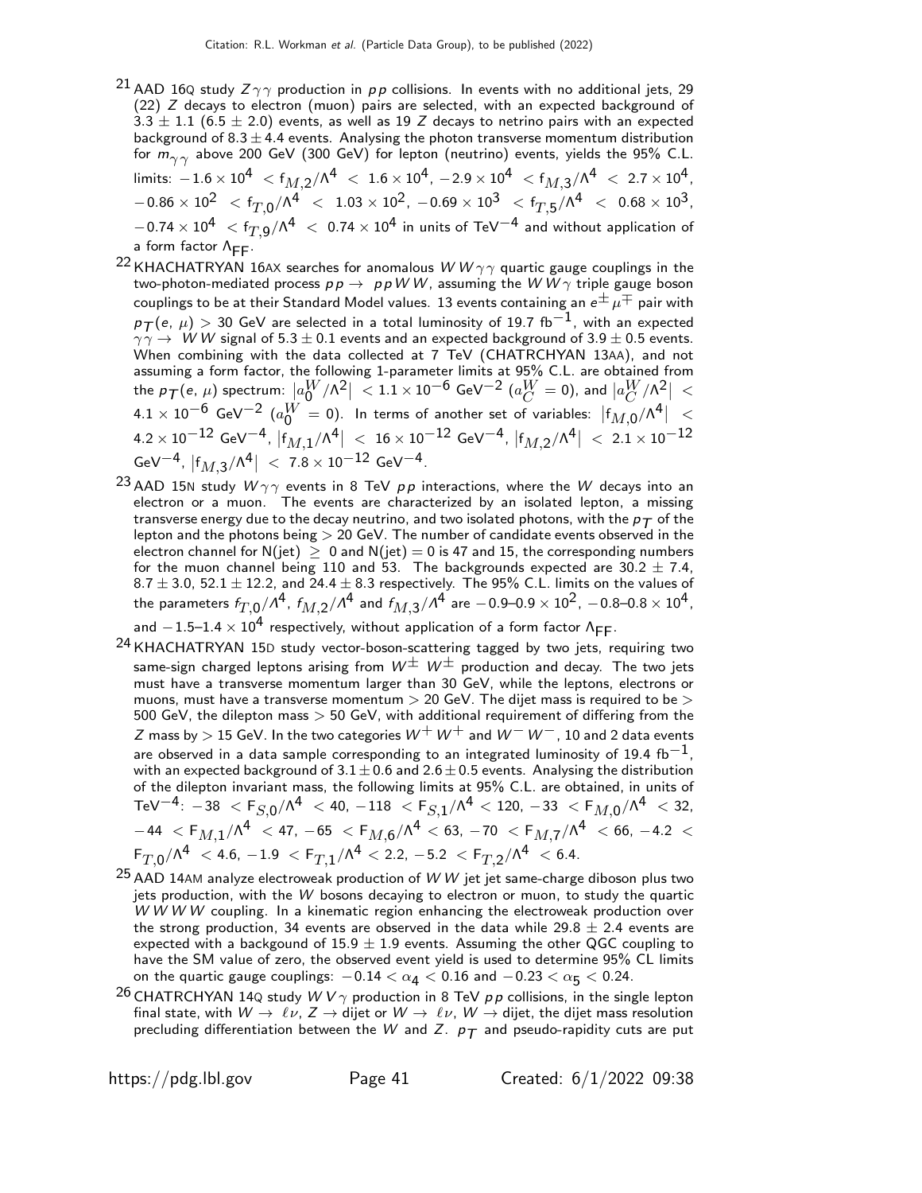[21] AAD 16Q study $Z\gamma\gamma$ production in $pp$ collisions. In events with no additional jets, 29 (22) $Z$ decays to electron (muon) pairs are selected, with an expected background of $3.3 \pm 1.1$ ($6.5 \pm 2.0$) events, as well as 19 $Z$ decays to netrino pairs with an expected background of $8.3 \pm 4.4$ events. Analysing the photon transverse momentum distribution for $m_{\gamma\gamma}$ above 200 GeV (300 GeV) for lepton (neutrino) events, yields the 95% C.L. limits: $-1.6 \times 10^4 < f_{M,2}/\Lambda^4 < 1.6 \times 10^4$, $-2.9 \times 10^4 < f_{M,3}/\Lambda^4 < 2.7 \times 10^4$, $-0.86 \times 10^2 < f_{T,0}/\Lambda^4 < 1.03 \times 10^2$, $-0.69 \times 10^3 < f_{T,5}/\Lambda^4 < 0.68 \times 10^3$, $-0.74 \times 10^4 < f_{T,9}/\Lambda^4 < 0.74 \times 10^4$ in units of TeV$^{-4}$ and without application of a form factor $\Lambda_{FF}$.

[22] KHACHATRYAN 16AX searches for anomalous $WW\gamma\gamma$ quartic gauge couplings in the two-photon-mediated process $pp \to ppWW$, assuming the $WW\gamma$ triple gauge boson couplings to be at their Standard Model values. 13 events containing an $e^{\pm}\mu^{\mp}$ pair with $p_T(e,\mu) > 30$ GeV are selected in a total luminosity of 19.7 fb$^{-1}$, with an expected $\gamma\gamma \to WW$ signal of $5.3 \pm 0.1$ events and an expected background of $3.9 \pm 0.5$ events. When combining with the data collected at 7 TeV (CHATRCHYAN 13AA), and not assuming a form factor, the following 1-parameter limits at 95% C.L. are obtained from the $p_T(e,\mu)$ spectrum: $|a_0^W/\Lambda^2| < 1.1 \times 10^{-6}$ GeV$^{-2}$ ($a_C^W = 0$), and $|a_C^W/\Lambda^2| < 4.1 \times 10^{-6}$ GeV$^{-2}$ ($a_0^W = 0$). In terms of another set of variables: $|f_{M,0}/\Lambda^4| < 4.2 \times 10^{-12}$ GeV$^{-4}$, $|f_{M,1}/\Lambda^4| < 16 \times 10^{-12}$ GeV$^{-4}$, $|f_{M,2}/\Lambda^4| < 2.1 \times 10^{-12}$ GeV$^{-4}$, $|f_{M,3}/\Lambda^4| < 7.8 \times 10^{-12}$ GeV$^{-4}$.

[23] AAD 15N study $W\gamma\gamma$ events in 8 TeV $pp$ interactions, where the $W$ decays into an electron or a muon. The events are characterized by an isolated lepton, a missing transverse energy due to the decay neutrino, and two isolated photons, with the $p_T$ of the lepton and the photons being $> 20$ GeV. The number of candidate events observed in the electron channel for N(jet) $\geq 0$ and N(jet) $= 0$ is 47 and 15, the corresponding numbers for the muon channel being 110 and 53. The backgrounds expected are $30.2 \pm 7.4$, $8.7 \pm 3.0$, $52.1 \pm 12.2$, and $24.4 \pm 8.3$ respectively. The 95% C.L. limits on the values of the parameters $f_{T,0}/\Lambda^4$, $f_{M,2}/\Lambda^4$ and $f_{M,3}/\Lambda^4$ are $-0.9$–$0.9 \times 10^2$, $-0.8$–$0.8 \times 10^4$, and $-1.5$–$1.4 \times 10^4$ respectively, without application of a form factor $\Lambda_{FF}$.

[24] KHACHATRYAN 15D study vector-boson-scattering tagged by two jets, requiring two same-sign charged leptons arising from $W^{\pm}W^{\pm}$ production and decay. The two jets must have a transverse momentum larger than 30 GeV, while the leptons, electrons or muons, must have a transverse momentum $> 20$ GeV. The dijet mass is required to be $> 500$ GeV, the dilepton mass $> 50$ GeV, with additional requirement of differing from the $Z$ mass by $> 15$ GeV. In the two categories $W^+W^+$ and $W^-W^-$, 10 and 2 data events are observed in a data sample corresponding to an integrated luminosity of 19.4 fb$^{-1}$, with an expected background of $3.1 \pm 0.6$ and $2.6 \pm 0.5$ events. Analysing the distribution of the dilepton invariant mass, the following limits at 95% C.L. are obtained, in units of TeV$^{-4}$: $-38 < F_{S,0}/\Lambda^4 < 40$, $-118 < F_{S,1}/\Lambda^4 < 120$, $-33 < F_{M,0}/\Lambda^4 < 32$, $-44 < F_{M,1}/\Lambda^4 < 47$, $-65 < F_{M,6}/\Lambda^4 < 63$, $-70 < F_{M,7}/\Lambda^4 < 66$, $-4.2 < F_{T,0}/\Lambda^4 < 4.6$, $-1.9 < F_{T,1}/\Lambda^4 < 2.2$, $-5.2 < F_{T,2}/\Lambda^4 < 6.4$.

[25] AAD 14AM analyze electroweak production of $WW$ jet jet same-charge diboson plus two jets production, with the $W$ bosons decaying to electron or muon, to study the quartic $WWWW$ coupling. In a kinematic region enhancing the electroweak production over the strong production, 34 events are observed in the data while $29.8 \pm 2.4$ events are expected with a backgound of $15.9 \pm 1.9$ events. Assuming the other QGC coupling to have the SM value of zero, the observed event yield is used to determine 95% CL limits on the quartic gauge couplings: $-0.14 < \alpha_4 < 0.16$ and $-0.23 < \alpha_5 < 0.24$.

[26] CHATRCHYAN 14Q study $WV\gamma$ production in 8 TeV $pp$ collisions, in the single lepton final state, with $W \to \ell\nu$, $Z \to$ dijet or $W \to \ell\nu$, $W \to$ dijet, the dijet mass resolution precluding differentiation between the $W$ and $Z$. $p_T$ and pseudo-rapidity cuts are put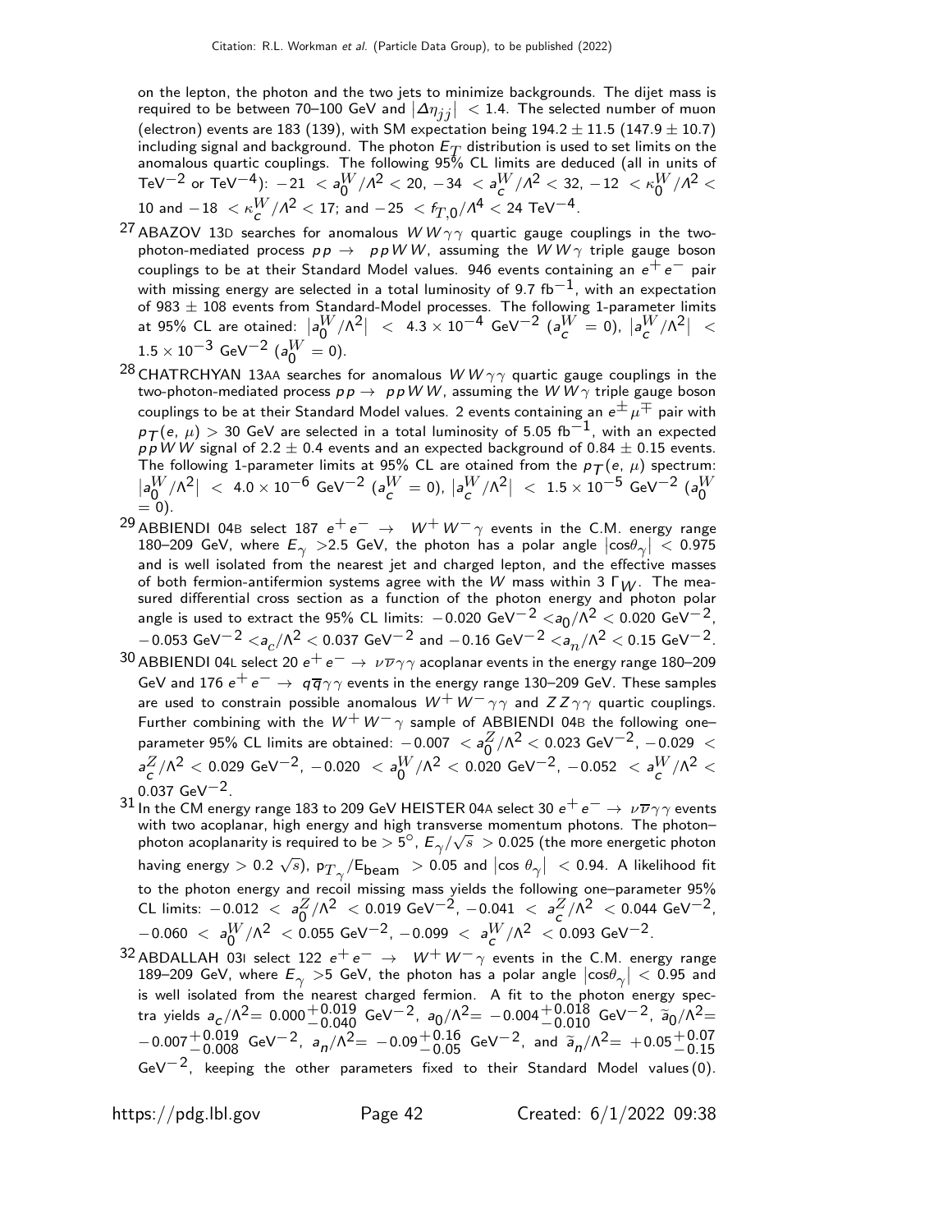on the lepton, the photon and the two jets to minimize backgrounds. The dijet mass is required to be between 70–100 GeV and $|\Delta\eta_{jj}| < 1.4$. The selected number of muon (electron) events are 183 (139), with SM expectation being $194.2 \pm 11.5$ ($147.9 \pm 10.7$) including signal and background. The photon $E_T$ distribution is used to set limits on the anomalous quartic couplings. The following 95% CL limits are deduced (all in units of $\mathrm{TeV}^{-2}$ or $\mathrm{TeV}^{-4}$): $-21 < a_0^W/\Lambda^2 < 20$, $-34 < a_c^W/\Lambda^2 < 32$, $-12 < \kappa_0^W/\Lambda^2 < 10$ and $-18 < \kappa_c^W/\Lambda^2 < 17$; and $-25 < f_{T,0}/\Lambda^4 < 24$ $\mathrm{TeV}^{-4}$.

[27] ABAZOV 13D searches for anomalous $WW\gamma\gamma$ quartic gauge couplings in the two-photon-mediated process $pp \to ppWW$, assuming the $WW\gamma$ triple gauge boson couplings to be at their Standard Model values. 946 events containing an $e^+e^-$ pair with missing energy are selected in a total luminosity of 9.7 $\mathrm{fb}^{-1}$, with an expectation of $983 \pm 108$ events from Standard-Model processes. The following 1-parameter limits at 95% CL are otained: $|a_0^W/\Lambda^2| < 4.3 \times 10^{-4}$ $\mathrm{GeV}^{-2}$ ($a_c^W = 0$), $|a_c^W/\Lambda^2| < 1.5 \times 10^{-3}$ $\mathrm{GeV}^{-2}$ ($a_0^W = 0$).

[28] CHATRCHYAN 13AA searches for anomalous $WW\gamma\gamma$ quartic gauge couplings in the two-photon-mediated process $pp \to ppWW$, assuming the $WW\gamma$ triple gauge boson couplings to be at their Standard Model values. 2 events containing an $e^\pm\mu^\mp$ pair with $p_T(e, \mu) > 30$ GeV are selected in a total luminosity of 5.05 $\mathrm{fb}^{-1}$, with an expected $ppWW$ signal of $2.2 \pm 0.4$ events and an expected background of $0.84 \pm 0.15$ events. The following 1-parameter limits at 95% CL are otained from the $p_T(e, \mu)$ spectrum: $|a_0^W/\Lambda^2| < 4.0 \times 10^{-6}$ $\mathrm{GeV}^{-2}$ ($a_c^W = 0$), $|a_c^W/\Lambda^2| < 1.5 \times 10^{-5}$ $\mathrm{GeV}^{-2}$ ($a_0^W = 0$).

[29] ABBIENDI 04B select 187 $e^+e^- \to W^+W^-\gamma$ events in the C.M. energy range 180–209 GeV, where $E_\gamma > 2.5$ GeV, the photon has a polar angle $|\cos\theta_\gamma| < 0.975$ and is well isolated from the nearest jet and charged lepton, and the effective masses of both fermion-antifermion systems agree with the $W$ mass within 3 $\Gamma_W$. The measured differential cross section as a function of the photon energy and photon polar angle is used to extract the 95% CL limits: $-0.020$ $\mathrm{GeV}^{-2} < a_0/\Lambda^2 < 0.020$ $\mathrm{GeV}^{-2}$, $-0.053$ $\mathrm{GeV}^{-2} < a_c/\Lambda^2 < 0.037$ $\mathrm{GeV}^{-2}$ and $-0.16$ $\mathrm{GeV}^{-2} < a_n/\Lambda^2 < 0.15$ $\mathrm{GeV}^{-2}$.

[30] ABBIENDI 04L select 20 $e^+e^- \to \nu\overline{\nu}\gamma\gamma$ acoplanar events in the energy range 180–209 GeV and 176 $e^+e^- \to q\overline{q}\gamma\gamma$ events in the energy range 130–209 GeV. These samples are used to constrain possible anomalous $W^+W^-\gamma\gamma$ and $ZZ\gamma\gamma$ quartic couplings. Further combining with the $W^+W^-\gamma$ sample of ABBIENDI 04B the following one–parameter 95% CL limits are obtained: $-0.007 < a_0^Z/\Lambda^2 < 0.023$ $\mathrm{GeV}^{-2}$, $-0.029 < a_c^Z/\Lambda^2 < 0.029$ $\mathrm{GeV}^{-2}$, $-0.020 < a_0^W/\Lambda^2 < 0.020$ $\mathrm{GeV}^{-2}$, $-0.052 < a_c^W/\Lambda^2 < 0.037$ $\mathrm{GeV}^{-2}$.

[31] In the CM energy range 183 to 209 GeV HEISTER 04A select 30 $e^+e^- \to \nu\overline{\nu}\gamma\gamma$ events with two acoplanar, high energy and high transverse momentum photons. The photon–photon acoplanarity is required to be $> 5^\circ$, $E_\gamma/\sqrt{s} > 0.025$ (the more energetic photon having energy $> 0.2\sqrt{s}$), $p_{T_\gamma}/E_{\mathrm{beam}} > 0.05$ and $|\cos\theta_\gamma| < 0.94$. A likelihood fit to the photon energy and recoil missing mass yields the following one–parameter 95% CL limits: $-0.012 < a_0^Z/\Lambda^2 < 0.019$ $\mathrm{GeV}^{-2}$, $-0.041 < a_c^Z/\Lambda^2 < 0.044$ $\mathrm{GeV}^{-2}$, $-0.060 < a_0^W/\Lambda^2 < 0.055$ $\mathrm{GeV}^{-2}$, $-0.099 < a_c^W/\Lambda^2 < 0.093$ $\mathrm{GeV}^{-2}$.

[32] ABDALLAH 03I select 122 $e^+e^- \to W^+W^-\gamma$ events in the C.M. energy range 189–209 GeV, where $E_\gamma > 5$ GeV, the photon has a polar angle $|\cos\theta_\gamma| < 0.95$ and is well isolated from the nearest charged fermion. A fit to the photon energy spectra yields $a_c/\Lambda^2 = 0.000^{+0.019}_{-0.040}$ $\mathrm{GeV}^{-2}$, $a_0/\Lambda^2 = -0.004^{+0.018}_{-0.010}$ $\mathrm{GeV}^{-2}$, $\tilde{a}_0/\Lambda^2 = -0.007^{+0.019}_{-0.008}$ $\mathrm{GeV}^{-2}$, $a_n/\Lambda^2 = -0.09^{+0.16}_{-0.05}$ $\mathrm{GeV}^{-2}$, and $\tilde{a}_n/\Lambda^2 = +0.05^{+0.07}_{-0.15}$ $\mathrm{GeV}^{-2}$, keeping the other parameters fixed to their Standard Model values (0).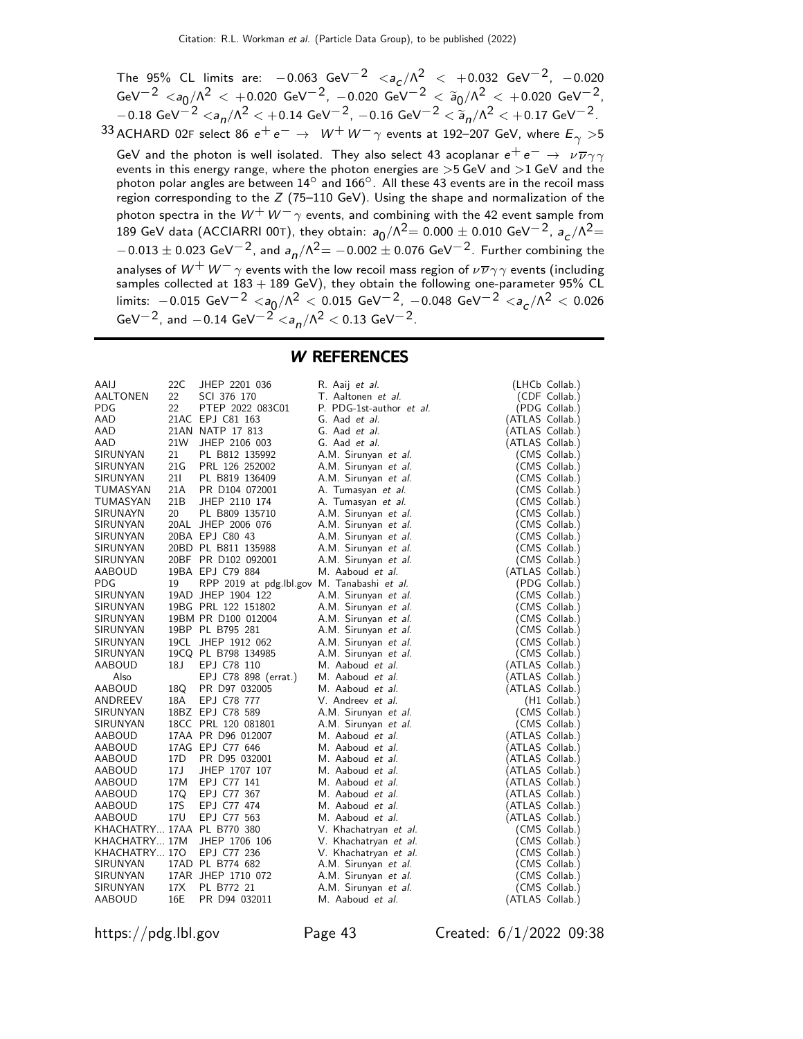The 95% CL limits are: $-0.063$ GeV$^{-2}$ $< a_c/\Lambda^2 <$ $+0.032$ GeV$^{-2}$, $-0.020$ GeV$^{-2}$ $< a_0/\Lambda^2 <$ $+0.020$ GeV$^{-2}$, $-0.020$ GeV$^{-2}$ $< \widetilde{a}_0/\Lambda^2 <$ $+0.020$ GeV$^{-2}$, $-0.18$ GeV$^{-2}$ $< a_n/\Lambda^2 <$ $+0.14$ GeV$^{-2}$, $-0.16$ GeV$^{-2}$ $< \widetilde{a}_n/\Lambda^2 <$ $+0.17$ GeV$^{-2}$.

[33] ACHARD 02F select 86 $e^+ e^- \rightarrow W^+ W^- \gamma$ events at 192–207 GeV, where $E_\gamma > 5$ GeV and the photon is well isolated. They also select 43 acoplanar $e^+ e^- \rightarrow \nu\overline{\nu}\gamma\gamma$ events in this energy range, where the photon energies are $>5$ GeV and $>1$ GeV and the photon polar angles are between 14° and 166°. All these 43 events are in the recoil mass region corresponding to the $Z$ (75–110 GeV). Using the shape and normalization of the photon spectra in the $W^+ W^- \gamma$ events, and combining with the 42 event sample from 189 GeV data (ACCIARRI 00T), they obtain: $a_0/\Lambda^2 = 0.000 \pm 0.010$ GeV$^{-2}$, $a_c/\Lambda^2 = -0.013 \pm 0.023$ GeV$^{-2}$, and $a_n/\Lambda^2 = -0.002 \pm 0.076$ GeV$^{-2}$. Further combining the analyses of $W^+ W^- \gamma$ events with the low recoil mass region of $\nu\overline{\nu}\gamma\gamma$ events (including samples collected at $183 + 189$ GeV), they obtain the following one-parameter 95% CL limits: $-0.015$ GeV$^{-2}$ $< a_0/\Lambda^2 <$ $0.015$ GeV$^{-2}$, $-0.048$ GeV$^{-2}$ $< a_c/\Lambda^2 <$ $0.026$ GeV$^{-2}$, and $-0.14$ GeV$^{-2}$ $< a_n/\Lambda^2 <$ $0.13$ GeV$^{-2}$.

## *W* REFERENCES

| | | | | |
|---|---|---|---|---|
| AAIJ | 22C | JHEP 2201 036 | R. Aaij *et al.* | (LHCb Collab.) |
| AALTONEN | 22 | SCI 376 170 | T. Aaltonen *et al.* | (CDF Collab.) |
| PDG | 22 | PTEP 2022 083C01 | P. PDG-1st-author *et al.* | (PDG Collab.) |
| AAD | 21AC | EPJ C81 163 | G. Aad *et al.* | (ATLAS Collab.) |
| AAD | 21AN | NATP 17 813 | G. Aad *et al.* | (ATLAS Collab.) |
| AAD | 21W | JHEP 2106 003 | G. Aad *et al.* | (ATLAS Collab.) |
| SIRUNYAN | 21 | PL B812 135992 | A.M. Sirunyan *et al.* | (CMS Collab.) |
| SIRUNYAN | 21G | PRL 126 252002 | A.M. Sirunyan *et al.* | (CMS Collab.) |
| SIRUNYAN | 21I | PL B819 136409 | A.M. Sirunyan *et al.* | (CMS Collab.) |
| TUMASYAN | 21A | PR D104 072001 | A. Tumasyan *et al.* | (CMS Collab.) |
| TUMASYAN | 21B | JHEP 2110 174 | A. Tumasyan *et al.* | (CMS Collab.) |
| SIRUNAYN | 20 | PL B809 135710 | A.M. Sirunyan *et al.* | (CMS Collab.) |
| SIRUNYAN | 20AL | JHEP 2006 076 | A.M. Sirunyan *et al.* | (CMS Collab.) |
| SIRUNYAN | 20BA | EPJ C80 43 | A.M. Sirunyan *et al.* | (CMS Collab.) |
| SIRUNYAN | 20BD | PL B811 135988 | A.M. Sirunyan *et al.* | (CMS Collab.) |
| SIRUNYAN | 20BF | PR D102 092001 | A.M. Sirunyan *et al.* | (CMS Collab.) |
| AABOUD | 19BA | EPJ C79 884 | M. Aaboud *et al.* | (ATLAS Collab.) |
| PDG | 19 | RPP 2019 at pdg.lbl.gov | M. Tanabashi *et al.* | (PDG Collab.) |
| SIRUNYAN | 19AD | JHEP 1904 122 | A.M. Sirunyan *et al.* | (CMS Collab.) |
| SIRUNYAN | 19BG | PRL 122 151802 | A.M. Sirunyan *et al.* | (CMS Collab.) |
| SIRUNYAN | 19BM | PR D100 012004 | A.M. Sirunyan *et al.* | (CMS Collab.) |
| SIRUNYAN | 19BP | PL B795 281 | A.M. Sirunyan *et al.* | (CMS Collab.) |
| SIRUNYAN | 19CL | JHEP 1912 062 | A.M. Sirunyan *et al.* | (CMS Collab.) |
| SIRUNYAN | 19CQ | PL B798 134985 | A.M. Sirunyan *et al.* | (CMS Collab.) |
| AABOUD | 18J | EPJ C78 110 | M. Aaboud *et al.* | (ATLAS Collab.) |
| Also | | EPJ C78 898 (errat.) | M. Aaboud *et al.* | (ATLAS Collab.) |
| AABOUD | 18Q | PR D97 032005 | M. Aaboud *et al.* | (ATLAS Collab.) |
| ANDREEV | 18A | EPJ C78 777 | V. Andreev *et al.* | (H1 Collab.) |
| SIRUNYAN | 18BZ | EPJ C78 589 | A.M. Sirunyan *et al.* | (CMS Collab.) |
| SIRUNYAN | 18CC | PRL 120 081801 | A.M. Sirunyan *et al.* | (CMS Collab.) |
| AABOUD | 17AA | PR D96 012007 | M. Aaboud *et al.* | (ATLAS Collab.) |
| AABOUD | 17AG | EPJ C77 646 | M. Aaboud *et al.* | (ATLAS Collab.) |
| AABOUD | 17D | PR D95 032001 | M. Aaboud *et al.* | (ATLAS Collab.) |
| AABOUD | 17J | JHEP 1707 107 | M. Aaboud *et al.* | (ATLAS Collab.) |
| AABOUD | 17M | EPJ C77 141 | M. Aaboud *et al.* | (ATLAS Collab.) |
| AABOUD | 17Q | EPJ C77 367 | M. Aaboud *et al.* | (ATLAS Collab.) |
| AABOUD | 17S | EPJ C77 474 | M. Aaboud *et al.* | (ATLAS Collab.) |
| AABOUD | 17U | EPJ C77 563 | M. Aaboud *et al.* | (ATLAS Collab.) |
| KHACHATRY... | 17AA | PL B770 380 | V. Khachatryan *et al.* | (CMS Collab.) |
| KHACHATRY... | 17M | JHEP 1706 106 | V. Khachatryan *et al.* | (CMS Collab.) |
| KHACHATRY... | 17O | EPJ C77 236 | V. Khachatryan *et al.* | (CMS Collab.) |
| SIRUNYAN | 17AD | PL B774 682 | A.M. Sirunyan *et al.* | (CMS Collab.) |
| SIRUNYAN | 17AR | JHEP 1710 072 | A.M. Sirunyan *et al.* | (CMS Collab.) |
| SIRUNYAN | 17X | PL B772 21 | A.M. Sirunyan *et al.* | (CMS Collab.) |
| AABOUD | 16E | PR D94 032011 | M. Aaboud *et al.* | (ATLAS Collab.) |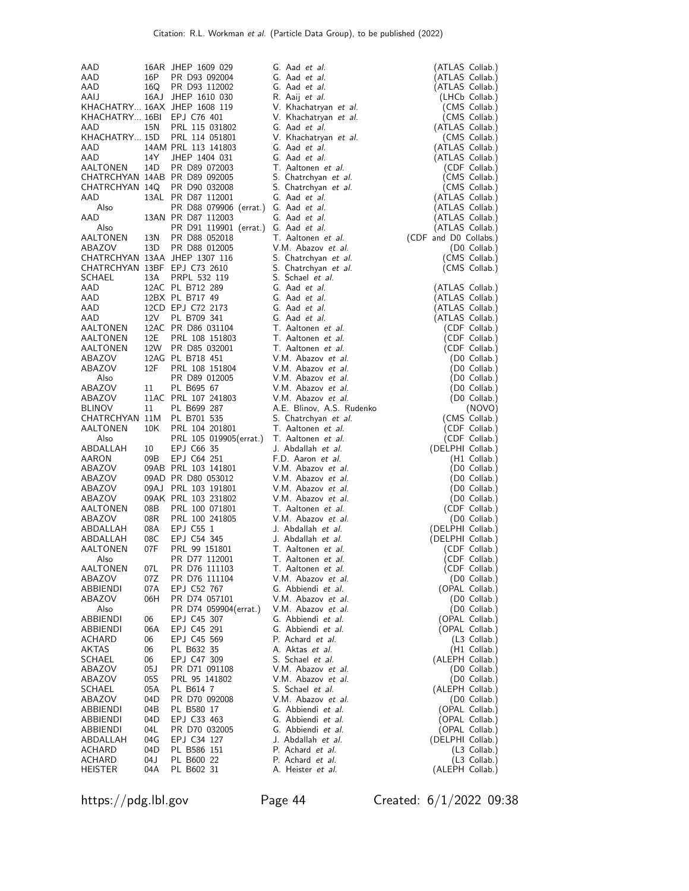| | | | | |
|---|---|---|---|---|
| AAD | 16AR | JHEP 1609 029 | G. Aad *et al.* | (ATLAS Collab.) |
| AAD | 16P | PR D93 092004 | G. Aad *et al.* | (ATLAS Collab.) |
| AAD | 16Q | PR D93 112002 | G. Aad *et al.* | (ATLAS Collab.) |
| AAIJ | 16AJ | JHEP 1610 030 | R. Aaij *et al.* | (LHCb Collab.) |
| KHACHATRY... | 16AX | JHEP 1608 119 | V. Khachatryan *et al.* | (CMS Collab.) |
| KHACHATRY... | 16BI | EPJ C76 401 | V. Khachatryan *et al.* | (CMS Collab.) |
| AAD | 15N | PRL 115 031802 | G. Aad *et al.* | (ATLAS Collab.) |
| KHACHATRY... | 15D | PRL 114 051801 | V. Khachatryan *et al.* | (CMS Collab.) |
| AAD | 14AM | PRL 113 141803 | G. Aad *et al.* | (ATLAS Collab.) |
| AAD | 14Y | JHEP 1404 031 | G. Aad *et al.* | (ATLAS Collab.) |
| AALTONEN | 14D | PR D89 072003 | T. Aaltonen *et al.* | (CDF Collab.) |
| CHATRCHYAN | 14AB | PR D89 092005 | S. Chatrchyan *et al.* | (CMS Collab.) |
| CHATRCHYAN | 14Q | PR D90 032008 | S. Chatrchyan *et al.* | (CMS Collab.) |
| AAD | 13AL | PR D87 112001 | G. Aad *et al.* | (ATLAS Collab.) |
| Also | | PR D88 079906 (errat.) | G. Aad *et al.* | (ATLAS Collab.) |
| AAD | 13AN | PR D87 112003 | G. Aad *et al.* | (ATLAS Collab.) |
| Also | | PR D91 119901 (errat.) | G. Aad *et al.* | (ATLAS Collab.) |
| AALTONEN | 13N | PR D88 052018 | T. Aaltonen *et al.* | (CDF and D0 Collabs.) |
| ABAZOV | 13D | PR D88 012005 | V.M. Abazov *et al.* | (D0 Collab.) |
| CHATRCHYAN | 13AA | JHEP 1307 116 | S. Chatrchyan *et al.* | (CMS Collab.) |
| CHATRCHYAN | 13BF | EPJ C73 2610 | S. Chatrchyan *et al.* | (CMS Collab.) |
| SCHAEL | 13A | PRPL 532 119 | S. Schael *et al.* | |
| AAD | 12AC | PL B712 289 | G. Aad *et al.* | (ATLAS Collab.) |
| AAD | 12BX | PL B717 49 | G. Aad *et al.* | (ATLAS Collab.) |
| AAD | 12CD | EPJ C72 2173 | G. Aad *et al.* | (ATLAS Collab.) |
| AAD | 12V | PL B709 341 | G. Aad *et al.* | (ATLAS Collab.) |
| AALTONEN | 12AC | PR D86 031104 | T. Aaltonen *et al.* | (CDF Collab.) |
| AALTONEN | 12E | PRL 108 151803 | T. Aaltonen *et al.* | (CDF Collab.) |
| AALTONEN | 12W | PR D85 032001 | T. Aaltonen *et al.* | (CDF Collab.) |
| ABAZOV | 12AG | PL B718 451 | V.M. Abazov *et al.* | (D0 Collab.) |
| ABAZOV | 12F | PRL 108 151804 | V.M. Abazov *et al.* | (D0 Collab.) |
| Also | | PR D89 012005 | V.M. Abazov *et al.* | (D0 Collab.) |
| ABAZOV | 11 | PL B695 67 | V.M. Abazov *et al.* | (D0 Collab.) |
| ABAZOV | 11AC | PRL 107 241803 | V.M. Abazov *et al.* | (D0 Collab.) |
| BLINOV | 11 | PL B699 287 | A.E. Blinov, A.S. Rudenko | (NOVO) |
| CHATRCHYAN | 11M | PL B701 535 | S. Chatrchyan *et al.* | (CMS Collab.) |
| AALTONEN | 10K | PRL 104 201801 | T. Aaltonen *et al.* | (CDF Collab.) |
| Also | | PRL 105 019905(errat.) | T. Aaltonen *et al.* | (CDF Collab.) |
| ABDALLAH | 10 | EPJ C66 35 | J. Abdallah *et al.* | (DELPHI Collab.) |
| AARON | 09B | EPJ C64 251 | F.D. Aaron *et al.* | (H1 Collab.) |
| ABAZOV | 09AB | PRL 103 141801 | V.M. Abazov *et al.* | (D0 Collab.) |
| ABAZOV | 09AD | PR D80 053012 | V.M. Abazov *et al.* | (D0 Collab.) |
| ABAZOV | 09AJ | PRL 103 191801 | V.M. Abazov *et al.* | (D0 Collab.) |
| ABAZOV | 09AK | PRL 103 231802 | V.M. Abazov *et al.* | (D0 Collab.) |
| AALTONEN | 08B | PRL 100 071801 | T. Aaltonen *et al.* | (CDF Collab.) |
| ABAZOV | 08R | PRL 100 241805 | V.M. Abazov *et al.* | (D0 Collab.) |
| ABDALLAH | 08A | EPJ C55 1 | J. Abdallah *et al.* | (DELPHI Collab.) |
| ABDALLAH | 08C | EPJ C54 345 | J. Abdallah *et al.* | (DELPHI Collab.) |
| AALTONEN | 07F | PRL 99 151801 | T. Aaltonen *et al.* | (CDF Collab.) |
| Also | | PR D77 112001 | T. Aaltonen *et al.* | (CDF Collab.) |
| AALTONEN | 07L | PR D76 111103 | T. Aaltonen *et al.* | (CDF Collab.) |
| ABAZOV | 07Z | PR D76 111104 | V.M. Abazov *et al.* | (D0 Collab.) |
| ABBIENDI | 07A | EPJ C52 767 | G. Abbiendi *et al.* | (OPAL Collab.) |
| ABAZOV | 06H | PR D74 057101 | V.M. Abazov *et al.* | (D0 Collab.) |
| Also | | PR D74 059904(errat.) | V.M. Abazov *et al.* | (D0 Collab.) |
| ABBIENDI | 06 | EPJ C45 307 | G. Abbiendi *et al.* | (OPAL Collab.) |
| ABBIENDI | 06A | EPJ C45 291 | G. Abbiendi *et al.* | (OPAL Collab.) |
| ACHARD | 06 | EPJ C45 569 | P. Achard *et al.* | (L3 Collab.) |
| AKTAS | 06 | PL B632 35 | A. Aktas *et al.* | (H1 Collab.) |
| SCHAEL | 06 | EPJ C47 309 | S. Schael *et al.* | (ALEPH Collab.) |
| ABAZOV | 05J | PR D71 091108 | V.M. Abazov *et al.* | (D0 Collab.) |
| ABAZOV | 05S | PRL 95 141802 | V.M. Abazov *et al.* | (D0 Collab.) |
| SCHAEL | 05A | PL B614 7 | S. Schael *et al.* | (ALEPH Collab.) |
| ABAZOV | 04D | PR D70 092008 | V.M. Abazov *et al.* | (D0 Collab.) |
| ABBIENDI | 04B | PL B580 17 | G. Abbiendi *et al.* | (OPAL Collab.) |
| ABBIENDI | 04D | EPJ C33 463 | G. Abbiendi *et al.* | (OPAL Collab.) |
| ABBIENDI | 04L | PR D70 032005 | G. Abbiendi *et al.* | (OPAL Collab.) |
| ABDALLAH | 04G | EPJ C34 127 | J. Abdallah *et al.* | (DELPHI Collab.) |
| ACHARD | 04D | PL B586 151 | P. Achard *et al.* | (L3 Collab.) |
| ACHARD | 04J | PL B600 22 | P. Achard *et al.* | (L3 Collab.) |
| HEISTER | 04A | PL B602 31 | A. Heister *et al.* | (ALEPH Collab.) |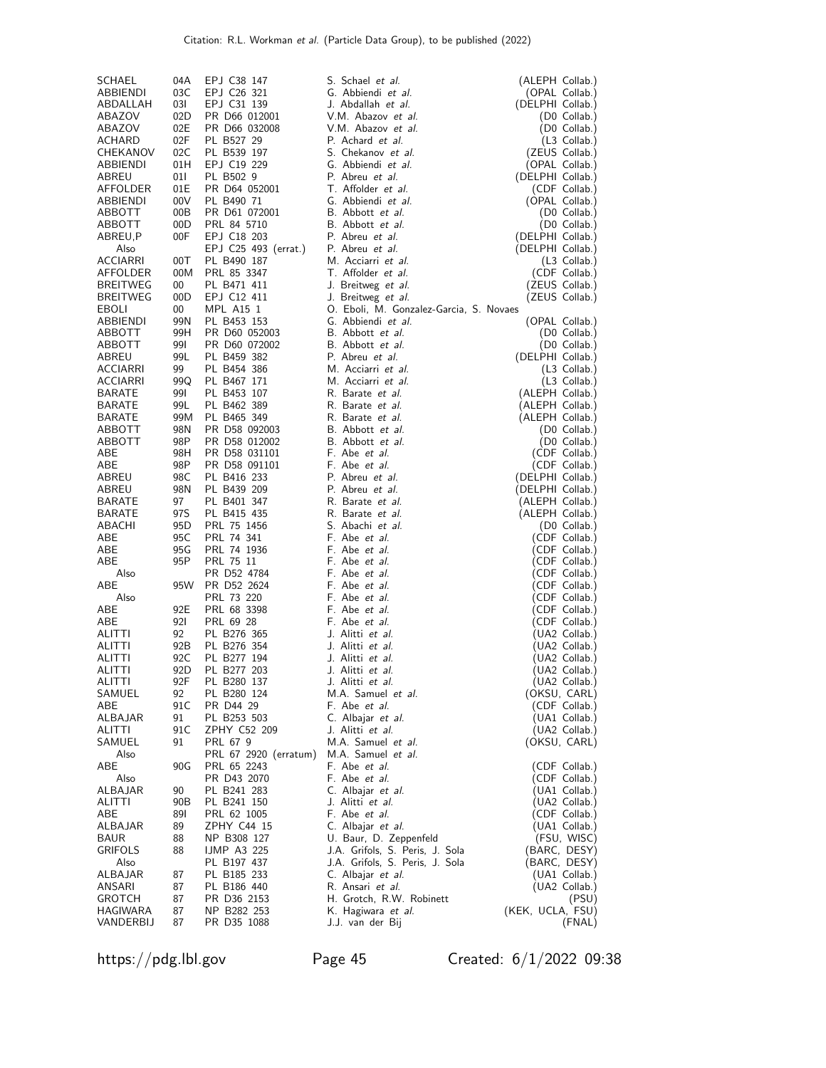| | | | | |
|---|---|---|---|---|
| SCHAEL | 04A | EPJ C38 147 | S. Schael *et al.* | (ALEPH Collab.) |
| ABBIENDI | 03C | EPJ C26 321 | G. Abbiendi *et al.* | (OPAL Collab.) |
| ABDALLAH | 03I | EPJ C31 139 | J. Abdallah *et al.* | (DELPHI Collab.) |
| ABAZOV | 02D | PR D66 012001 | V.M. Abazov *et al.* | (D0 Collab.) |
| ABAZOV | 02E | PR D66 032008 | V.M. Abazov *et al.* | (D0 Collab.) |
| ACHARD | 02F | PL B527 29 | P. Achard *et al.* | (L3 Collab.) |
| CHEKANOV | 02C | PL B539 197 | S. Chekanov *et al.* | (ZEUS Collab.) |
| ABBIENDI | 01H | EPJ C19 229 | G. Abbiendi *et al.* | (OPAL Collab.) |
| ABREU | 01I | PL B502 9 | P. Abreu *et al.* | (DELPHI Collab.) |
| AFFOLDER | 01E | PR D64 052001 | T. Affolder *et al.* | (CDF Collab.) |
| ABBIENDI | 00V | PL B490 71 | G. Abbiendi *et al.* | (OPAL Collab.) |
| ABBOTT | 00B | PR D61 072001 | B. Abbott *et al.* | (D0 Collab.) |
| ABBOTT | 00D | PRL 84 5710 | B. Abbott *et al.* | (D0 Collab.) |
| ABREU,P | 00F | EPJ C18 203 | P. Abreu *et al.* | (DELPHI Collab.) |
| Also | | EPJ C25 493 (errat.) | P. Abreu *et al.* | (DELPHI Collab.) |
| ACCIARRI | 00T | PL B490 187 | M. Acciarri *et al.* | (L3 Collab.) |
| AFFOLDER | 00M | PRL 85 3347 | T. Affolder *et al.* | (CDF Collab.) |
| BREITWEG | 00 | PL B471 411 | J. Breitweg *et al.* | (ZEUS Collab.) |
| BREITWEG | 00D | EPJ C12 411 | J. Breitweg *et al.* | (ZEUS Collab.) |
| EBOLI | 00 | MPL A15 1 | O. Eboli, M. Gonzalez-Garcia, S. Novaes | |
| ABBIENDI | 99N | PL B453 153 | G. Abbiendi *et al.* | (OPAL Collab.) |
| ABBOTT | 99H | PR D60 052003 | B. Abbott *et al.* | (D0 Collab.) |
| ABBOTT | 99I | PR D60 072002 | B. Abbott *et al.* | (D0 Collab.) |
| ABREU | 99L | PL B459 382 | P. Abreu *et al.* | (DELPHI Collab.) |
| ACCIARRI | 99 | PL B454 386 | M. Acciarri *et al.* | (L3 Collab.) |
| ACCIARRI | 99Q | PL B467 171 | M. Acciarri *et al.* | (L3 Collab.) |
| BARATE | 99I | PL B453 107 | R. Barate *et al.* | (ALEPH Collab.) |
| BARATE | 99L | PL B462 389 | R. Barate *et al.* | (ALEPH Collab.) |
| BARATE | 99M | PL B465 349 | R. Barate *et al.* | (ALEPH Collab.) |
| ABBOTT | 98N | PR D58 092003 | B. Abbott *et al.* | (D0 Collab.) |
| ABBOTT | 98P | PR D58 012002 | B. Abbott *et al.* | (D0 Collab.) |
| ABE | 98H | PR D58 031101 | F. Abe *et al.* | (CDF Collab.) |
| ABE | 98P | PR D58 091101 | F. Abe *et al.* | (CDF Collab.) |
| ABREU | 98C | PL B416 233 | P. Abreu *et al.* | (DELPHI Collab.) |
| ABREU | 98N | PL B439 209 | P. Abreu *et al.* | (DELPHI Collab.) |
| BARATE | 97 | PL B401 347 | R. Barate *et al.* | (ALEPH Collab.) |
| BARATE | 97S | PL B415 435 | R. Barate *et al.* | (ALEPH Collab.) |
| ABACHI | 95D | PRL 75 1456 | S. Abachi *et al.* | (D0 Collab.) |
| ABE | 95C | PRL 74 341 | F. Abe *et al.* | (CDF Collab.) |
| ABE | 95G | PRL 74 1936 | F. Abe *et al.* | (CDF Collab.) |
| ABE | 95P | PRL 75 11 | F. Abe *et al.* | (CDF Collab.) |
| Also | | PR D52 4784 | F. Abe *et al.* | (CDF Collab.) |
| ABE | 95W | PR D52 2624 | F. Abe *et al.* | (CDF Collab.) |
| Also | | PRL 73 220 | F. Abe *et al.* | (CDF Collab.) |
| ABE | 92E | PRL 68 3398 | F. Abe *et al.* | (CDF Collab.) |
| ABE | 92I | PRL 69 28 | F. Abe *et al.* | (CDF Collab.) |
| ALITTI | 92 | PL B276 365 | J. Alitti *et al.* | (UA2 Collab.) |
| ALITTI | 92B | PL B276 354 | J. Alitti *et al.* | (UA2 Collab.) |
| ALITTI | 92C | PL B277 194 | J. Alitti *et al.* | (UA2 Collab.) |
| ALITTI | 92D | PL B277 203 | J. Alitti *et al.* | (UA2 Collab.) |
| ALITTI | 92F | PL B280 137 | J. Alitti *et al.* | (UA2 Collab.) |
| SAMUEL | 92 | PL B280 124 | M.A. Samuel *et al.* | (OKSU, CARL) |
| ABE | 91C | PR D44 29 | F. Abe *et al.* | (CDF Collab.) |
| ALBAJAR | 91 | PL B253 503 | C. Albajar *et al.* | (UA1 Collab.) |
| ALITTI | 91C | ZPHY C52 209 | J. Alitti *et al.* | (UA2 Collab.) |
| SAMUEL | 91 | PRL 67 9 | M.A. Samuel *et al.* | (OKSU, CARL) |
| Also | | PRL 67 2920 (erratum) | M.A. Samuel *et al.* | |
| ABE | 90G | PRL 65 2243 | F. Abe *et al.* | (CDF Collab.) |
| Also | | PR D43 2070 | F. Abe *et al.* | (CDF Collab.) |
| ALBAJAR | 90 | PL B241 283 | C. Albajar *et al.* | (UA1 Collab.) |
| ALITTI | 90B | PL B241 150 | J. Alitti *et al.* | (UA2 Collab.) |
| ABE | 89I | PRL 62 1005 | F. Abe *et al.* | (CDF Collab.) |
| ALBAJAR | 89 | ZPHY C44 15 | C. Albajar *et al.* | (UA1 Collab.) |
| BAUR | 88 | NP B308 127 | U. Baur, D. Zeppenfeld | (FSU, WISC) |
| GRIFOLS | 88 | IJMP A3 225 | J.A. Grifols, S. Peris, J. Sola | (BARC, DESY) |
| Also | | PL B197 437 | J.A. Grifols, S. Peris, J. Sola | (BARC, DESY) |
| ALBAJAR | 87 | PL B185 233 | C. Albajar *et al.* | (UA1 Collab.) |
| ANSARI | 87 | PL B186 440 | R. Ansari *et al.* | (UA2 Collab.) |
| GROTCH | 87 | PR D36 2153 | H. Grotch, R.W. Robinett | (PSU) |
| HAGIWARA | 87 | NP B282 253 | K. Hagiwara *et al.* | (KEK, UCLA, FSU) |
| VANDERBIJ | 87 | PR D35 1088 | J.J. van der Bij | (FNAL) |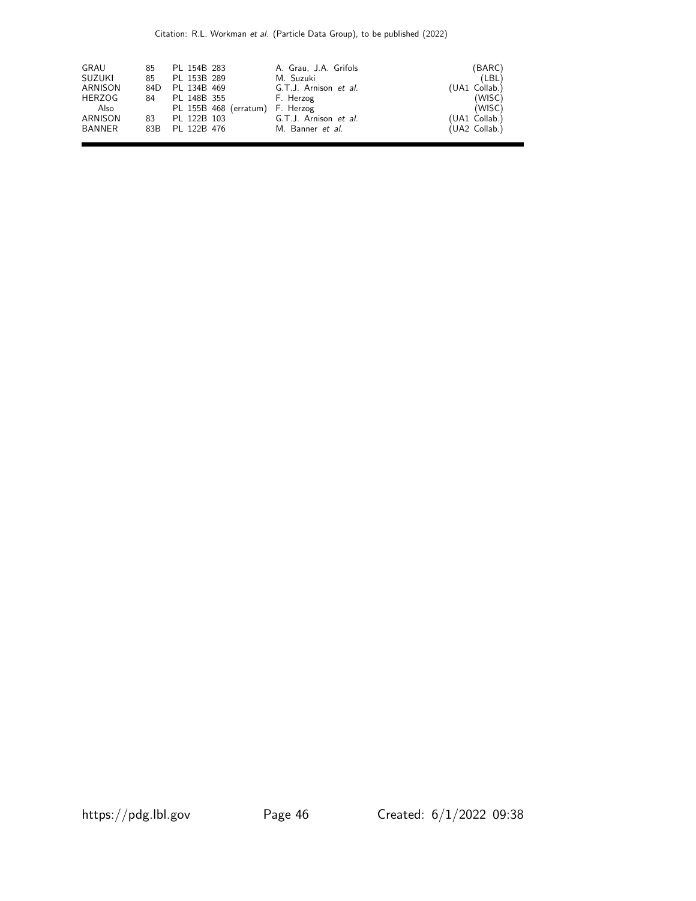| | | | | |
|---|---|---|---|---|
| GRAU | 85 | PL 154B 283 | A. Grau, J.A. Grifols | (BARC) |
| SUZUKI | 85 | PL 153B 289 | M. Suzuki | (LBL) |
| ARNISON | 84D | PL 134B 469 | G.T.J. Arnison *et al.* | (UA1 Collab.) |
| HERZOG | 84 | PL 148B 355 | F. Herzog | (WISC) |
| Also | | PL 155B 468 (erratum) | F. Herzog | (WISC) |
| ARNISON | 83 | PL 122B 103 | G.T.J. Arnison *et al.* | (UA1 Collab.) |
| BANNER | 83B | PL 122B 476 | M. Banner *et al.* | (UA2 Collab.) |